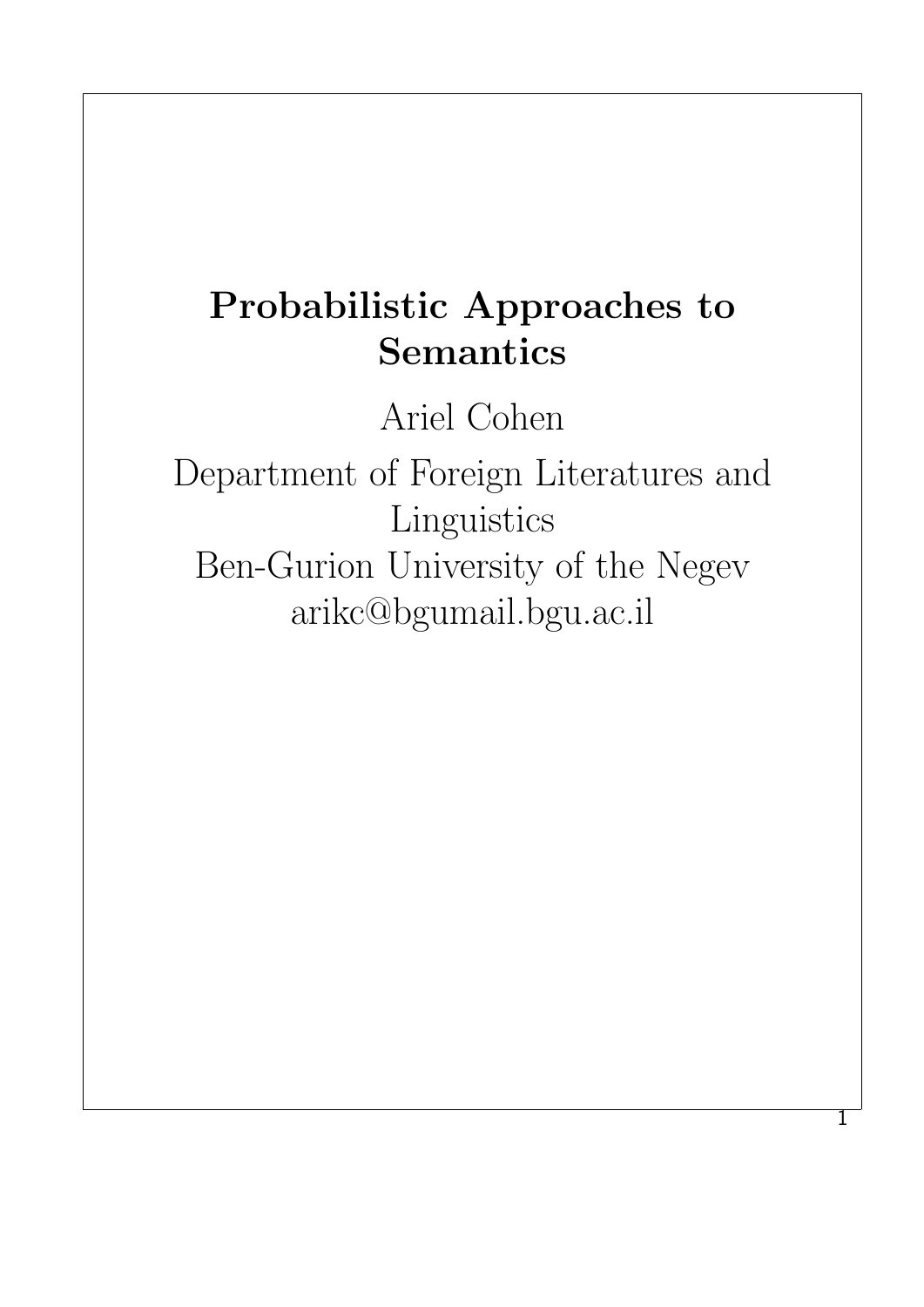# Probabilistic Approaches to Semantics

Ariel Cohen

Department of Foreign Literatures and Linguistics
Ben-Gurion University of the Negev
arikc@bgumail.bgu.ac.il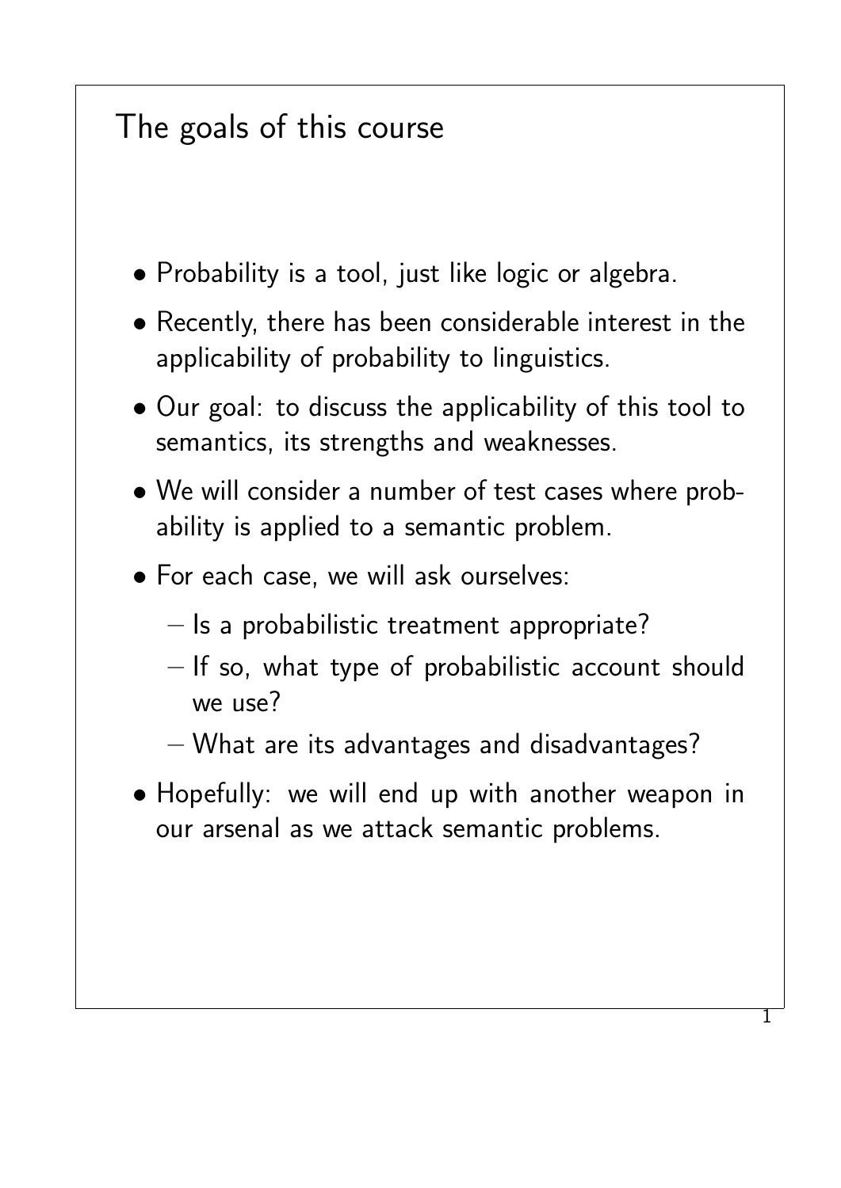# The goals of this course

- Probability is a tool, just like logic or algebra.
- Recently, there has been considerable interest in the applicability of probability to linguistics.
- Our goal: to discuss the applicability of this tool to semantics, its strengths and weaknesses.
- We will consider a number of test cases where probability is applied to a semantic problem.
- For each case, we will ask ourselves:
  - Is a probabilistic treatment appropriate?
  - If so, what type of probabilistic account should we use?
  - What are its advantages and disadvantages?
- Hopefully: we will end up with another weapon in our arsenal as we attack semantic problems.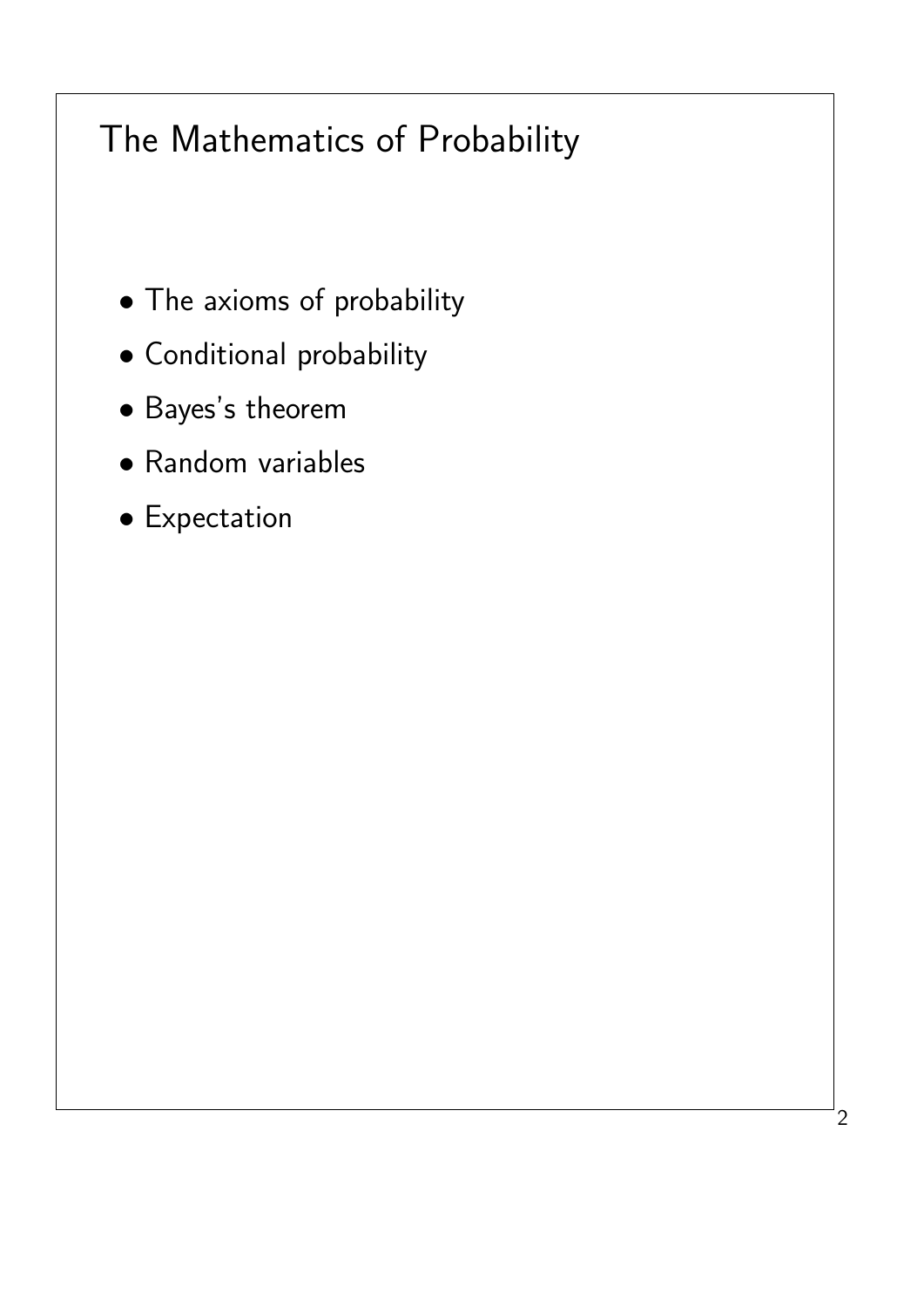# The Mathematics of Probability

- The axioms of probability
- Conditional probability
- Bayes's theorem
- Random variables
- Expectation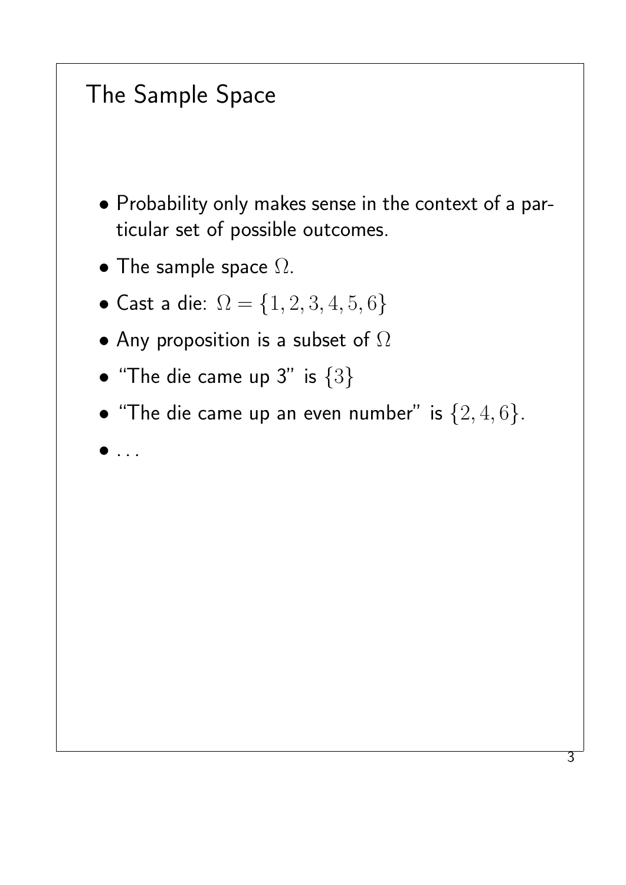# The Sample Space

- Probability only makes sense in the context of a particular set of possible outcomes.
- The sample space $\Omega$.
- Cast a die: $\Omega = \{1, 2, 3, 4, 5, 6\}$
- Any proposition is a subset of $\Omega$
- "The die came up 3" is $\{3\}$
- "The die came up an even number" is $\{2, 4, 6\}$.
- ...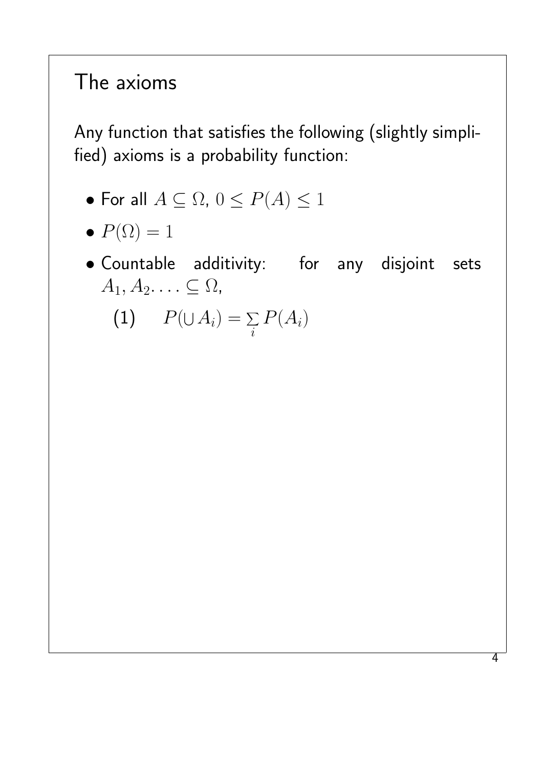## The axioms

Any function that satisfies the following (slightly simplified) axioms is a probability function:

- For all $A \subseteq \Omega$, $0 \leq P(A) \leq 1$
- $P(\Omega) = 1$
- Countable additivity: for any disjoint sets $A_1, A_2 \ldots \subseteq \Omega$,

  (1) $\quad P(\cup A_i) = \sum_i P(A_i)$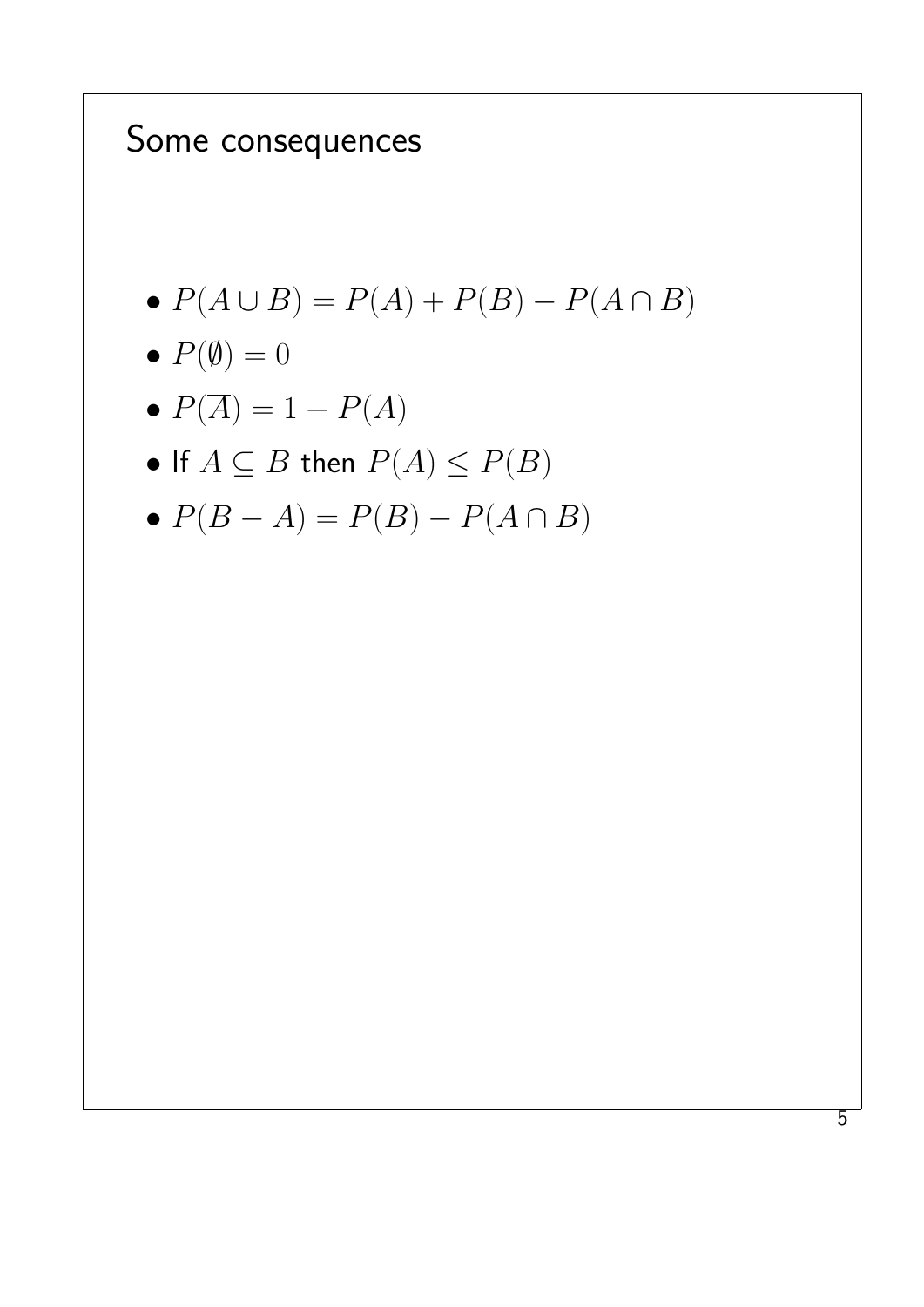# Some consequences

- $P(A \cup B) = P(A) + P(B) - P(A \cap B)$
- $P(\emptyset) = 0$
- $P(\overline{A}) = 1 - P(A)$
- If $A \subseteq B$ then $P(A) \leq P(B)$
- $P(B - A) = P(B) - P(A \cap B)$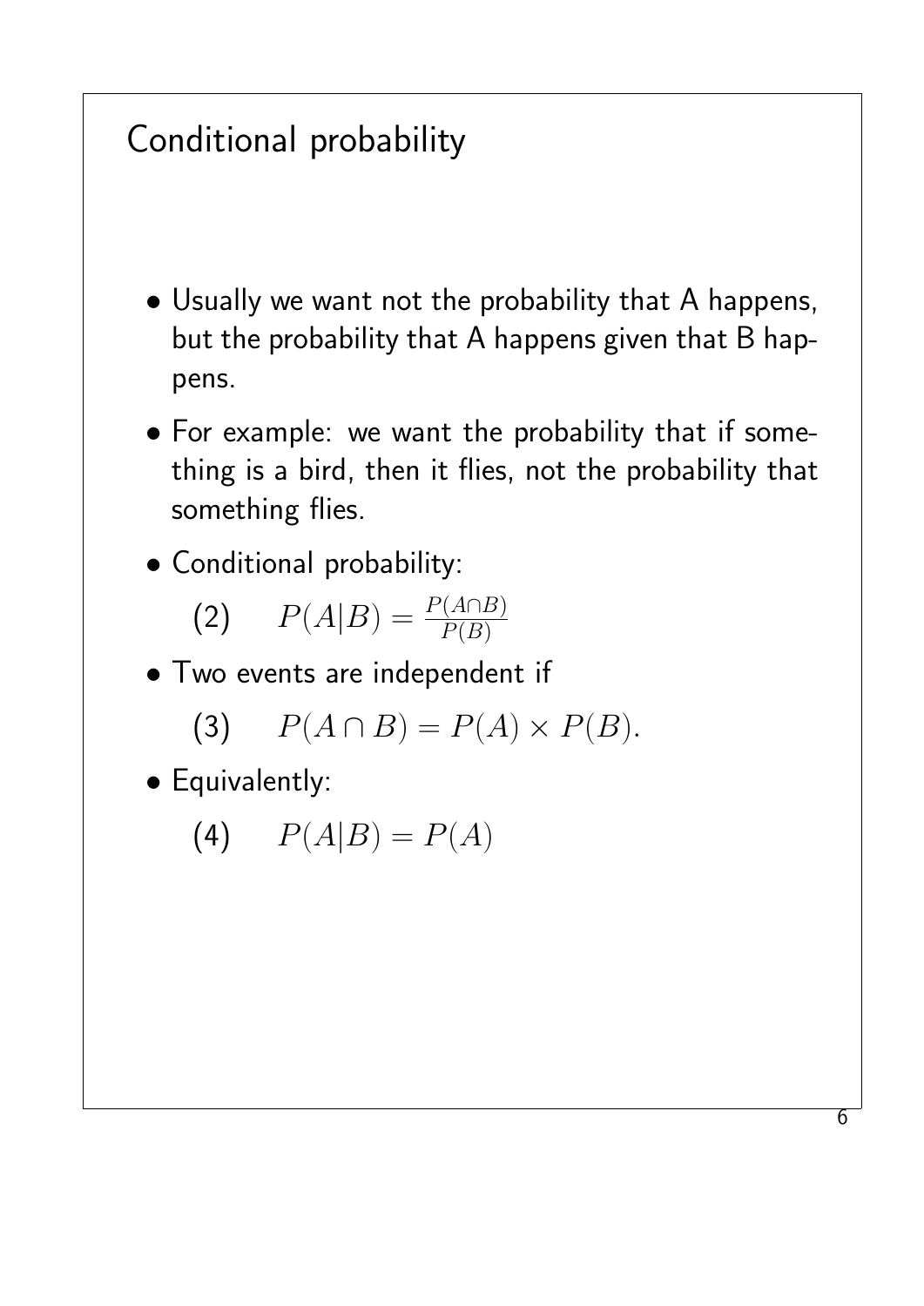# Conditional probability

- Usually we want not the probability that A happens, but the probability that A happens given that B happens.
- For example: we want the probability that if something is a bird, then it flies, not the probability that something flies.
- Conditional probability:

  (2) $$P(A|B) = \frac{P(A \cap B)}{P(B)}$$

- Two events are independent if

  (3) $$P(A \cap B) = P(A) \times P(B).$$

- Equivalently:

  (4) $$P(A|B) = P(A)$$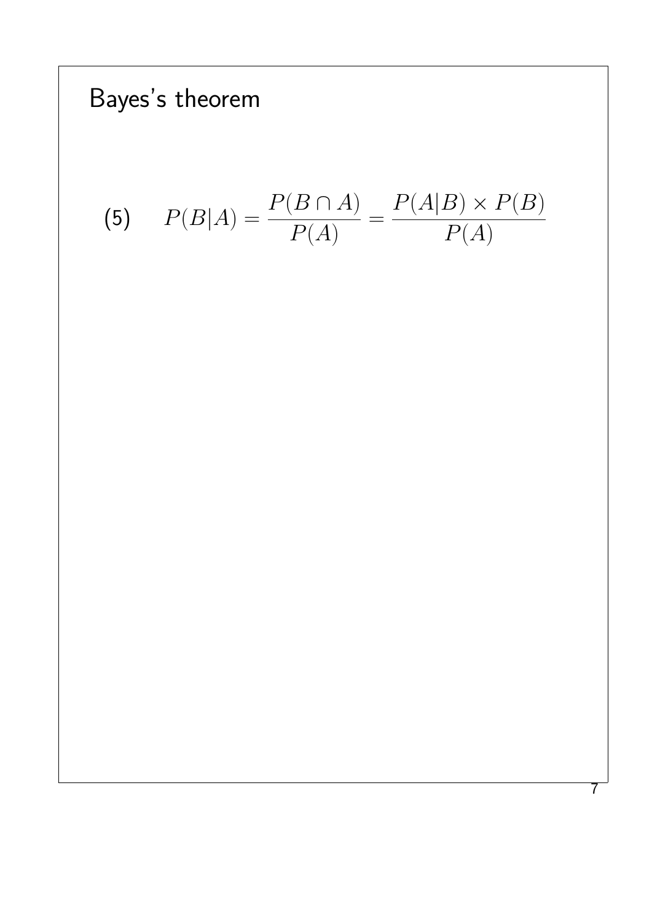# Bayes's theorem

$$(5) \quad P(B|A) = \frac{P(B \cap A)}{P(A)} = \frac{P(A|B) \times P(B)}{P(A)}$$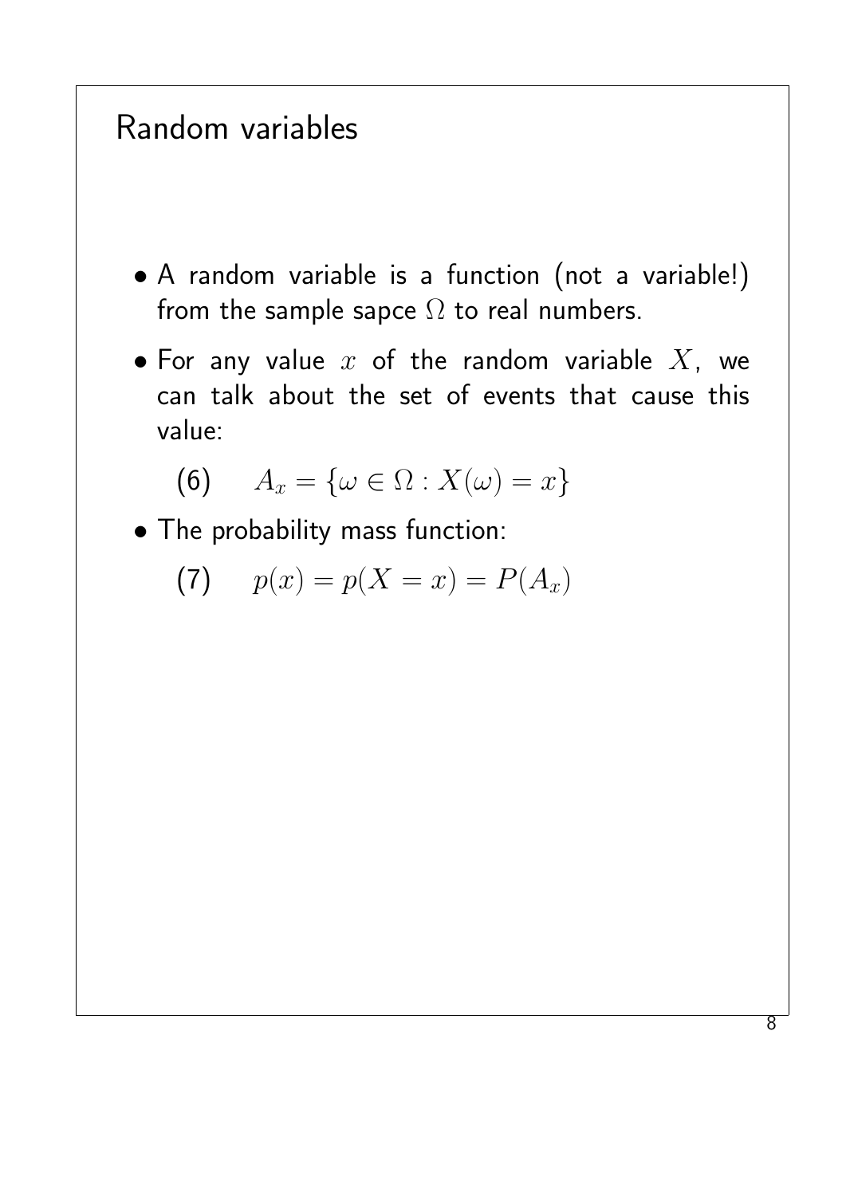# Random variables

- A random variable is a function (not a variable!) from the sample sapce $\Omega$ to real numbers.
- For any value $x$ of the random variable $X$, we can talk about the set of events that cause this value:

$$(6) \quad A_x = \{\omega \in \Omega : X(\omega) = x\}$$

- The probability mass function:

$$(7) \quad p(x) = p(X = x) = P(A_x)$$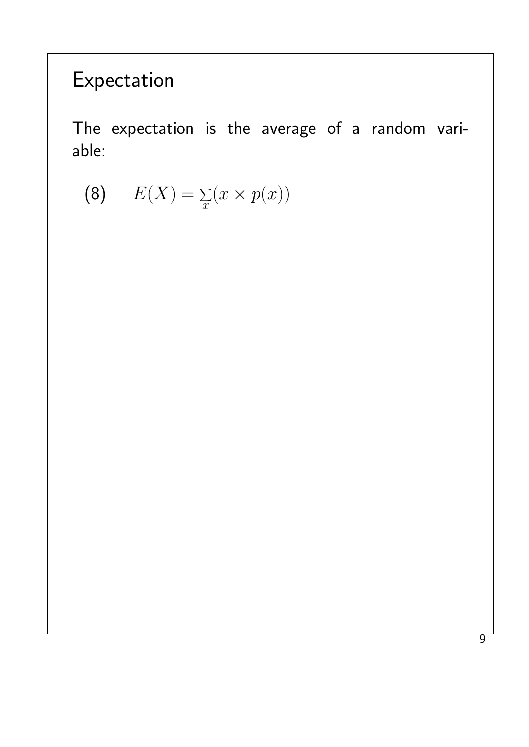# Expectation

The expectation is the average of a random variable:

$$E(X) = \sum_{x}(x \times p(x)) \tag{8}$$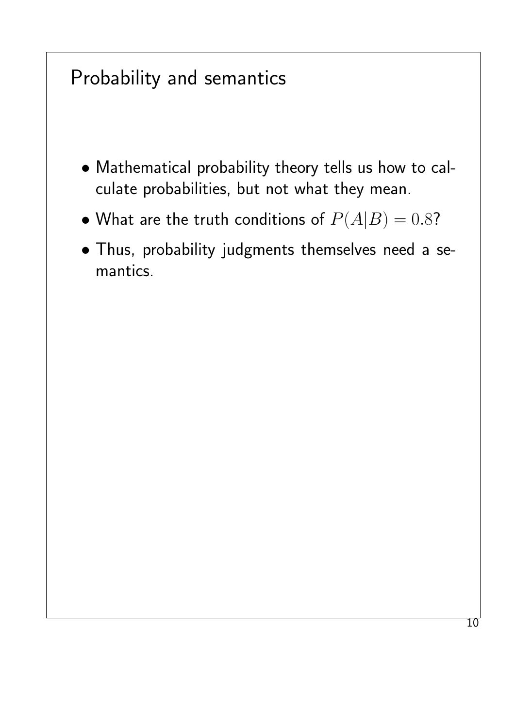# Probability and semantics

- Mathematical probability theory tells us how to calculate probabilities, but not what they mean.
- What are the truth conditions of $P(A|B) = 0.8$?
- Thus, probability judgments themselves need a semantics.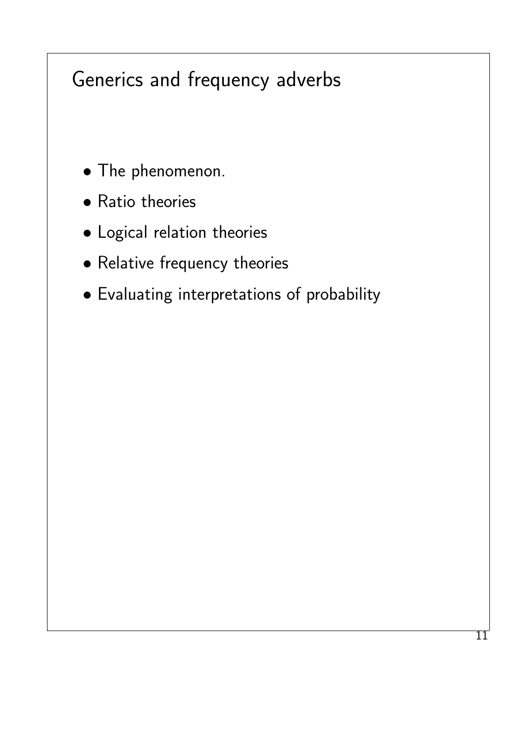# Generics and frequency adverbs

- The phenomenon.
- Ratio theories
- Logical relation theories
- Relative frequency theories
- Evaluating interpretations of probability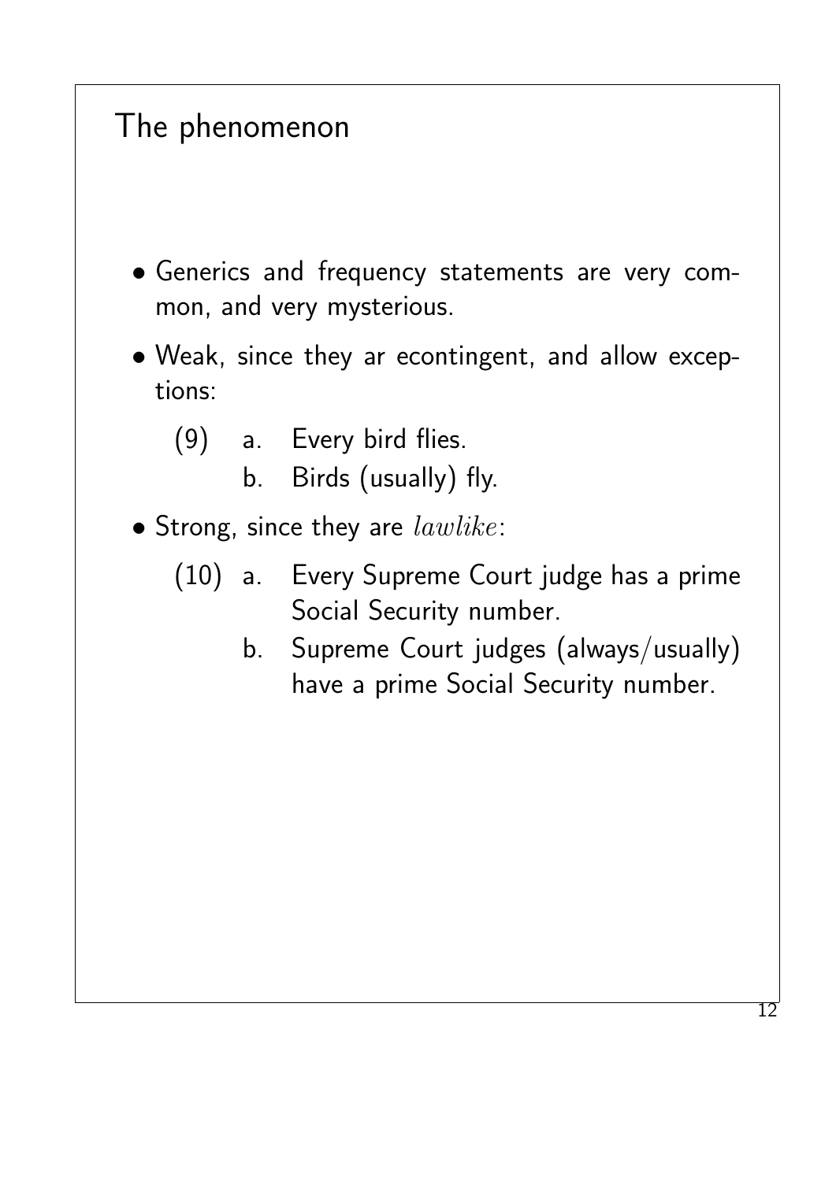## The phenomenon

- Generics and frequency statements are very common, and very mysterious.
- Weak, since they ar econtingent, and allow exceptions:

  (9) a. Every bird flies.
      b. Birds (usually) fly.

- Strong, since they are *lawlike*:

  (10) a. Every Supreme Court judge has a prime Social Security number.
       b. Supreme Court judges (always/usually) have a prime Social Security number.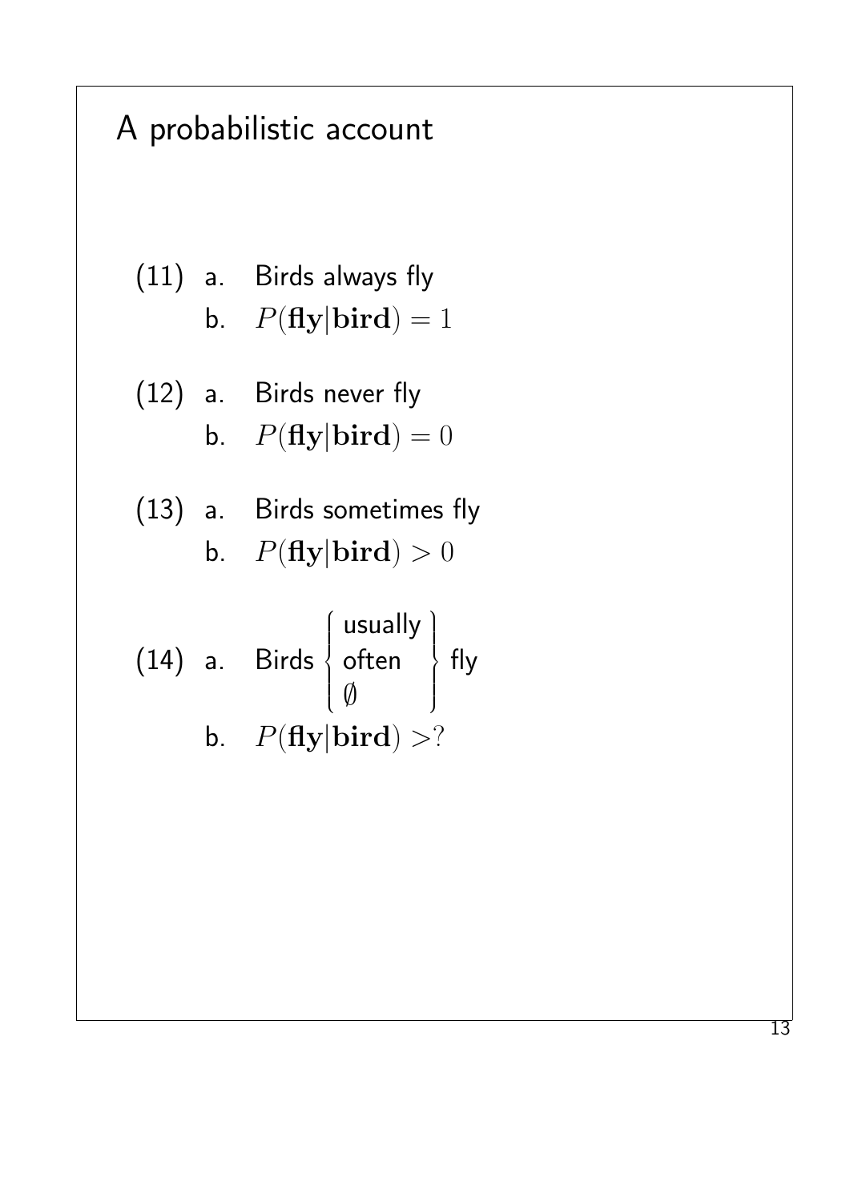# A probabilistic account

(11) a. Birds always fly

b. $P(\mathbf{fly}|\mathbf{bird}) = 1$

(12) a. Birds never fly

b. $P(\mathbf{fly}|\mathbf{bird}) = 0$

(13) a. Birds sometimes fly

b. $P(\mathbf{fly}|\mathbf{bird}) > 0$

(14) a. Birds $\left\{ \begin{array}{l} \text{usually} \\ \text{often} \\ \emptyset \end{array} \right\}$ fly

b. $P(\mathbf{fly}|\mathbf{bird}) > ?$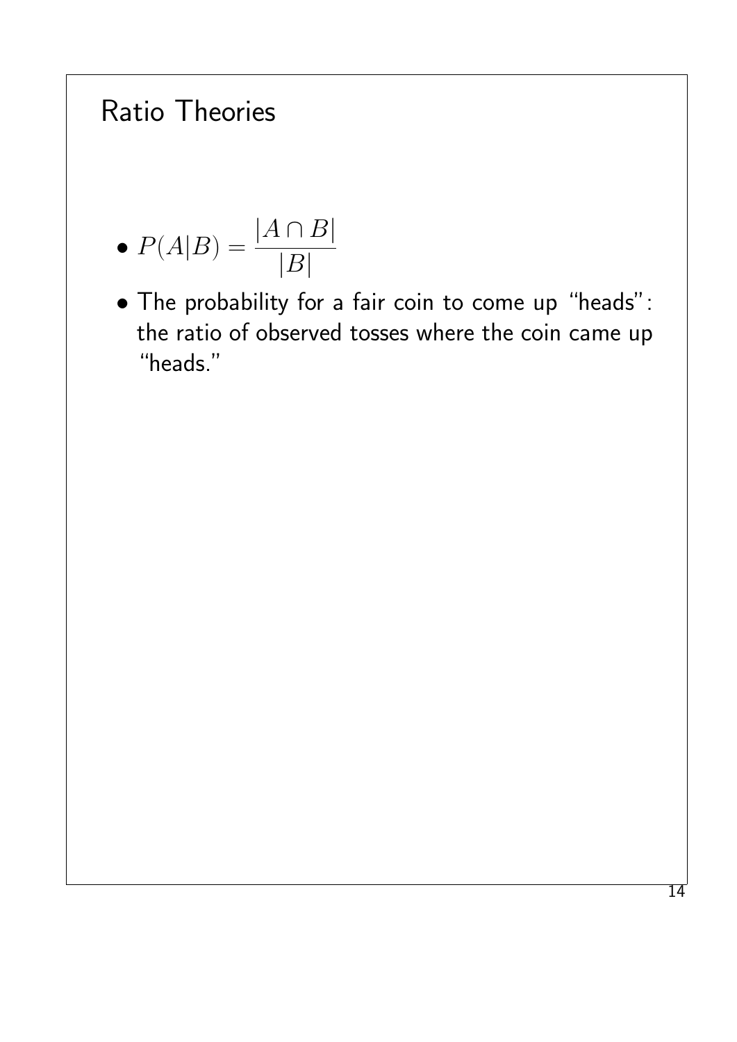# Ratio Theories

- $P(A|B) = \dfrac{|A \cap B|}{|B|}$
- The probability for a fair coin to come up "heads": the ratio of observed tosses where the coin came up "heads."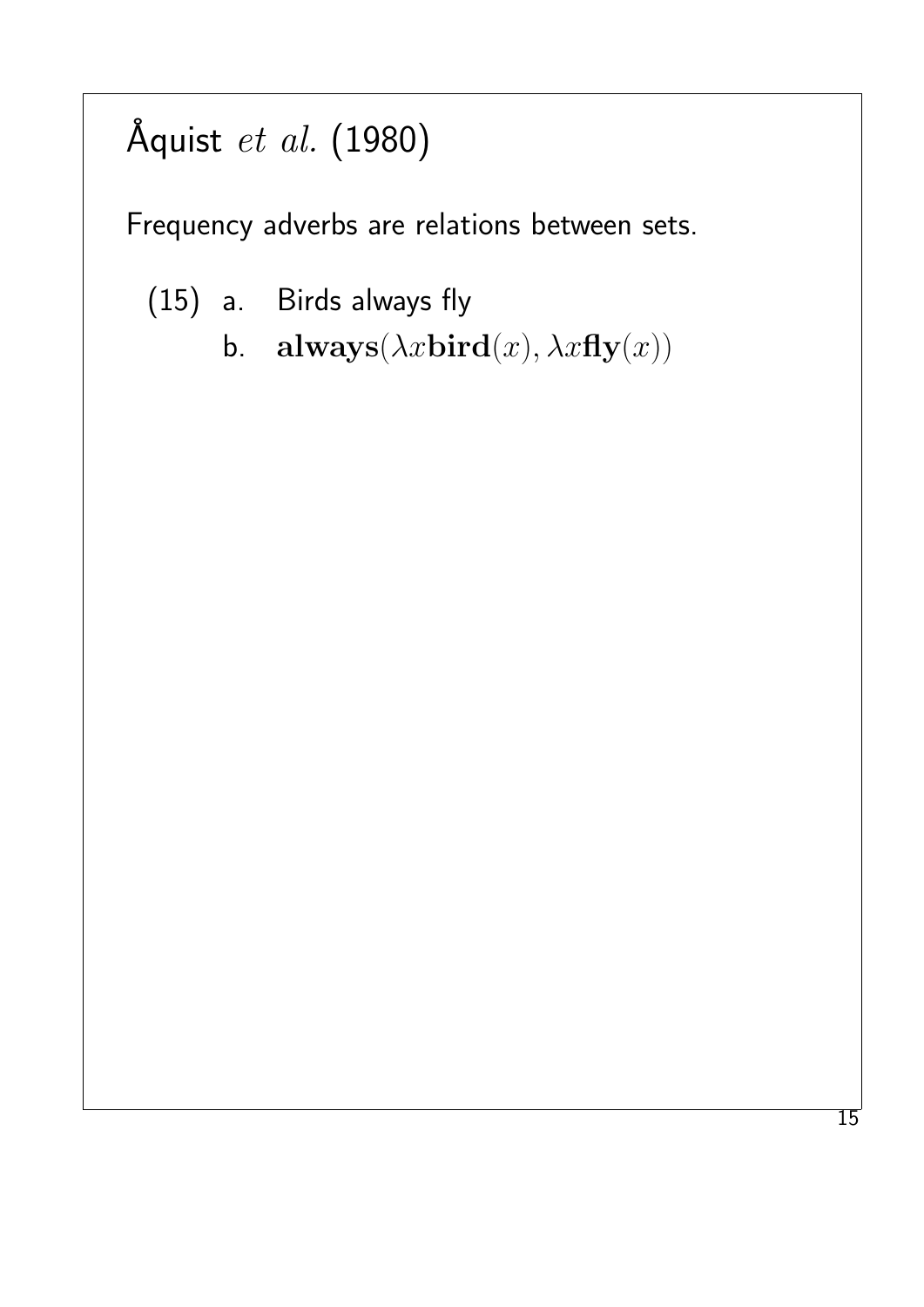# Åquist *et al.* (1980)

Frequency adverbs are relations between sets.

(15) a. Birds always fly

b. $\mathbf{always}(\lambda x \mathbf{bird}(x), \lambda x \mathbf{fly}(x))$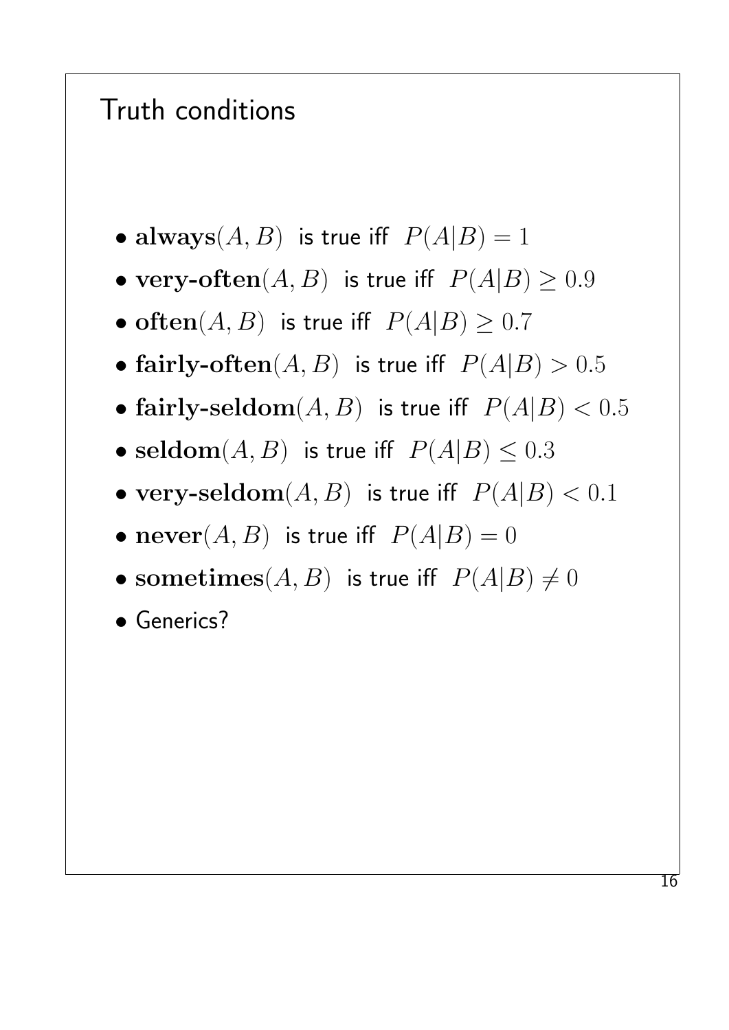# Truth conditions

- **always**$(A, B)$ is true iff $P(A|B) = 1$
- **very-often**$(A, B)$ is true iff $P(A|B) \geq 0.9$
- **often**$(A, B)$ is true iff $P(A|B) \geq 0.7$
- **fairly-often**$(A, B)$ is true iff $P(A|B) > 0.5$
- **fairly-seldom**$(A, B)$ is true iff $P(A|B) < 0.5$
- **seldom**$(A, B)$ is true iff $P(A|B) \leq 0.3$
- **very-seldom**$(A, B)$ is true iff $P(A|B) < 0.1$
- **never**$(A, B)$ is true iff $P(A|B) = 0$
- **sometimes**$(A, B)$ is true iff $P(A|B) \neq 0$
- Generics?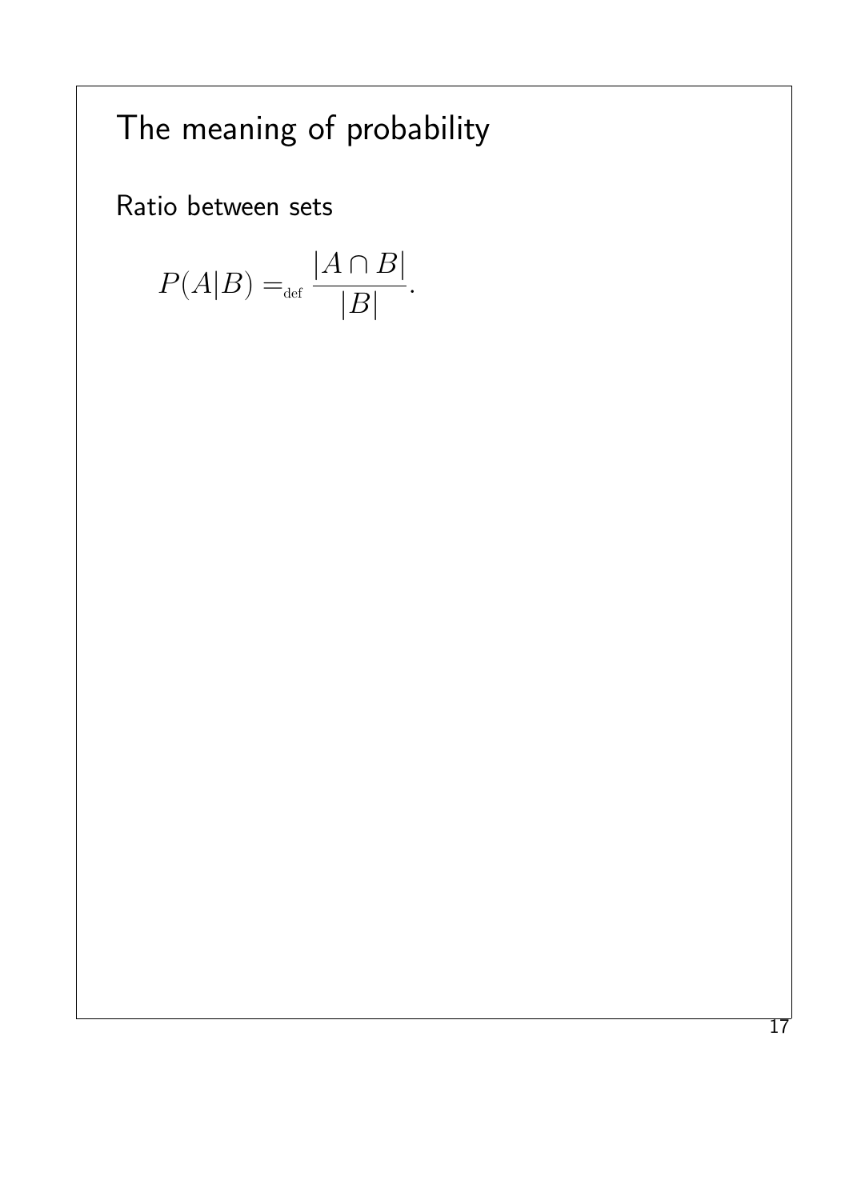# The meaning of probability

Ratio between sets

$$P(A|B) =_{\text{def}} \frac{|A \cap B|}{|B|}.$$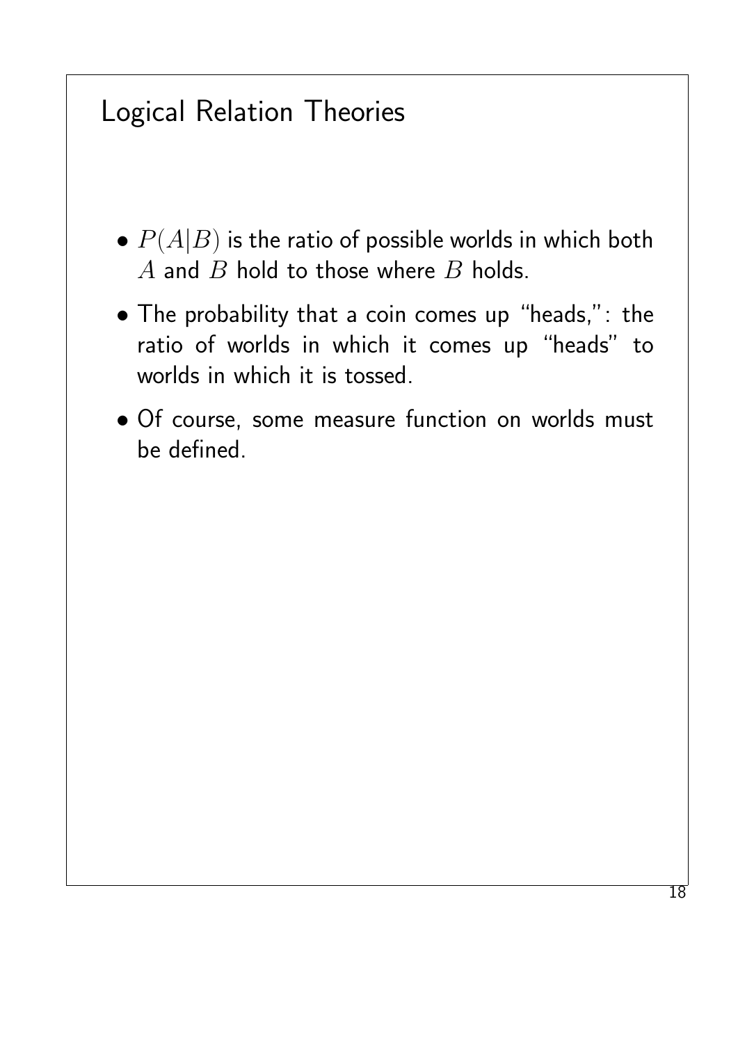# Logical Relation Theories

- $P(A|B)$ is the ratio of possible worlds in which both $A$ and $B$ hold to those where $B$ holds.
- The probability that a coin comes up "heads,": the ratio of worlds in which it comes up "heads" to worlds in which it is tossed.
- Of course, some measure function on worlds must be defined.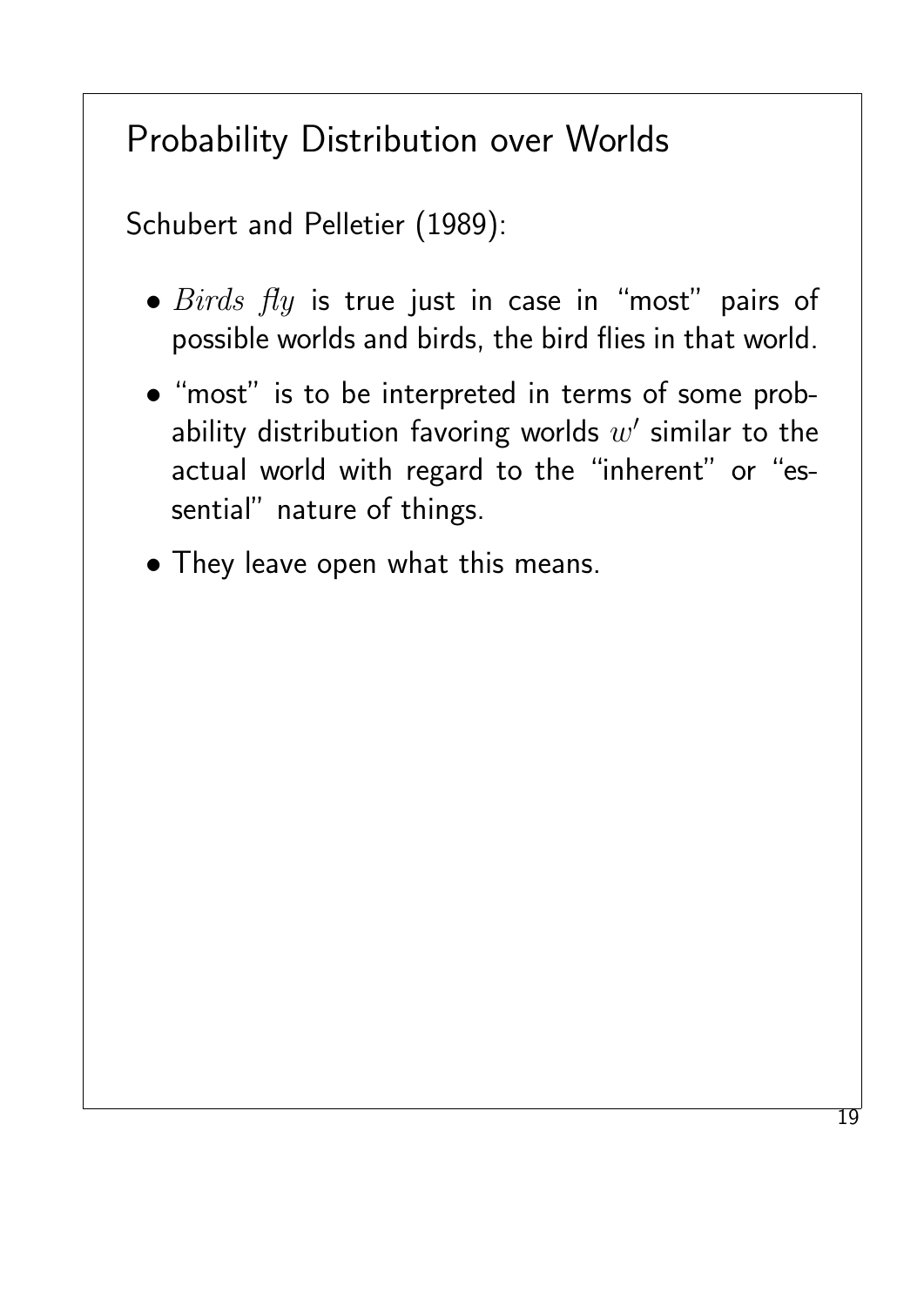# Probability Distribution over Worlds

Schubert and Pelletier (1989):

- *Birds fly* is true just in case in "most" pairs of possible worlds and birds, the bird flies in that world.
- "most" is to be interpreted in terms of some probability distribution favoring worlds $w'$ similar to the actual world with regard to the "inherent" or "essential" nature of things.
- They leave open what this means.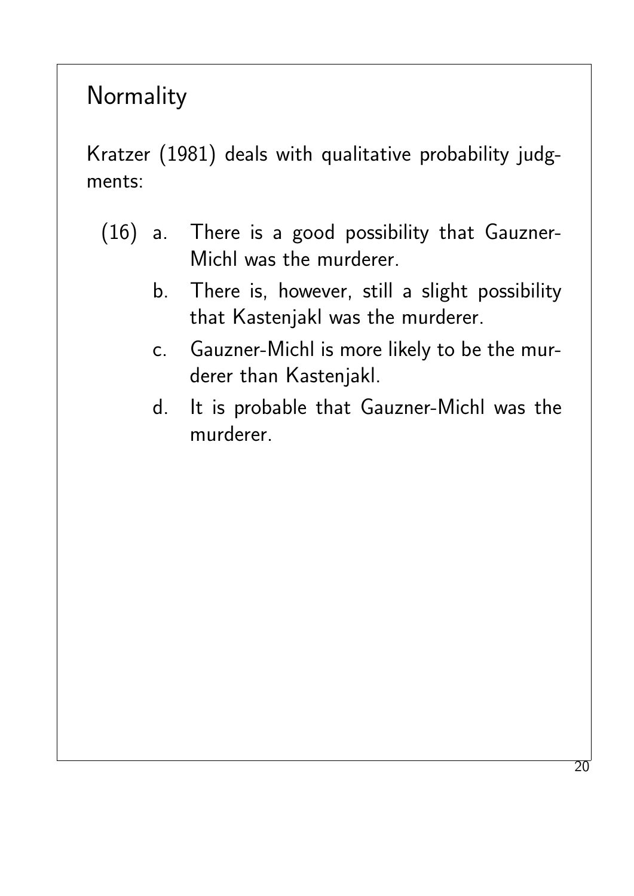# Normality

Kratzer (1981) deals with qualitative probability judgments:

(16) a. There is a good possibility that Gauzner-Michl was the murderer.

b. There is, however, still a slight possibility that Kastenjakl was the murderer.

c. Gauzner-Michl is more likely to be the murderer than Kastenjakl.

d. It is probable that Gauzner-Michl was the murderer.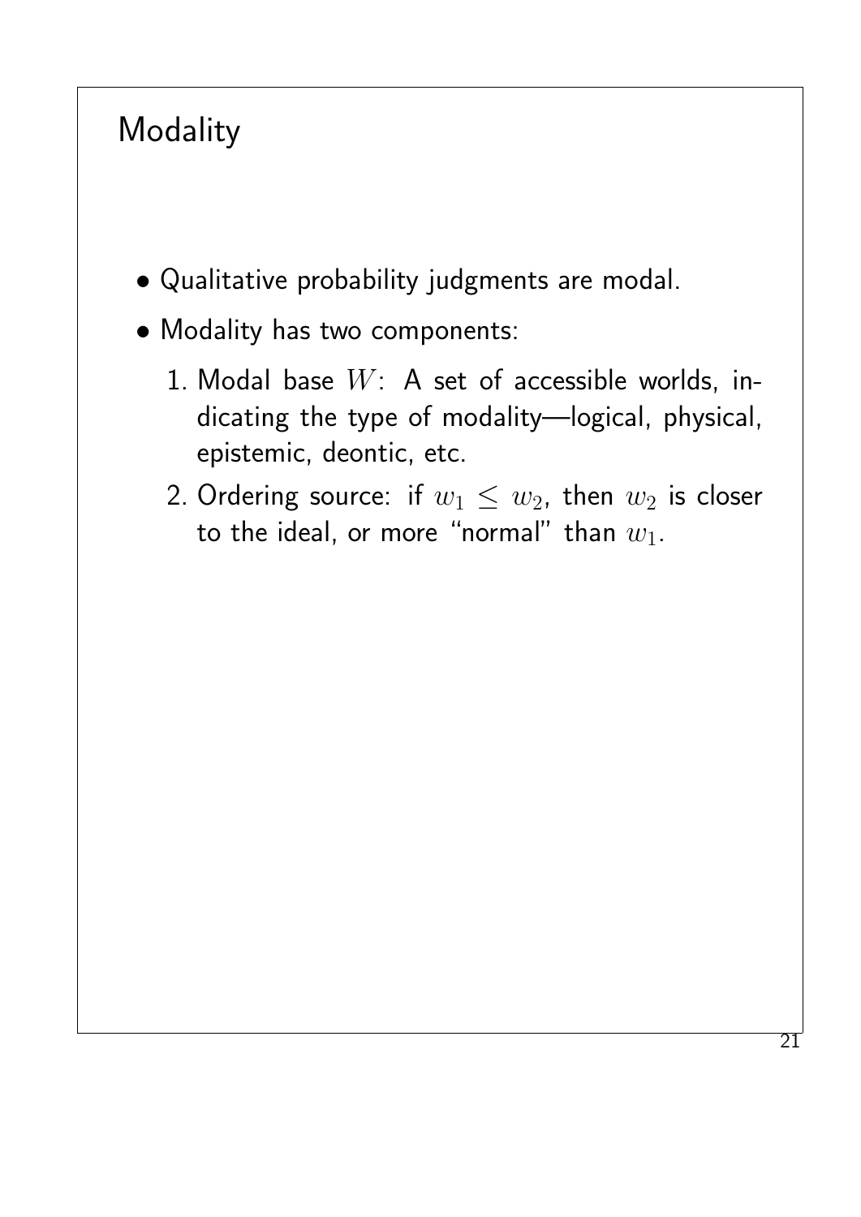# Modality

- Qualitative probability judgments are modal.
- Modality has two components:
  1. Modal base $W$: A set of accessible worlds, indicating the type of modality—logical, physical, epistemic, deontic, etc.
  2. Ordering source: if $w_1 \leq w_2$, then $w_2$ is closer to the ideal, or more "normal" than $w_1$.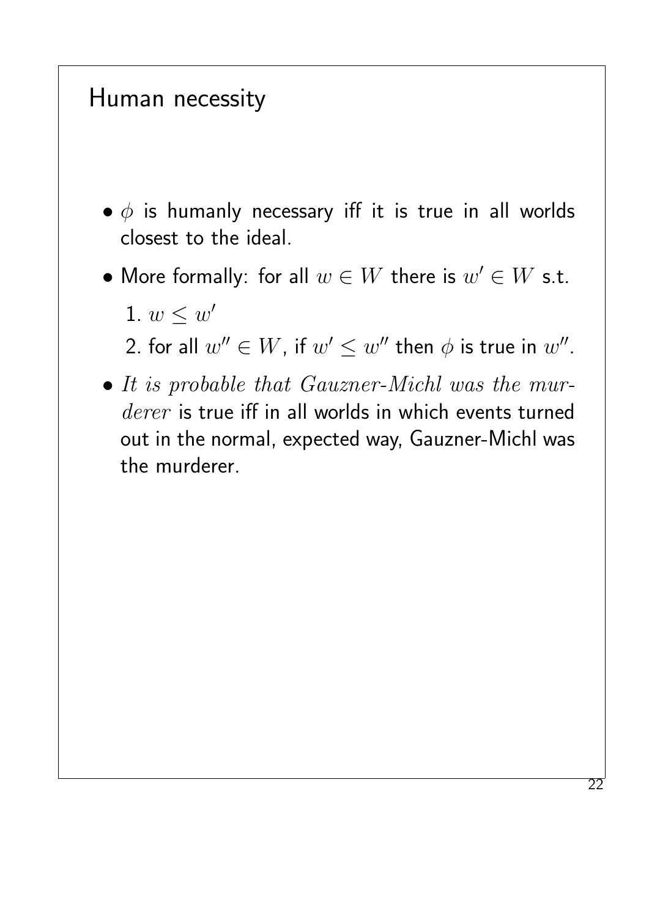# Human necessity

- $\phi$ is humanly necessary iff it is true in all worlds closest to the ideal.
- More formally: for all $w \in W$ there is $w' \in W$ s.t.
  1. $w \leq w'$
  2. for all $w'' \in W$, if $w' \leq w''$ then $\phi$ is true in $w''$.
- *It is probable that Gauzner-Michl was the murderer* is true iff in all worlds in which events turned out in the normal, expected way, Gauzner-Michl was the murderer.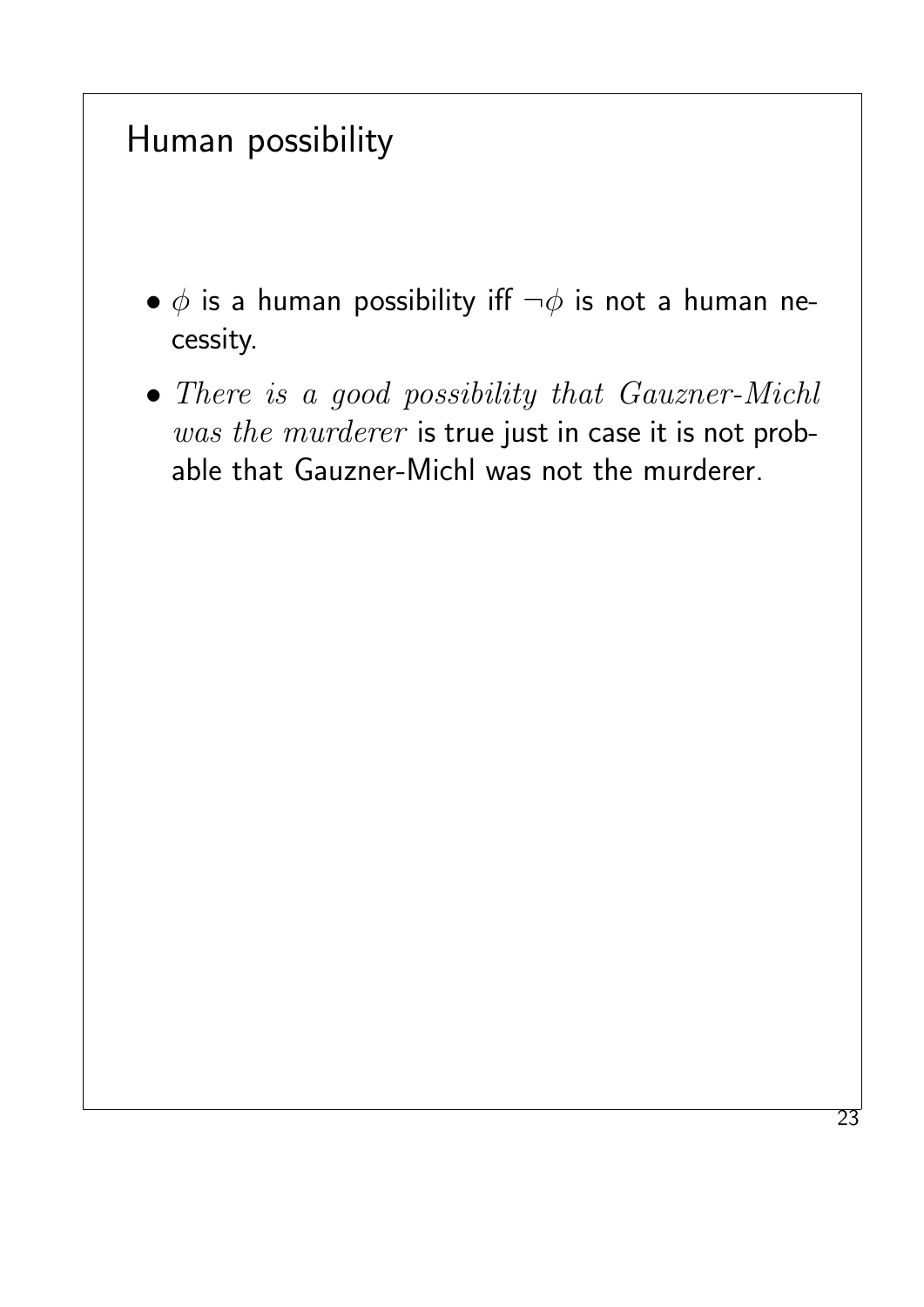# Human possibility

- $\phi$ is a human possibility iff $\neg\phi$ is not a human necessity.
- *There is a good possibility that Gauzner-Michl was the murderer* is true just in case it is not probable that Gauzner-Michl was not the murderer.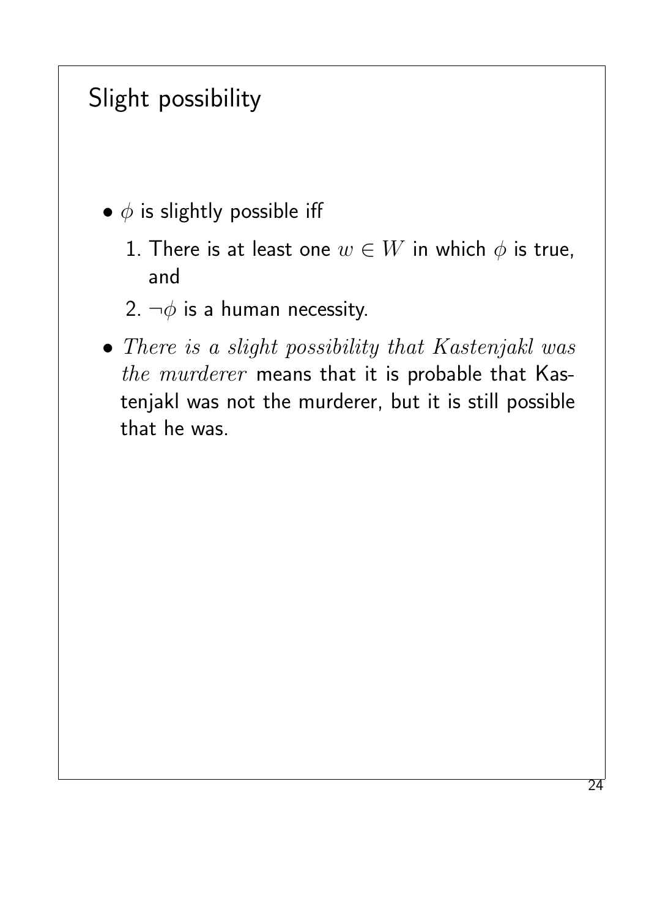# Slight possibility

- $\phi$ is slightly possible iff
  1. There is at least one $w \in W$ in which $\phi$ is true, and
  2. $\neg\phi$ is a human necessity.
- *There is a slight possibility that Kastenjakl was the murderer* means that it is probable that Kastenjakl was not the murderer, but it is still possible that he was.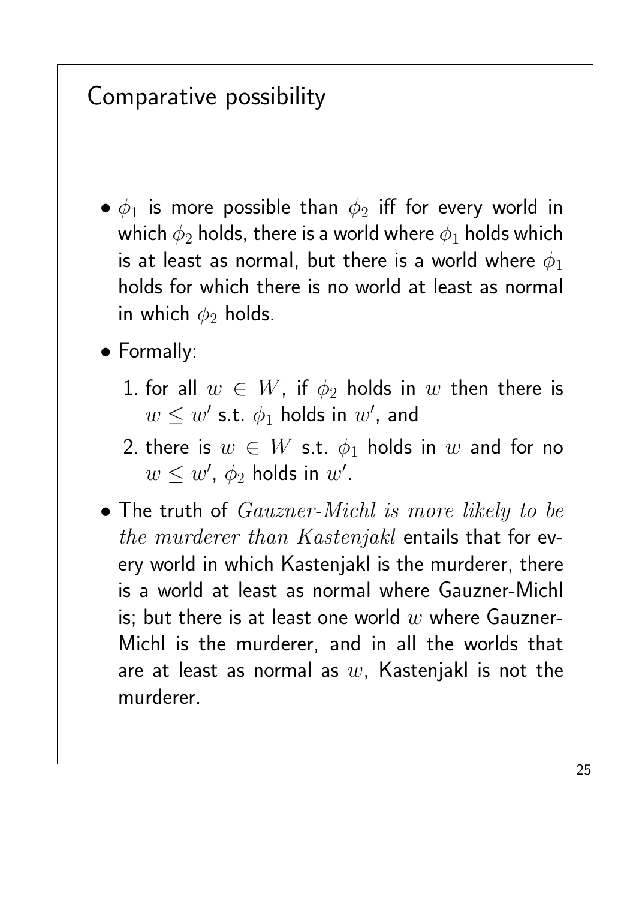# Comparative possibility

- $\phi_1$ is more possible than $\phi_2$ iff for every world in which $\phi_2$ holds, there is a world where $\phi_1$ holds which is at least as normal, but there is a world where $\phi_1$ holds for which there is no world at least as normal in which $\phi_2$ holds.
- Formally:
  1. for all $w \in W$, if $\phi_2$ holds in $w$ then there is $w \leq w'$ s.t. $\phi_1$ holds in $w'$, and
  2. there is $w \in W$ s.t. $\phi_1$ holds in $w$ and for no $w \leq w'$, $\phi_2$ holds in $w'$.
- The truth of *Gauzner-Michl is more likely to be the murderer than Kastenjakl* entails that for every world in which Kastenjakl is the murderer, there is a world at least as normal where Gauzner-Michl is; but there is at least one world $w$ where Gauzner-Michl is the murderer, and in all the worlds that are at least as normal as $w$, Kastenjakl is not the murderer.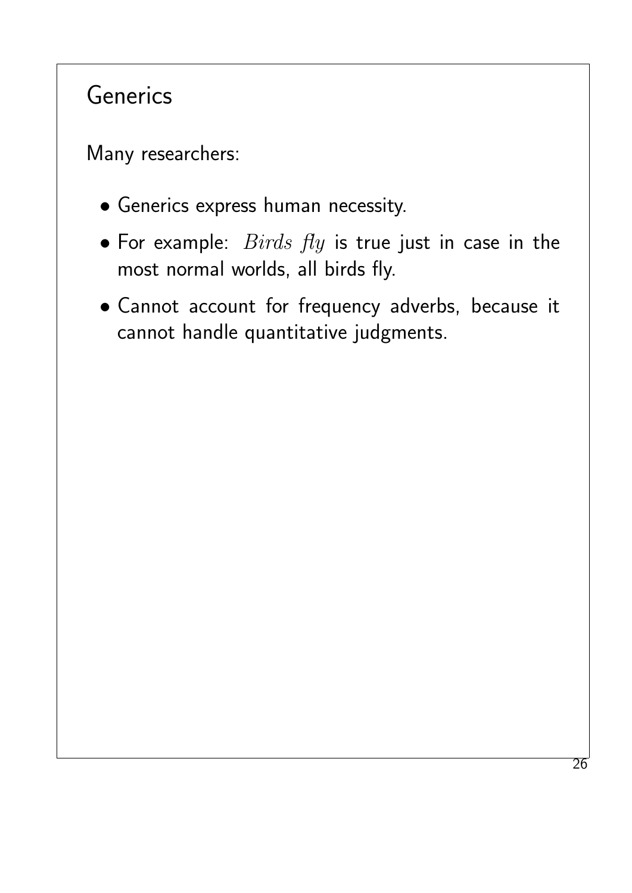# Generics

Many researchers:

- Generics express human necessity.
- For example: *Birds fly* is true just in case in the most normal worlds, all birds fly.
- Cannot account for frequency adverbs, because it cannot handle quantitative judgments.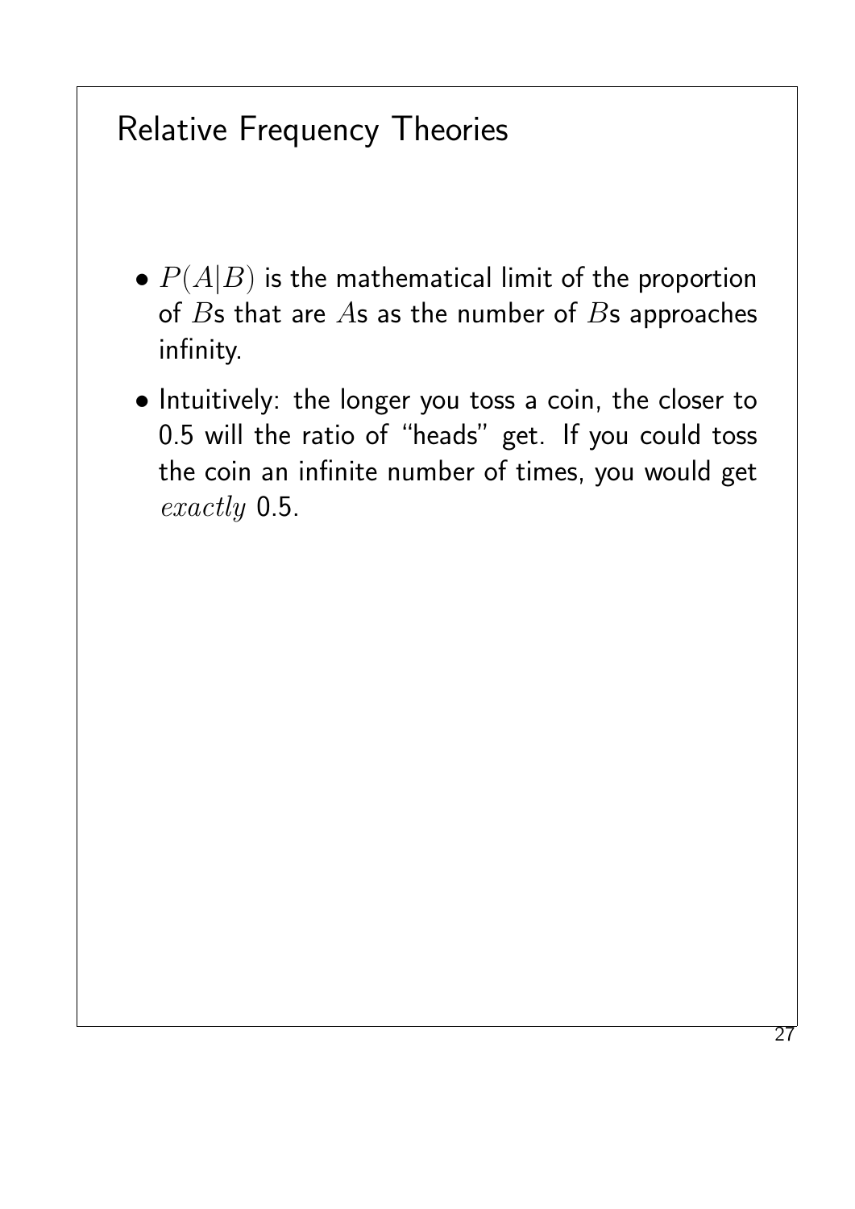# Relative Frequency Theories

- $P(A|B)$ is the mathematical limit of the proportion of $B$s that are $A$s as the number of $B$s approaches infinity.
- Intuitively: the longer you toss a coin, the closer to 0.5 will the ratio of "heads" get. If you could toss the coin an infinite number of times, you would get *exactly* 0.5.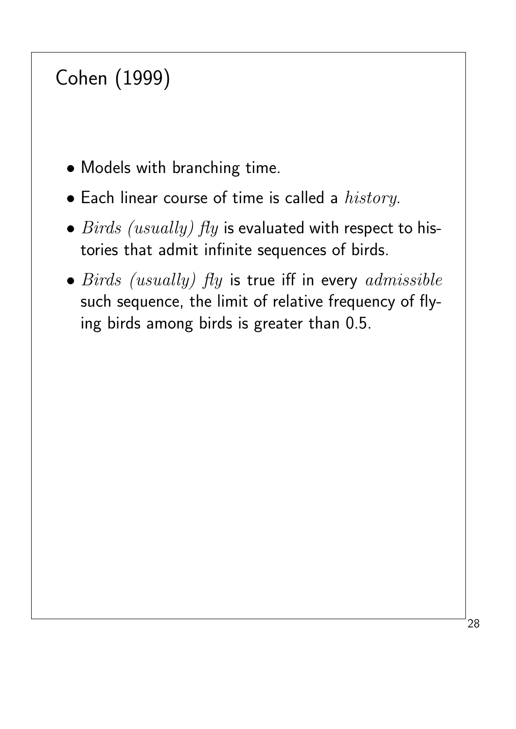# Cohen (1999)

- Models with branching time.
- Each linear course of time is called a *history*.
- *Birds (usually) fly* is evaluated with respect to histories that admit infinite sequences of birds.
- *Birds (usually) fly* is true iff in every *admissible* such sequence, the limit of relative frequency of flying birds among birds is greater than 0.5.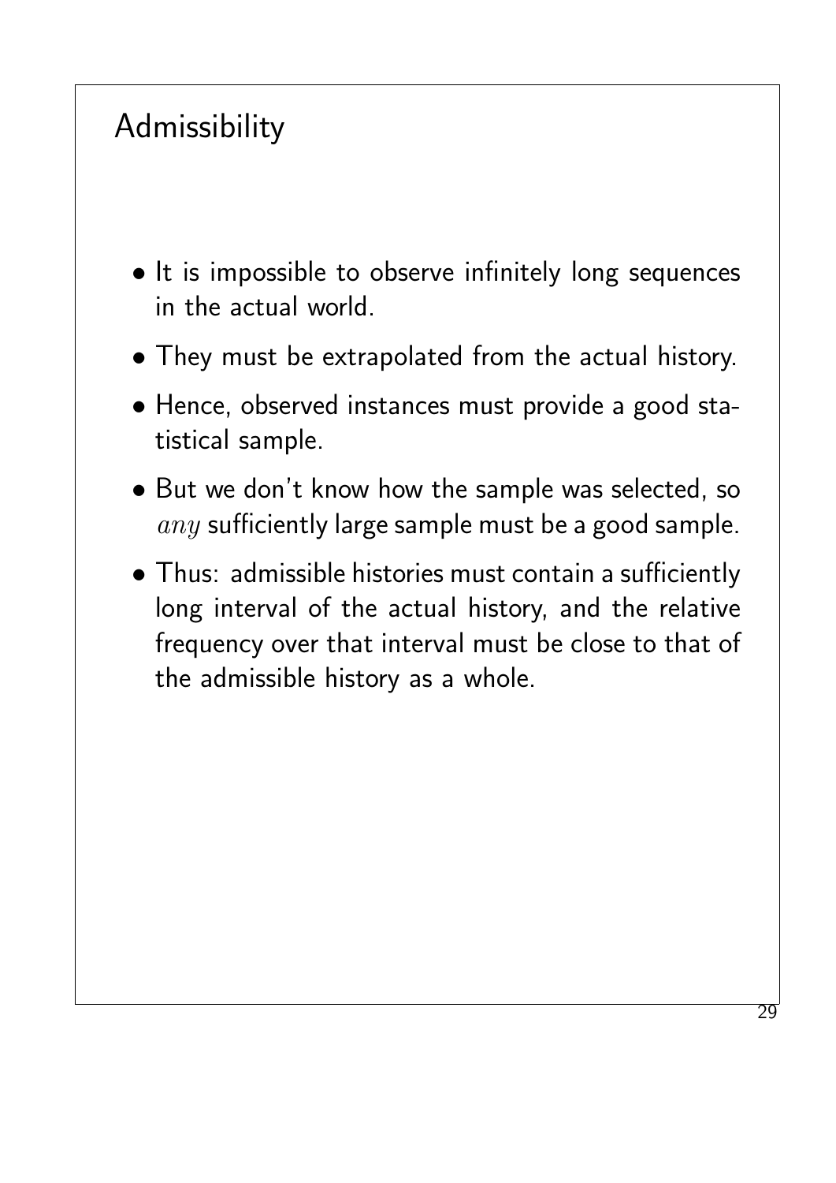# Admissibility

- It is impossible to observe infinitely long sequences in the actual world.
- They must be extrapolated from the actual history.
- Hence, observed instances must provide a good statistical sample.
- But we don't know how the sample was selected, so $any$ sufficiently large sample must be a good sample.
- Thus: admissible histories must contain a sufficiently long interval of the actual history, and the relative frequency over that interval must be close to that of the admissible history as a whole.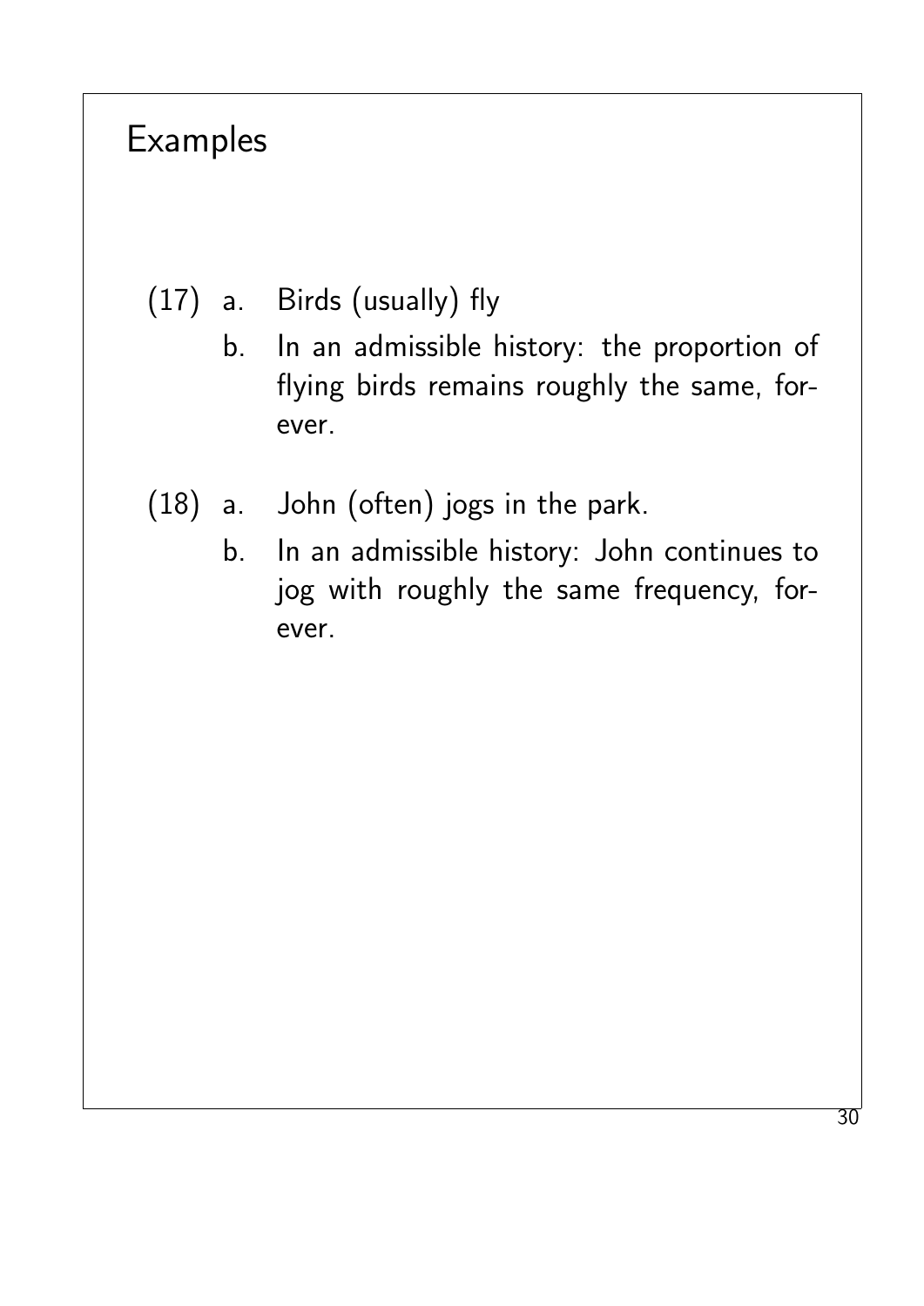# Examples

(17) a. Birds (usually) fly

b. In an admissible history: the proportion of flying birds remains roughly the same, forever.

(18) a. John (often) jogs in the park.

b. In an admissible history: John continues to jog with roughly the same frequency, forever.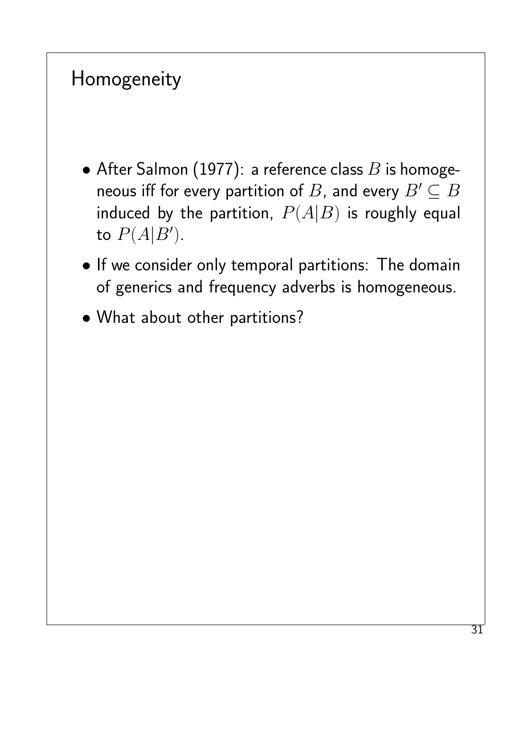# Homogeneity

- After Salmon (1977): a reference class $B$ is homogeneous iff for every partition of $B$, and every $B' \subseteq B$ induced by the partition, $P(A|B)$ is roughly equal to $P(A|B')$.
- If we consider only temporal partitions: The domain of generics and frequency adverbs is homogeneous.
- What about other partitions?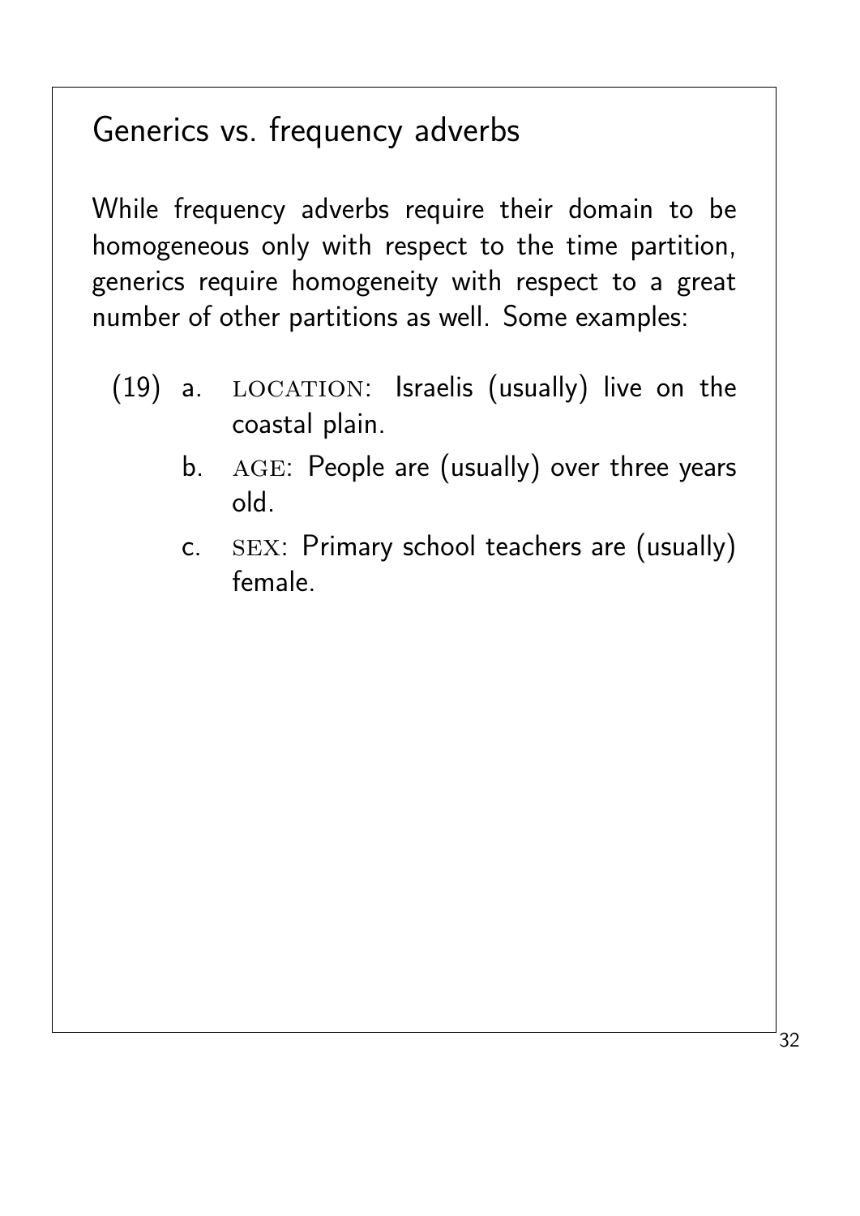## Generics vs. frequency adverbs

While frequency adverbs require their domain to be homogeneous only with respect to the time partition, generics require homogeneity with respect to a great number of other partitions as well. Some examples:

(19) a. LOCATION: Israelis (usually) live on the coastal plain.

b. AGE: People are (usually) over three years old.

c. SEX: Primary school teachers are (usually) female.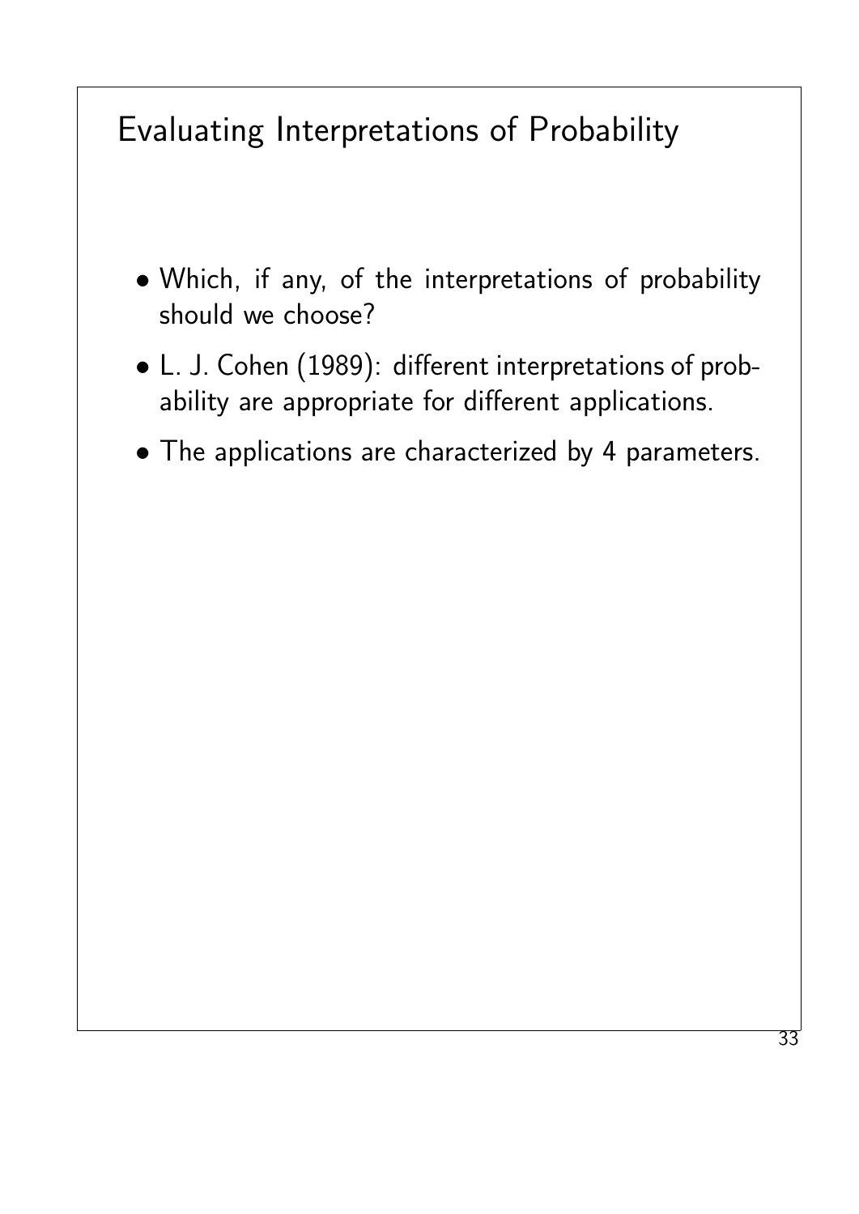# Evaluating Interpretations of Probability

- Which, if any, of the interpretations of probability should we choose?
- L. J. Cohen (1989): different interpretations of probability are appropriate for different applications.
- The applications are characterized by 4 parameters.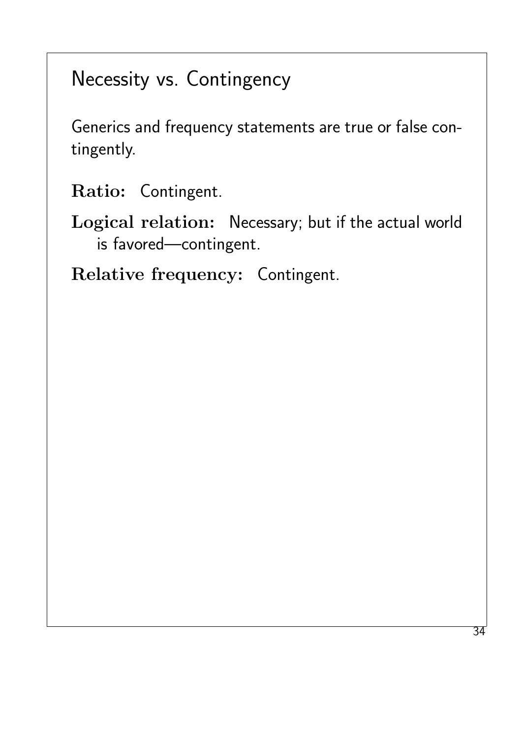# Necessity vs. Contingency

Generics and frequency statements are true or false contingently.

**Ratio:** Contingent.

**Logical relation:** Necessary; but if the actual world is favored—contingent.

**Relative frequency:** Contingent.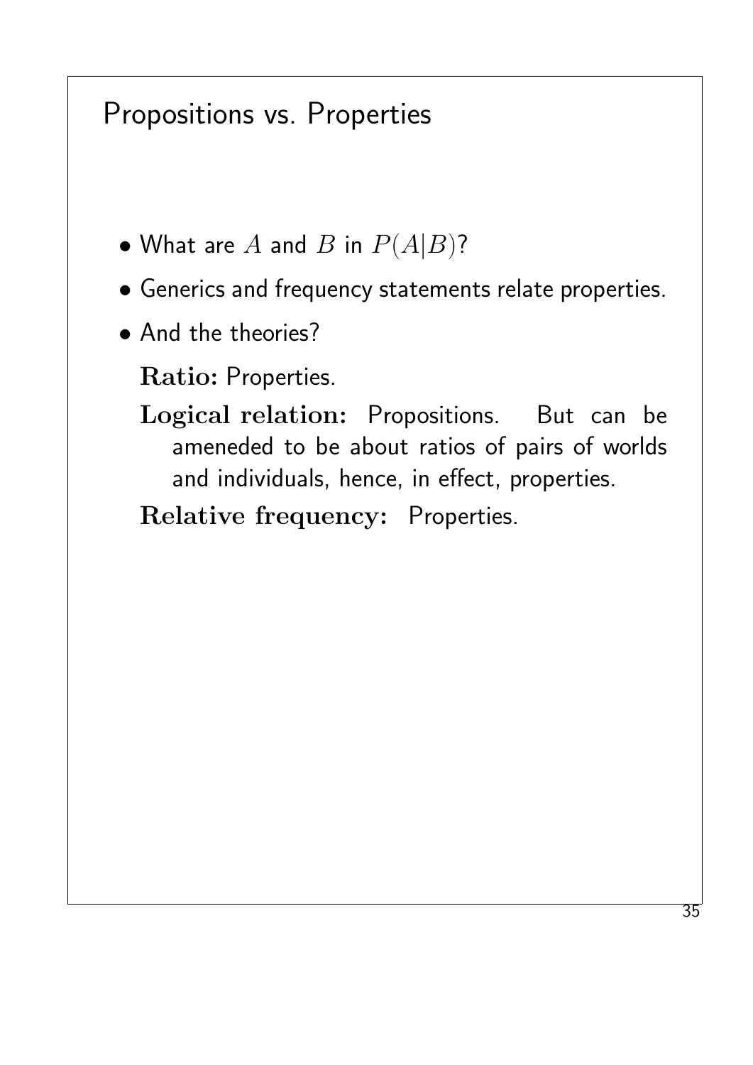# Propositions vs. Properties

- What are $A$ and $B$ in $P(A|B)$?
- Generics and frequency statements relate properties.
- And the theories?

  **Ratio:** Properties.

  **Logical relation:** Propositions. But can be ameneded to be about ratios of pairs of worlds and individuals, hence, in effect, properties.

  **Relative frequency:** Properties.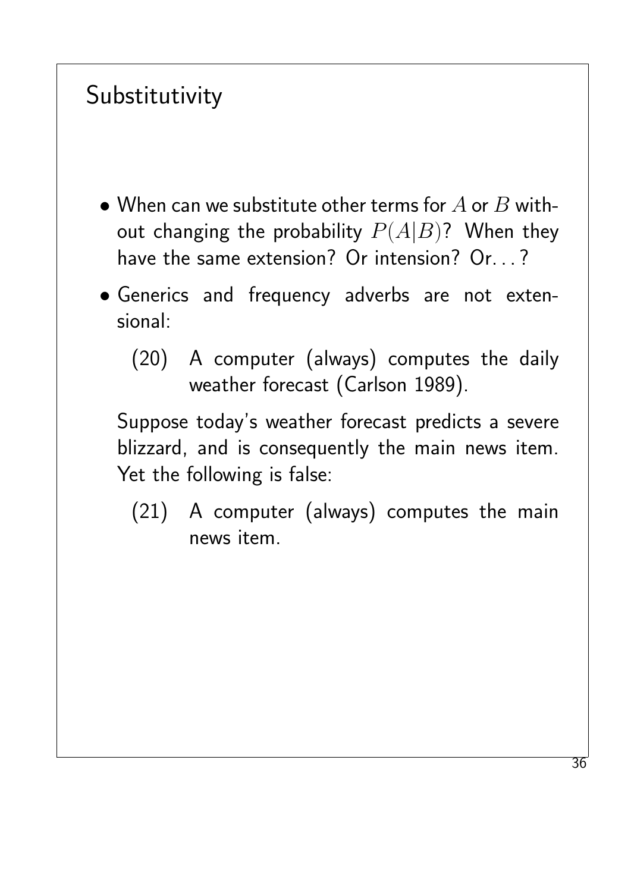# Substitutivity

- When can we substitute other terms for $A$ or $B$ without changing the probability $P(A|B)$? When they have the same extension? Or intension? Or. . . ?

- Generics and frequency adverbs are not extensional:

  (20) A computer (always) computes the daily weather forecast (Carlson 1989).

  Suppose today's weather forecast predicts a severe blizzard, and is consequently the main news item. Yet the following is false:

  (21) A computer (always) computes the main news item.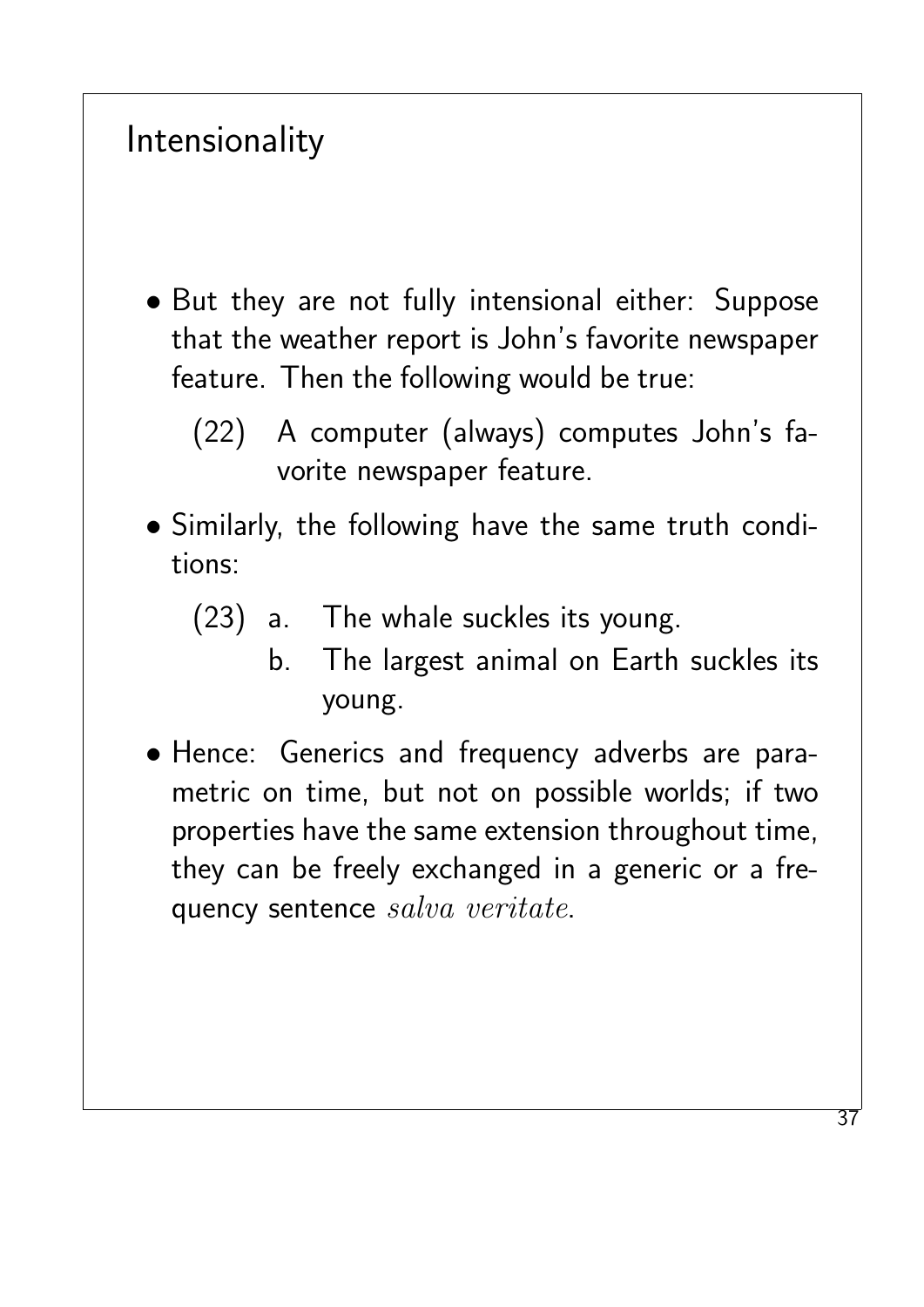## Intensionality

- But they are not fully intensional either: Suppose that the weather report is John's favorite newspaper feature. Then the following would be true:

  (22) A computer (always) computes John's favorite newspaper feature.

- Similarly, the following have the same truth conditions:

  (23) a. The whale suckles its young.
  b. The largest animal on Earth suckles its young.

- Hence: Generics and frequency adverbs are parametric on time, but not on possible worlds; if two properties have the same extension throughout time, they can be freely exchanged in a generic or a frequency sentence *salva veritate*.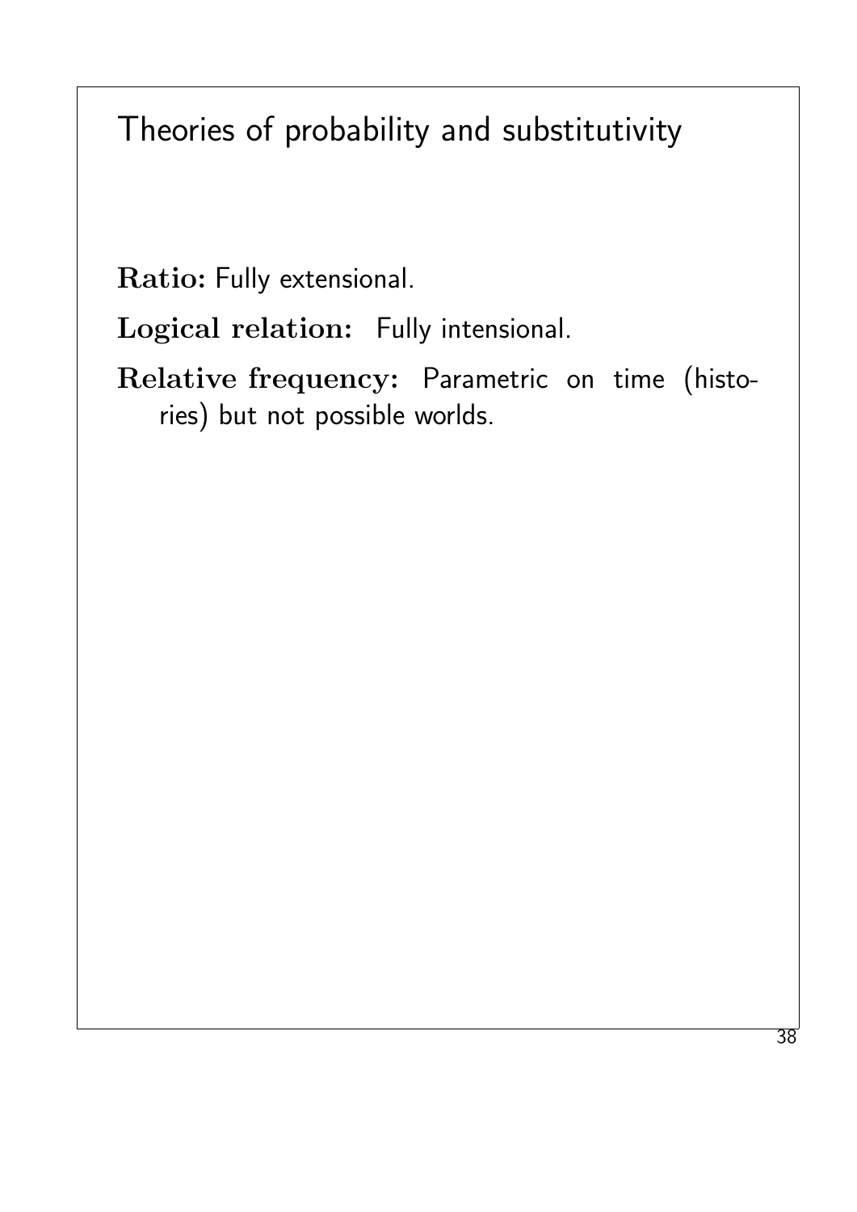# Theories of probability and substitutivity

**Ratio:** Fully extensional.

**Logical relation:** Fully intensional.

**Relative frequency:** Parametric on time (histories) but not possible worlds.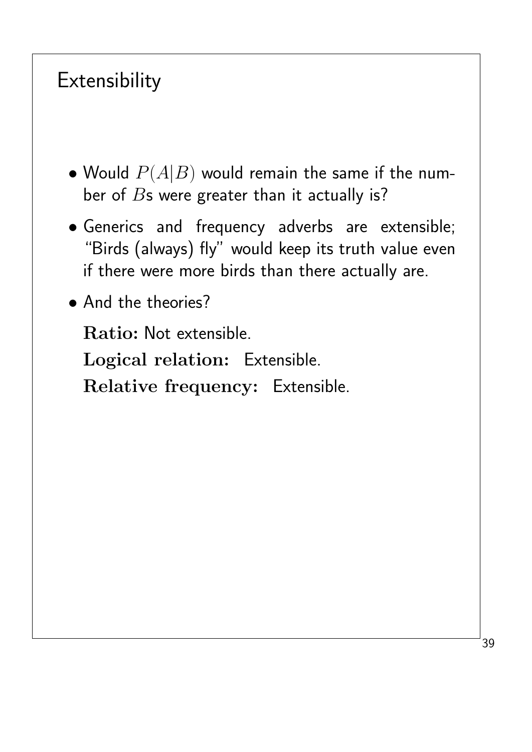# Extensibility

- Would $P(A|B)$ would remain the same if the number of $B$s were greater than it actually is?
- Generics and frequency adverbs are extensible; "Birds (always) fly" would keep its truth value even if there were more birds than there actually are.
- And the theories?

  **Ratio:** Not extensible.

  **Logical relation:** Extensible.

  **Relative frequency:** Extensible.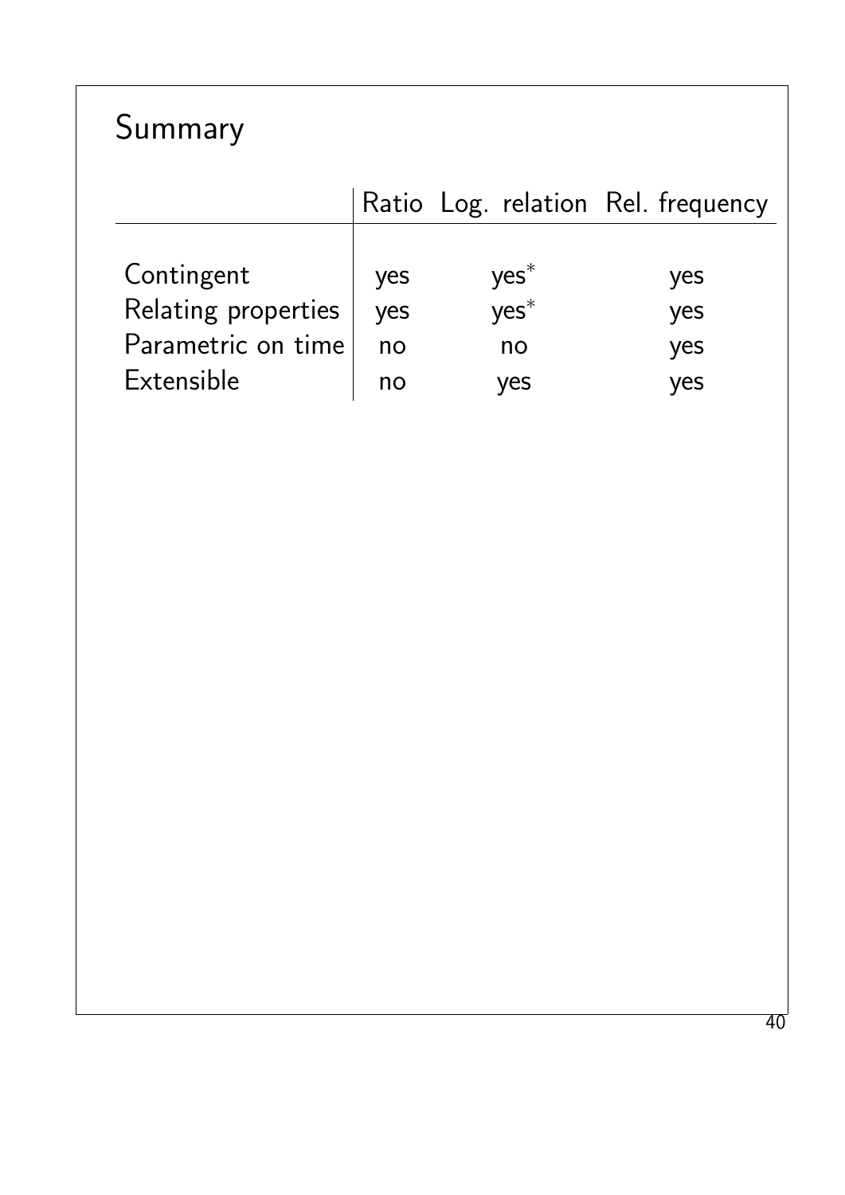# Summary

| | Ratio | Log. relation | Rel. frequency |
|---|---|---|---|
| Contingent | yes | yes$^*$ | yes |
| Relating properties | yes | yes$^*$ | yes |
| Parametric on time | no | no | yes |
| Extensible | no | yes | yes |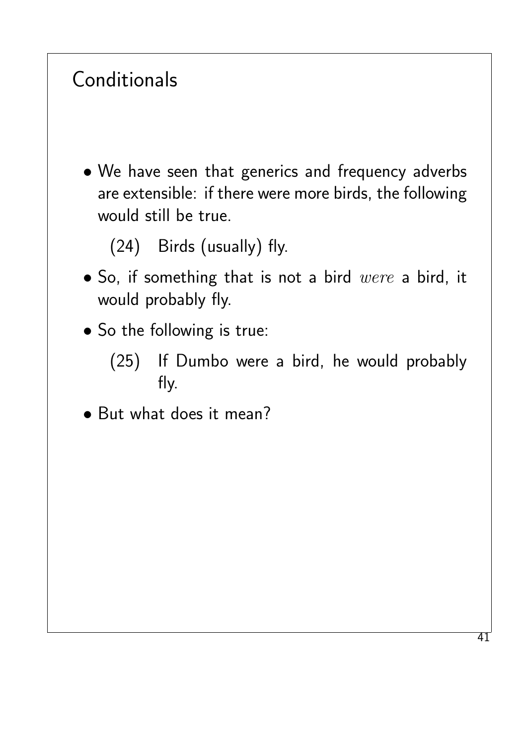# Conditionals

- We have seen that generics and frequency adverbs are extensible: if there were more birds, the following would still be true.

  (24) Birds (usually) fly.

- So, if something that is not a bird *were* a bird, it would probably fly.

- So the following is true:

  (25) If Dumbo were a bird, he would probably fly.

- But what does it mean?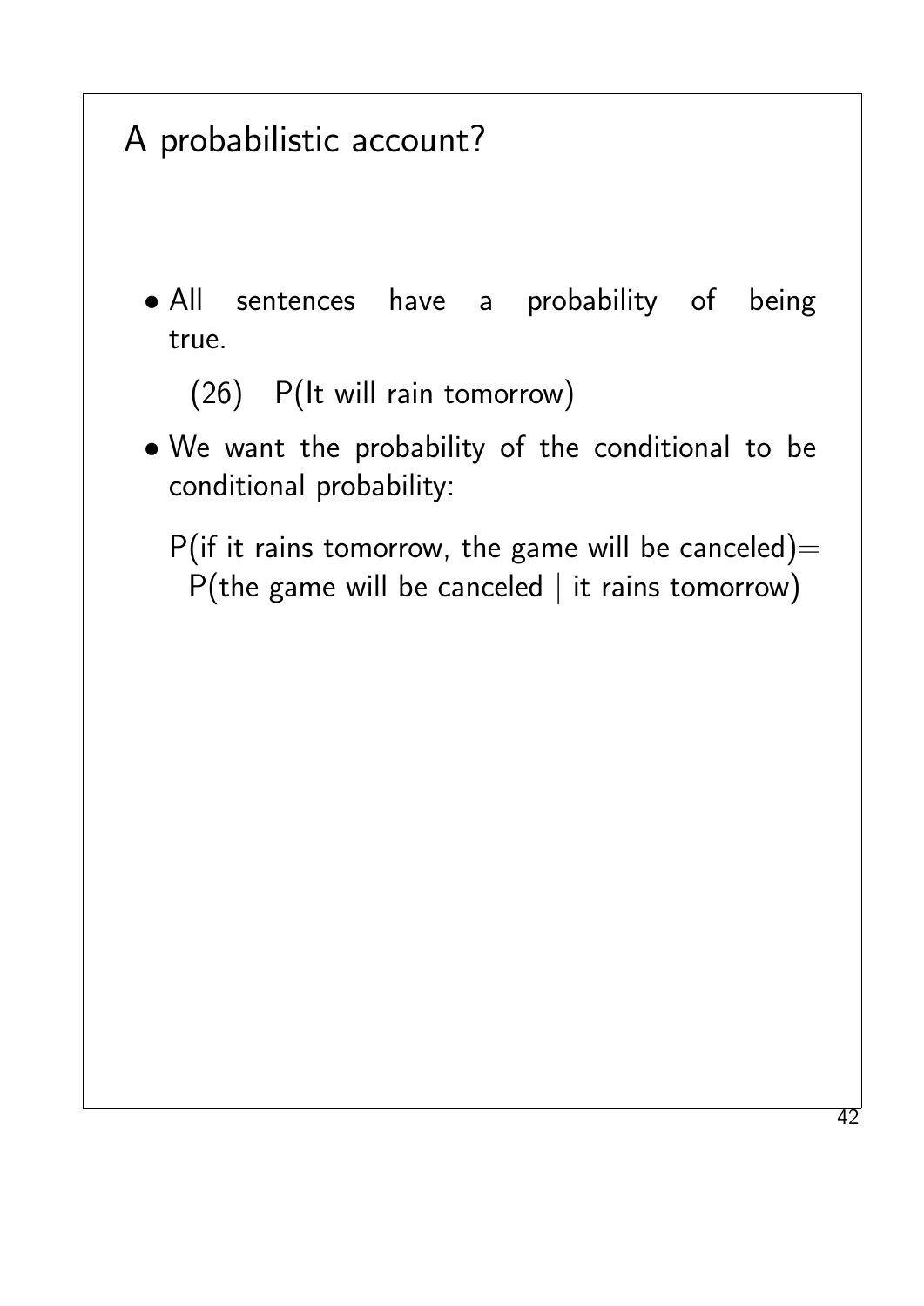# A probabilistic account?

- All sentences have a probability of being true.

  (26) P(It will rain tomorrow)

- We want the probability of the conditional to be conditional probability:

  P(if it rains tomorrow, the game will be canceled)=
  P(the game will be canceled | it rains tomorrow)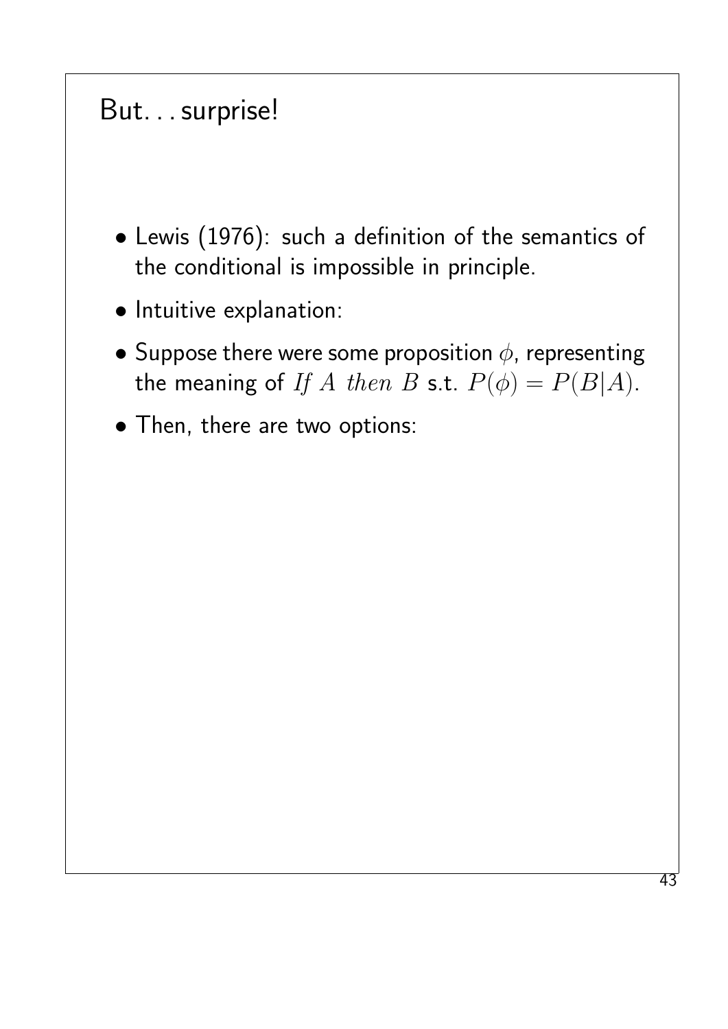# But...surprise!

- Lewis (1976): such a definition of the semantics of the conditional is impossible in principle.
- Intuitive explanation:
- Suppose there were some proposition $\phi$, representing the meaning of $If\ A\ then\ B$ s.t. $P(\phi) = P(B|A)$.
- Then, there are two options: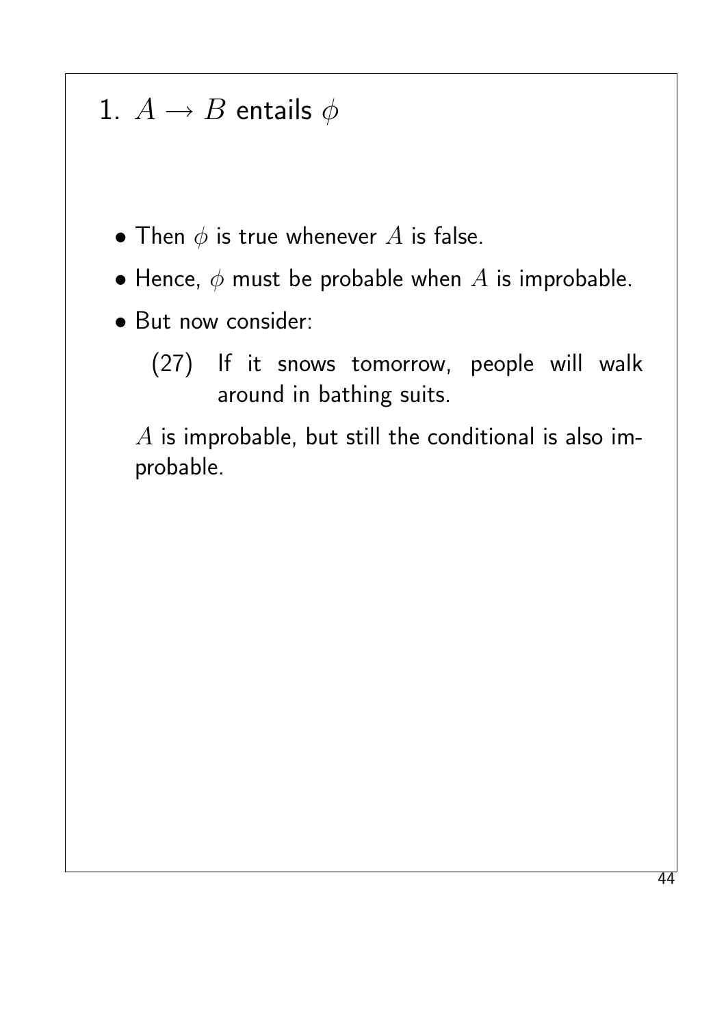# 1. $A \rightarrow B$ entails $\phi$

- Then $\phi$ is true whenever $A$ is false.
- Hence, $\phi$ must be probable when $A$ is improbable.
- But now consider:

  (27) If it snows tomorrow, people will walk around in bathing suits.

  $A$ is improbable, but still the conditional is also improbable.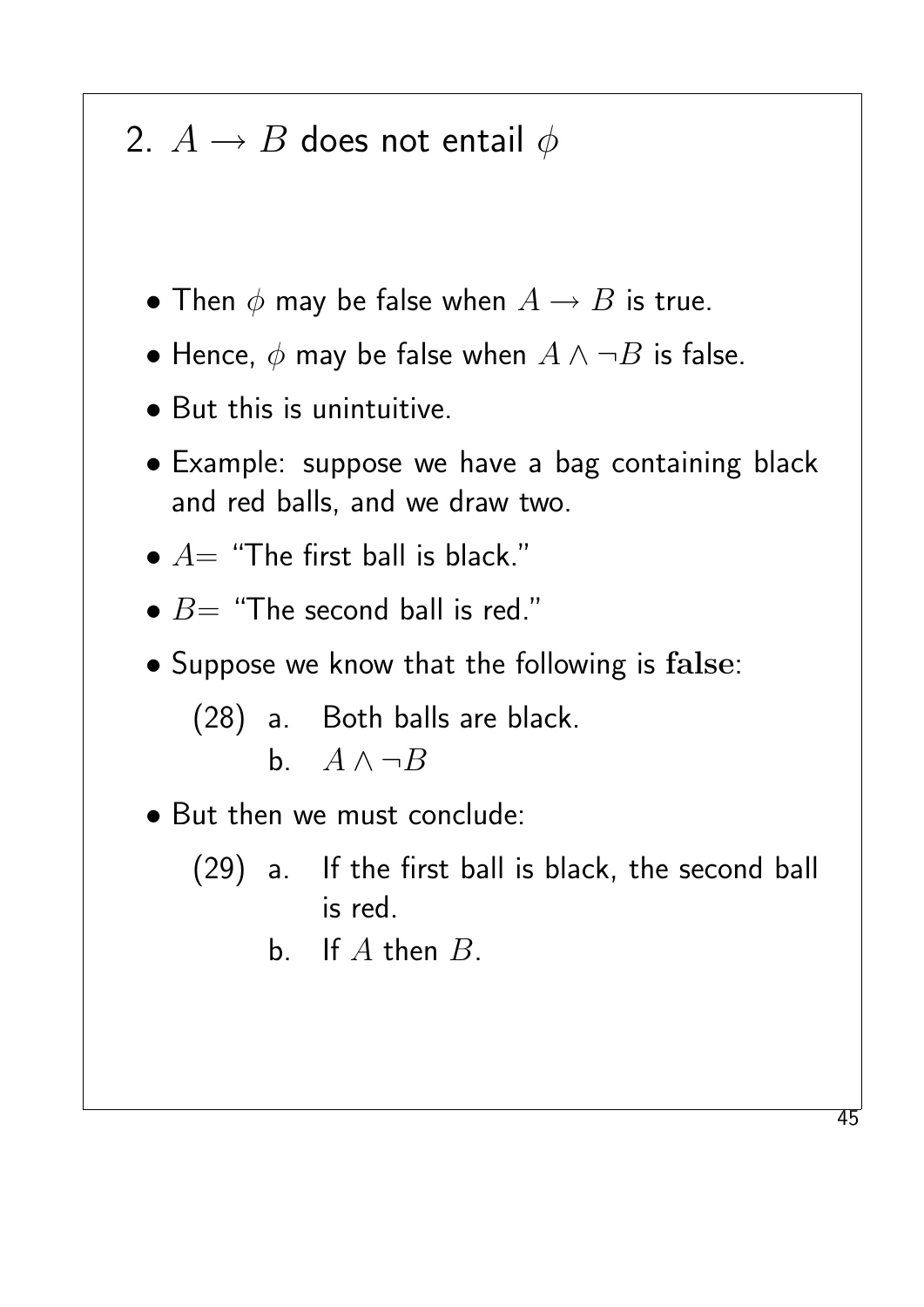## 2. $A \rightarrow B$ does not entail $\phi$

- Then $\phi$ may be false when $A \rightarrow B$ is true.
- Hence, $\phi$ may be false when $A \wedge \neg B$ is false.
- But this is unintuitive.
- Example: suppose we have a bag containing black and red balls, and we draw two.
- $A=$ "The first ball is black."
- $B=$ "The second ball is red."
- Suppose we know that the following is **false**:

  (28) a. Both balls are black.
  
  b. $A \wedge \neg B$

- But then we must conclude:

  (29) a. If the first ball is black, the second ball is red.
  
  b. If $A$ then $B$.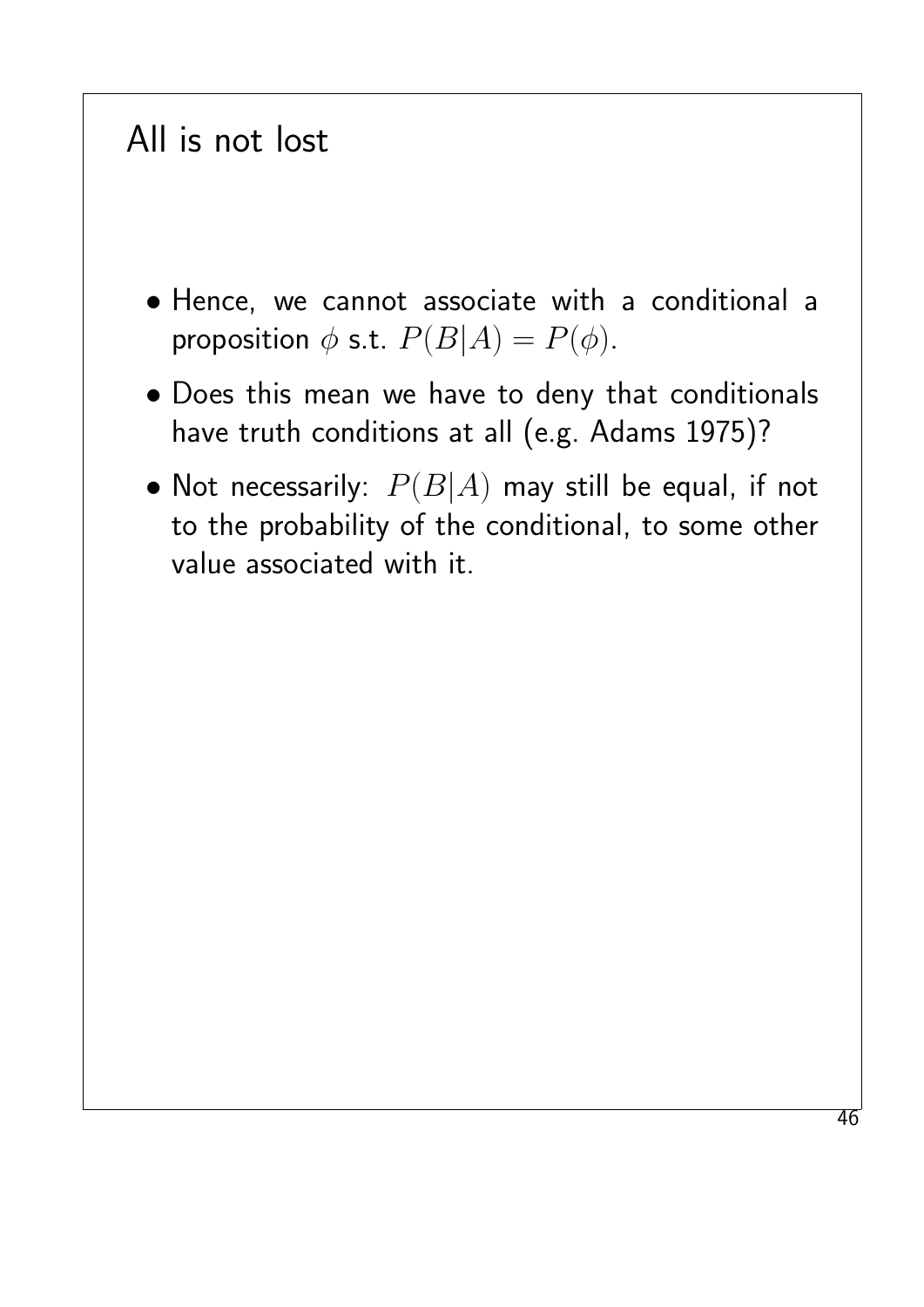## All is not lost

- Hence, we cannot associate with a conditional a proposition $\phi$ s.t. $P(B|A) = P(\phi)$.
- Does this mean we have to deny that conditionals have truth conditions at all (e.g. Adams 1975)?
- Not necessarily: $P(B|A)$ may still be equal, if not to the probability of the conditional, to some other value associated with it.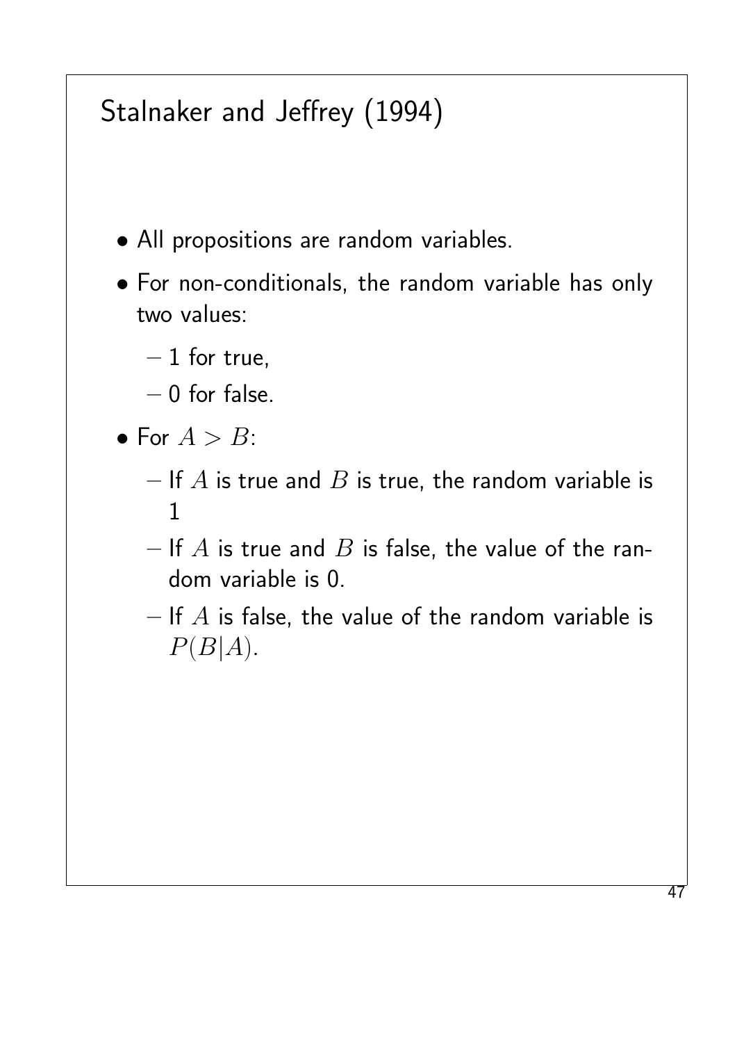# Stalnaker and Jeffrey (1994)

- All propositions are random variables.
- For non-conditionals, the random variable has only two values:
  - 1 for true,
  - 0 for false.
- For $A > B$:
  - If $A$ is true and $B$ is true, the random variable is 1
  - If $A$ is true and $B$ is false, the value of the random variable is 0.
  - If $A$ is false, the value of the random variable is $P(B|A)$.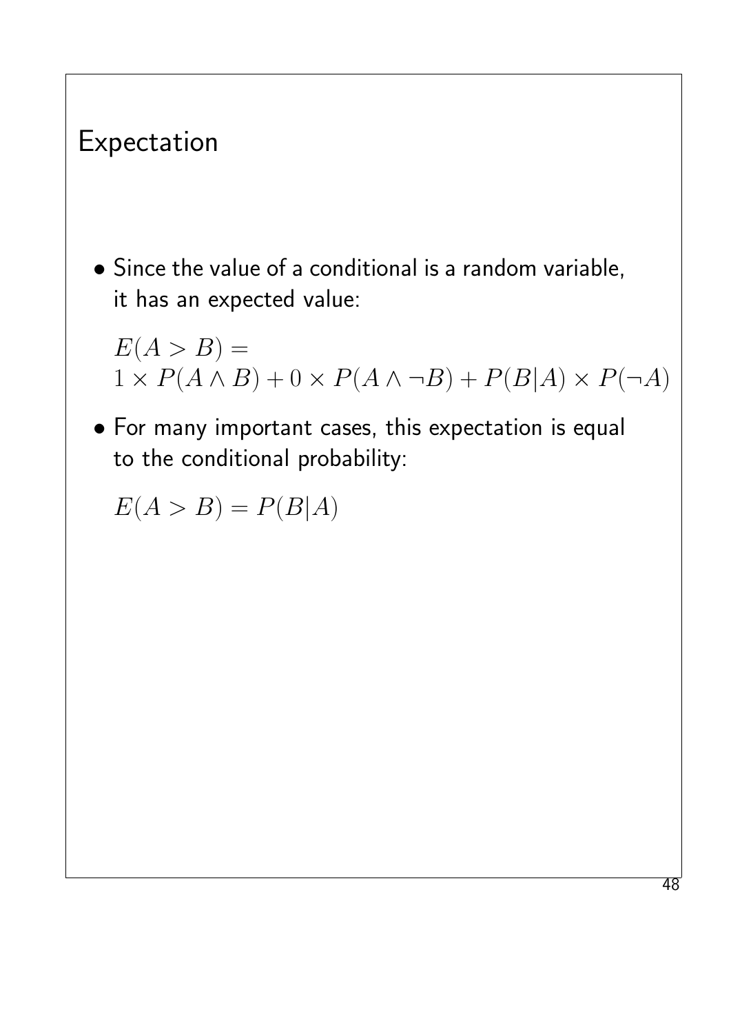# Expectation

- Since the value of a conditional is a random variable, it has an expected value:

  $$E(A > B) = 1 \times P(A \wedge B) + 0 \times P(A \wedge \neg B) + P(B|A) \times P(\neg A)$$

- For many important cases, this expectation is equal to the conditional probability:

  $$E(A > B) = P(B|A)$$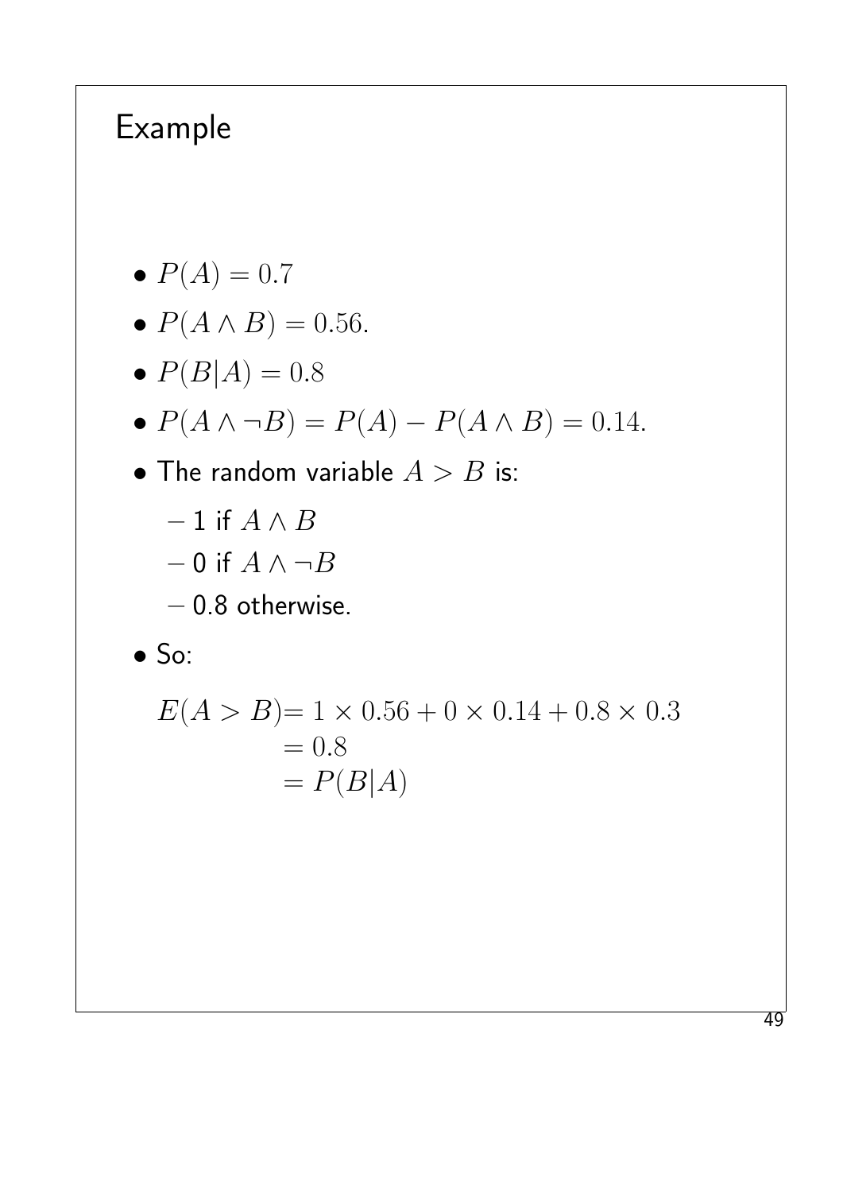# Example

- $P(A) = 0.7$
- $P(A \wedge B) = 0.56.$
- $P(B|A) = 0.8$
- $P(A \wedge \neg B) = P(A) - P(A \wedge B) = 0.14.$
- The random variable $A > B$ is:
  - 1 if $A \wedge B$
  - 0 if $A \wedge \neg B$
  - 0.8 otherwise.
- So:

$$
\begin{aligned}
E(A > B) &= 1 \times 0.56 + 0 \times 0.14 + 0.8 \times 0.3 \\
&= 0.8 \\
&= P(B|A)
\end{aligned}
$$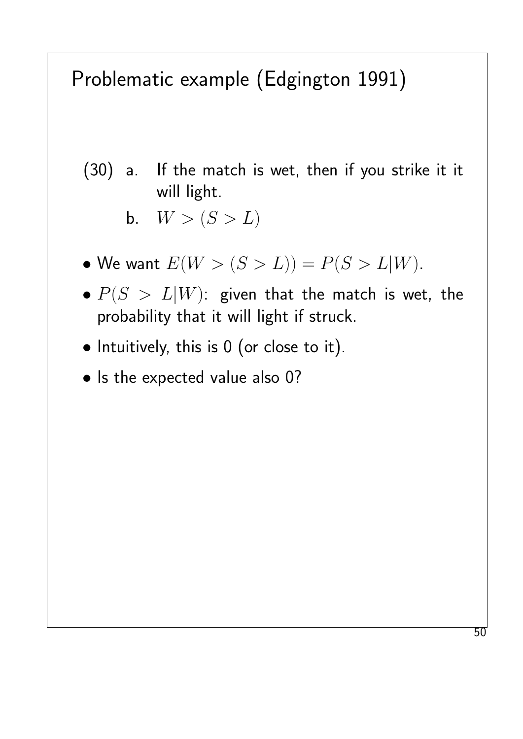# Problematic example (Edgington 1991)

(30) a. If the match is wet, then if you strike it it will light.

b. $W > (S > L)$

- We want $E(W > (S > L)) = P(S > L|W)$.
- $P(S > L|W)$: given that the match is wet, the probability that it will light if struck.
- Intuitively, this is 0 (or close to it).
- Is the expected value also 0?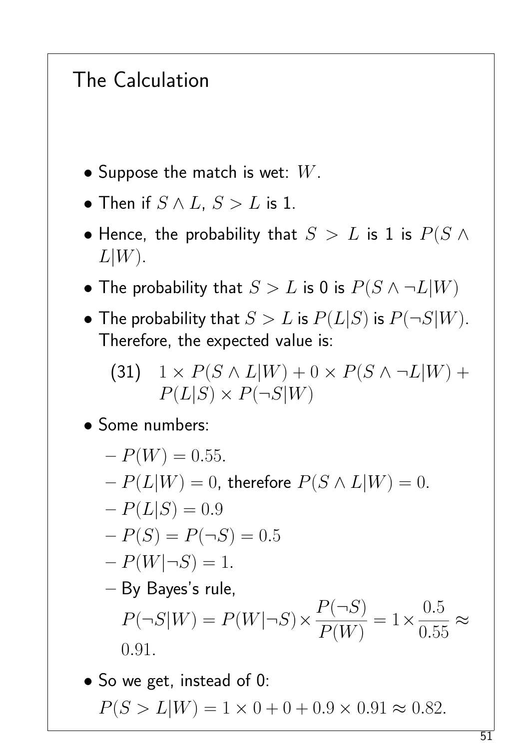# The Calculation

- Suppose the match is wet: $W$.
- Then if $S \wedge L$, $S > L$ is 1.
- Hence, the probability that $S > L$ is 1 is $P(S \wedge L|W)$.
- The probability that $S > L$ is 0 is $P(S \wedge \neg L|W)$
- The probability that $S > L$ is $P(L|S)$ is $P(\neg S|W)$. Therefore, the expected value is:

  (31) $1 \times P(S \wedge L|W) + 0 \times P(S \wedge \neg L|W) + P(L|S) \times P(\neg S|W)$

- Some numbers:
  - $P(W) = 0.55$.
  - $P(L|W) = 0$, therefore $P(S \wedge L|W) = 0$.
  - $P(L|S) = 0.9$
  - $P(S) = P(\neg S) = 0.5$
  - $P(W|\neg S) = 1$.
  - By Bayes's rule, $P(\neg S|W) = P(W|\neg S) \times \dfrac{P(\neg S)}{P(W)} = 1 \times \dfrac{0.5}{0.55} \approx 0.91$.
- So we get, instead of 0: $P(S > L|W) = 1 \times 0 + 0 + 0.9 \times 0.91 \approx 0.82$.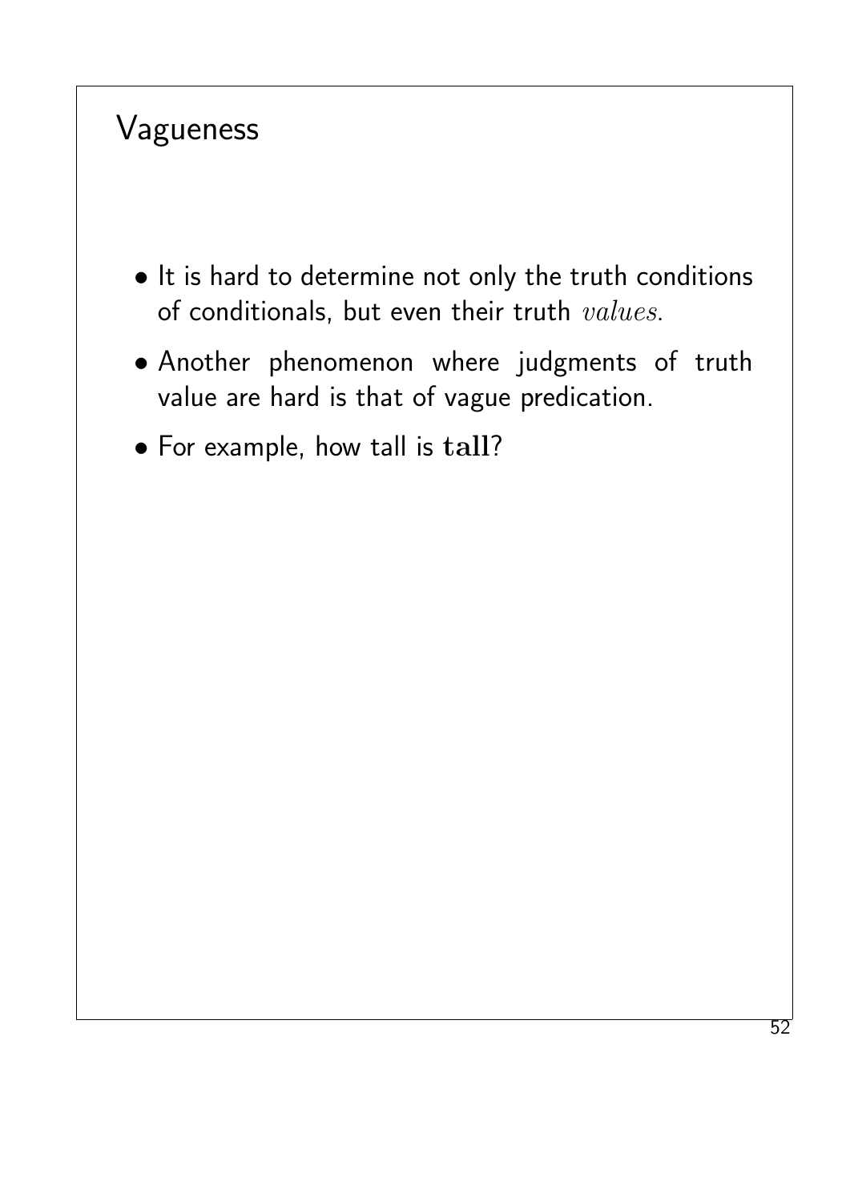# Vagueness

- It is hard to determine not only the truth conditions of conditionals, but even their truth *values*.
- Another phenomenon where judgments of truth value are hard is that of vague predication.
- For example, how tall is **tall**?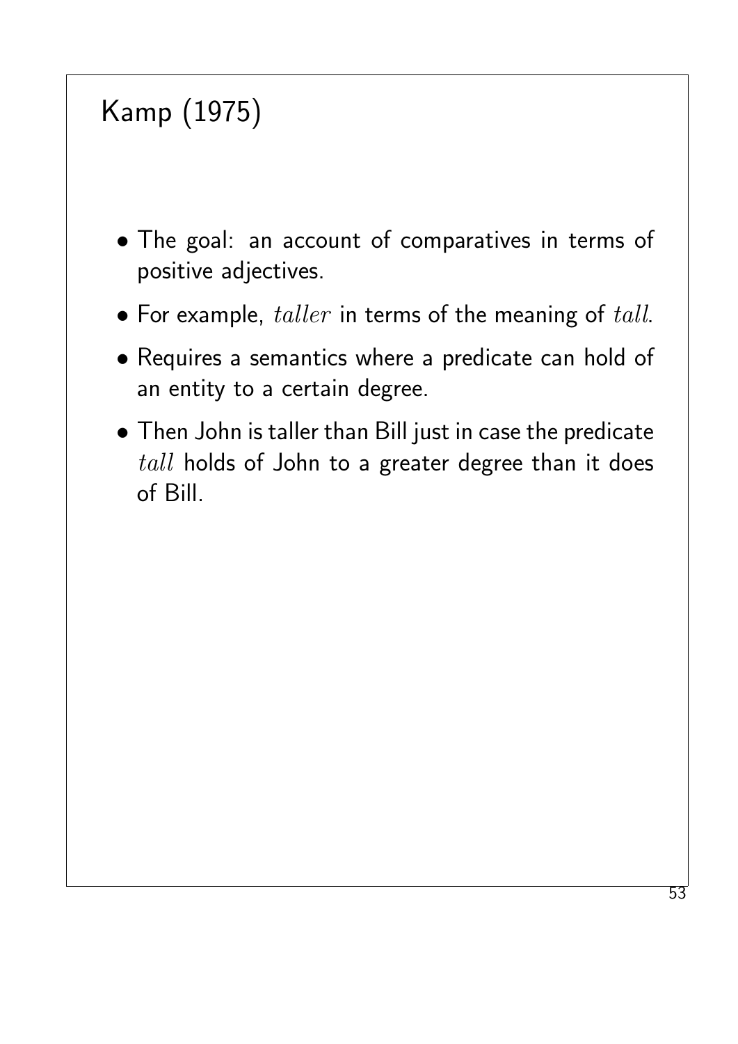# Kamp (1975)

- The goal: an account of comparatives in terms of positive adjectives.
- For example, $taller$ in terms of the meaning of $tall$.
- Requires a semantics where a predicate can hold of an entity to a certain degree.
- Then John is taller than Bill just in case the predicate $tall$ holds of John to a greater degree than it does of Bill.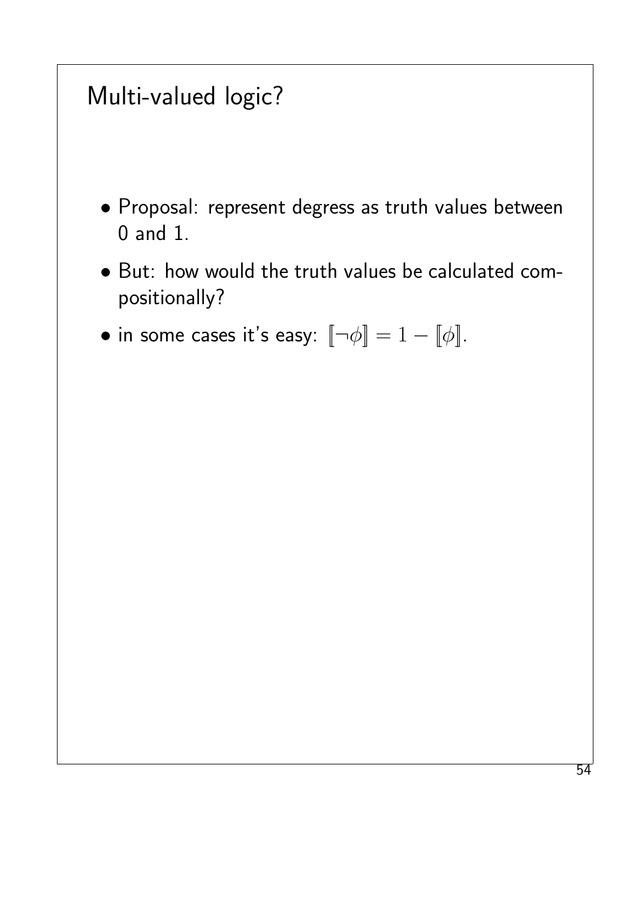# Multi-valued logic?

- Proposal: represent degress as truth values between 0 and 1.
- But: how would the truth values be calculated compositionally?
- in some cases it's easy: $[\![\neg\phi]\!] = 1 - [\![\phi]\!]$.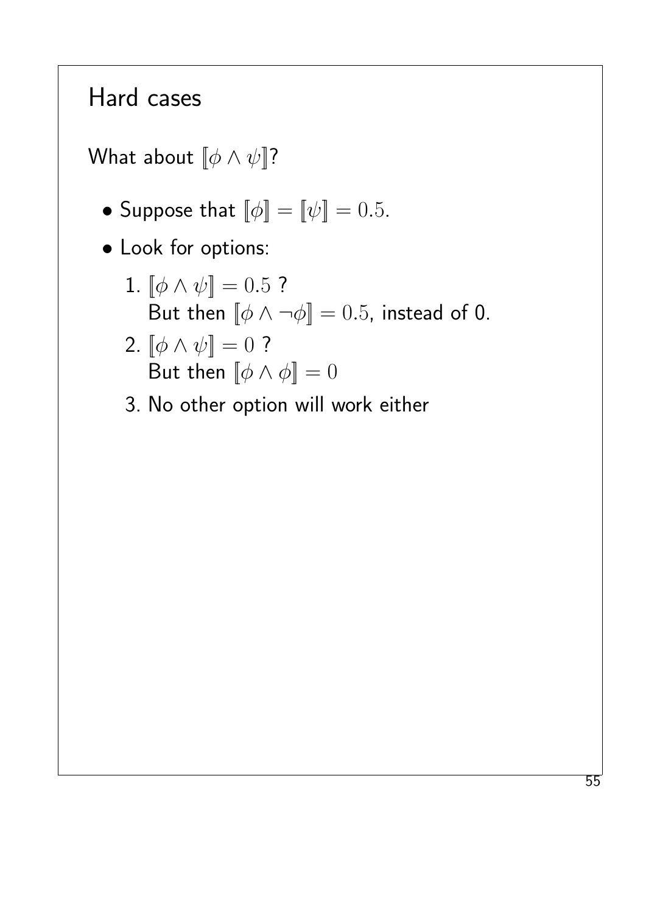## Hard cases

What about $[\![\phi \wedge \psi]\!]$?

- Suppose that $[\![\phi]\!] = [\![\psi]\!] = 0.5$.
- Look for options:
  1. $[\![\phi \wedge \psi]\!] = 0.5$ ?
     But then $[\![\phi \wedge \neg\phi]\!] = 0.5$, instead of 0.
  2. $[\![\phi \wedge \psi]\!] = 0$ ?
     But then $[\![\phi \wedge \phi]\!] = 0$
  3. No other option will work either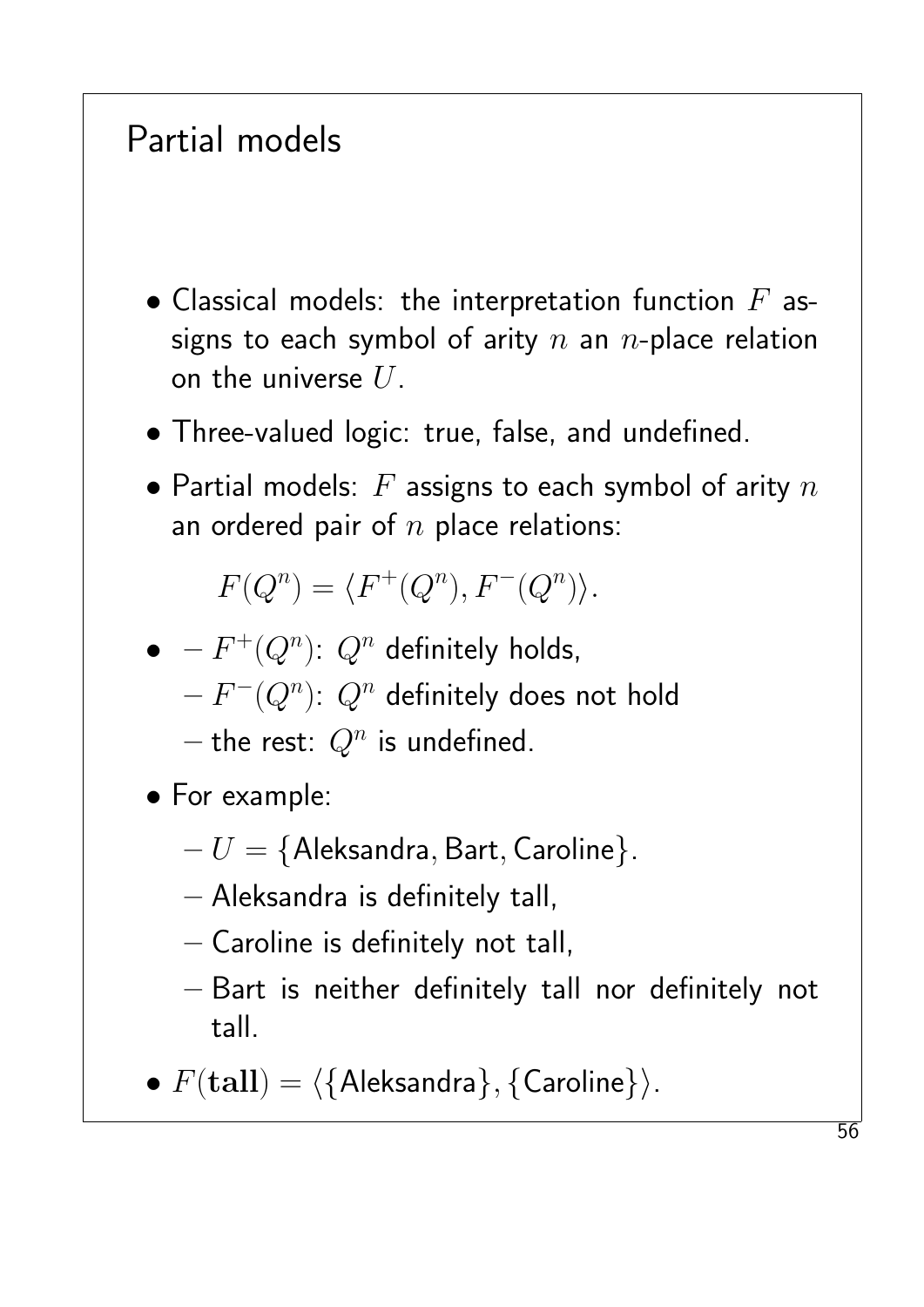# Partial models

- Classical models: the interpretation function $F$ assigns to each symbol of arity $n$ an $n$-place relation on the universe $U$.
- Three-valued logic: true, false, and undefined.
- Partial models: $F$ assigns to each symbol of arity $n$ an ordered pair of $n$ place relations:

  $$F(Q^n) = \langle F^+(Q^n), F^-(Q^n) \rangle.$$

- – $F^+(Q^n)$: $Q^n$ definitely holds,
  – $F^-(Q^n)$: $Q^n$ definitely does not hold
  – the rest: $Q^n$ is undefined.
- For example:
  - $U = \{\text{Aleksandra}, \text{Bart}, \text{Caroline}\}$.
  - Aleksandra is definitely tall,
  - Caroline is definitely not tall,
  - Bart is neither definitely tall nor definitely not tall.
- $F(\mathbf{tall}) = \langle \{\text{Aleksandra}\}, \{\text{Caroline}\} \rangle$.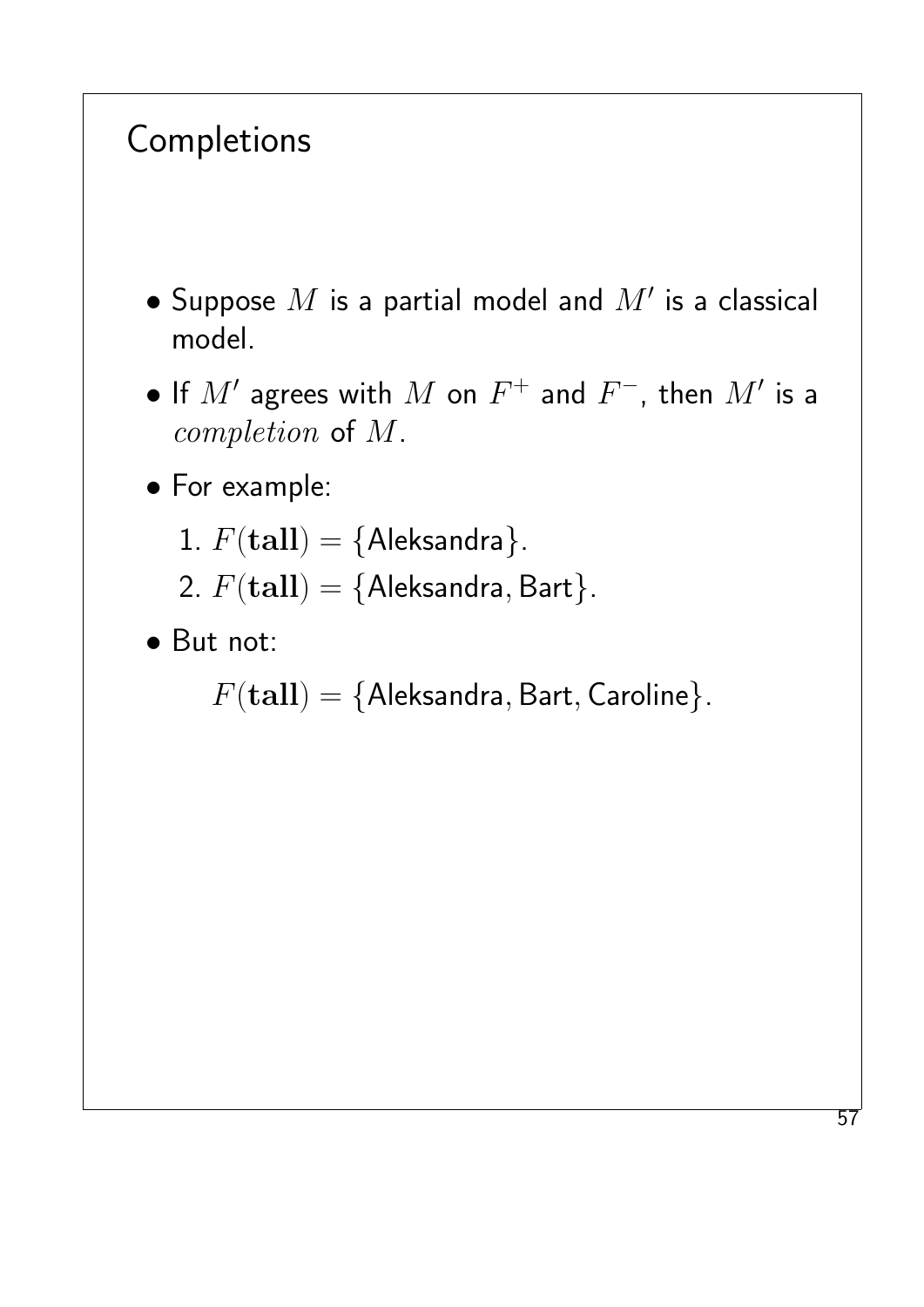# Completions

- Suppose $M$ is a partial model and $M'$ is a classical model.
- If $M'$ agrees with $M$ on $F^+$ and $F^-$, then $M'$ is a *completion* of $M$.
- For example:
  1. $F(\mathbf{tall}) = \{\text{Aleksandra}\}$.
  2. $F(\mathbf{tall}) = \{\text{Aleksandra}, \text{Bart}\}$.
- But not:

  $F(\mathbf{tall}) = \{\text{Aleksandra}, \text{Bart}, \text{Caroline}\}$.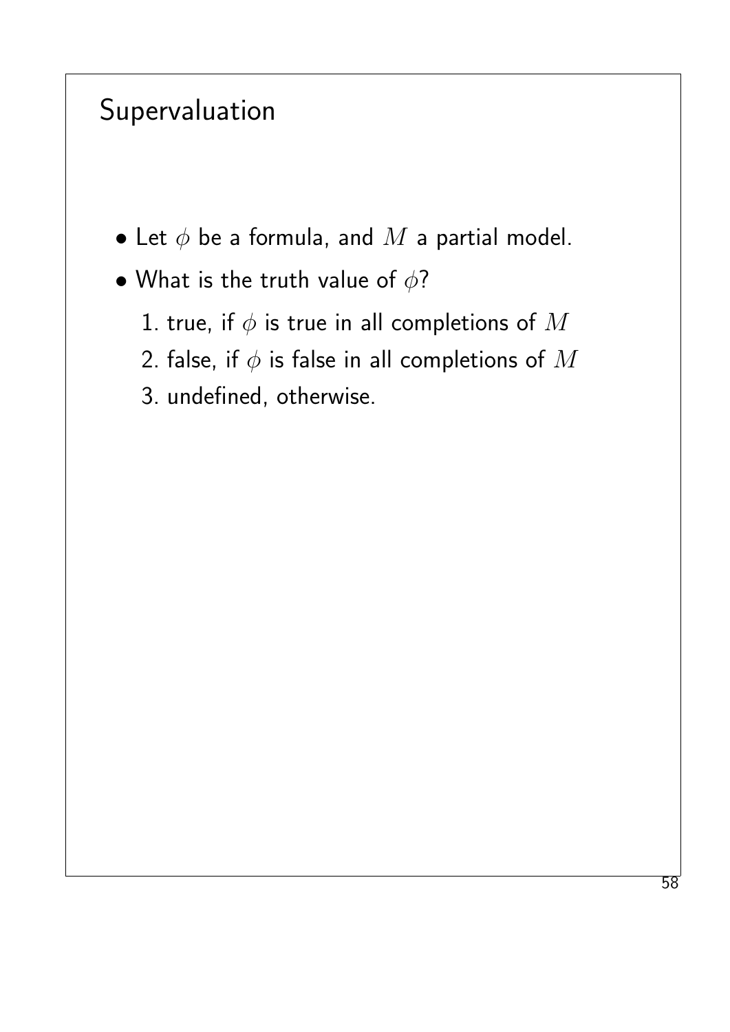# Supervaluation

- Let $\phi$ be a formula, and $M$ a partial model.
- What is the truth value of $\phi$?
  1. true, if $\phi$ is true in all completions of $M$
  2. false, if $\phi$ is false in all completions of $M$
  3. undefined, otherwise.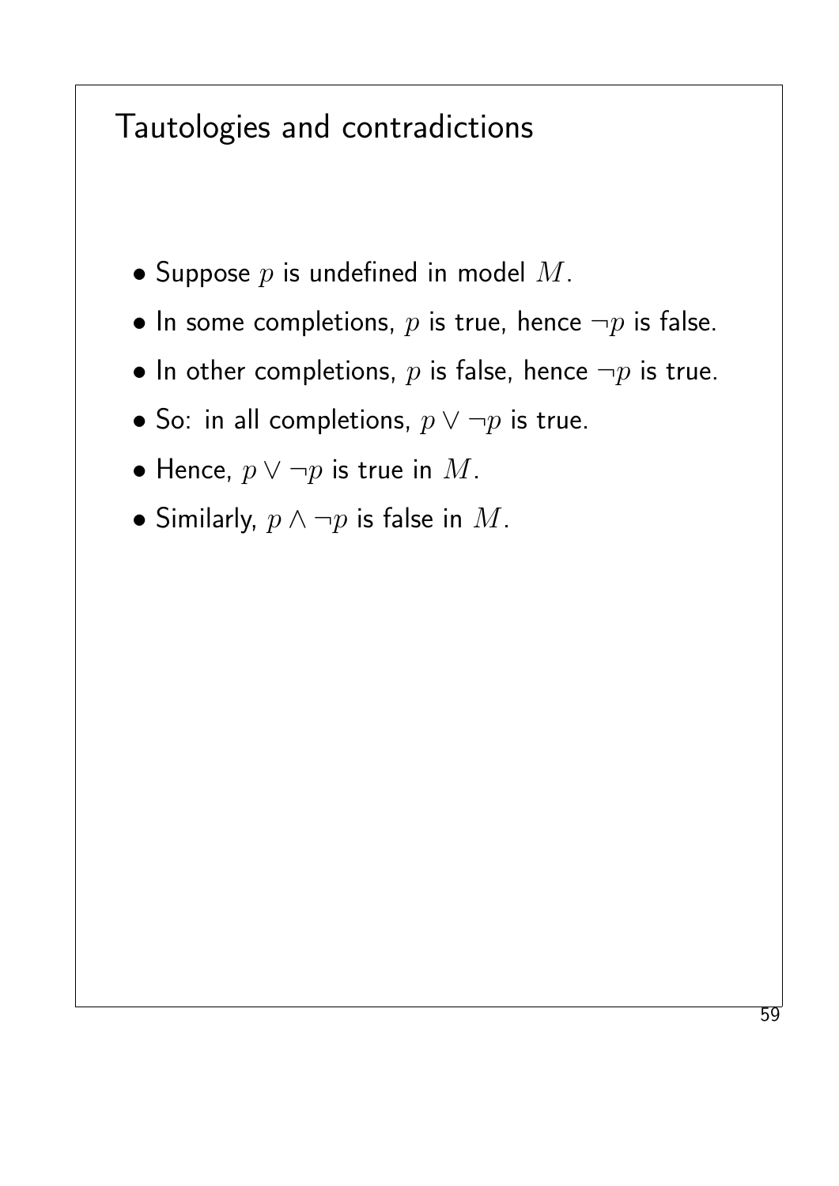# Tautologies and contradictions

- Suppose $p$ is undefined in model $M$.
- In some completions, $p$ is true, hence $\neg p$ is false.
- In other completions, $p$ is false, hence $\neg p$ is true.
- So: in all completions, $p \vee \neg p$ is true.
- Hence, $p \vee \neg p$ is true in $M$.
- Similarly, $p \wedge \neg p$ is false in $M$.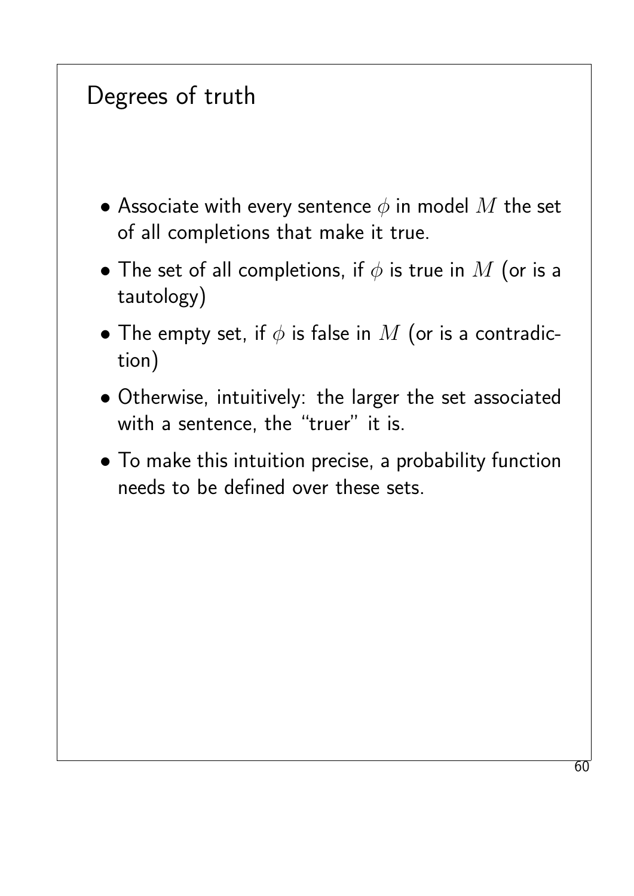# Degrees of truth

- Associate with every sentence $\phi$ in model $M$ the set of all completions that make it true.
- The set of all completions, if $\phi$ is true in $M$ (or is a tautology)
- The empty set, if $\phi$ is false in $M$ (or is a contradiction)
- Otherwise, intuitively: the larger the set associated with a sentence, the "truer" it is.
- To make this intuition precise, a probability function needs to be defined over these sets.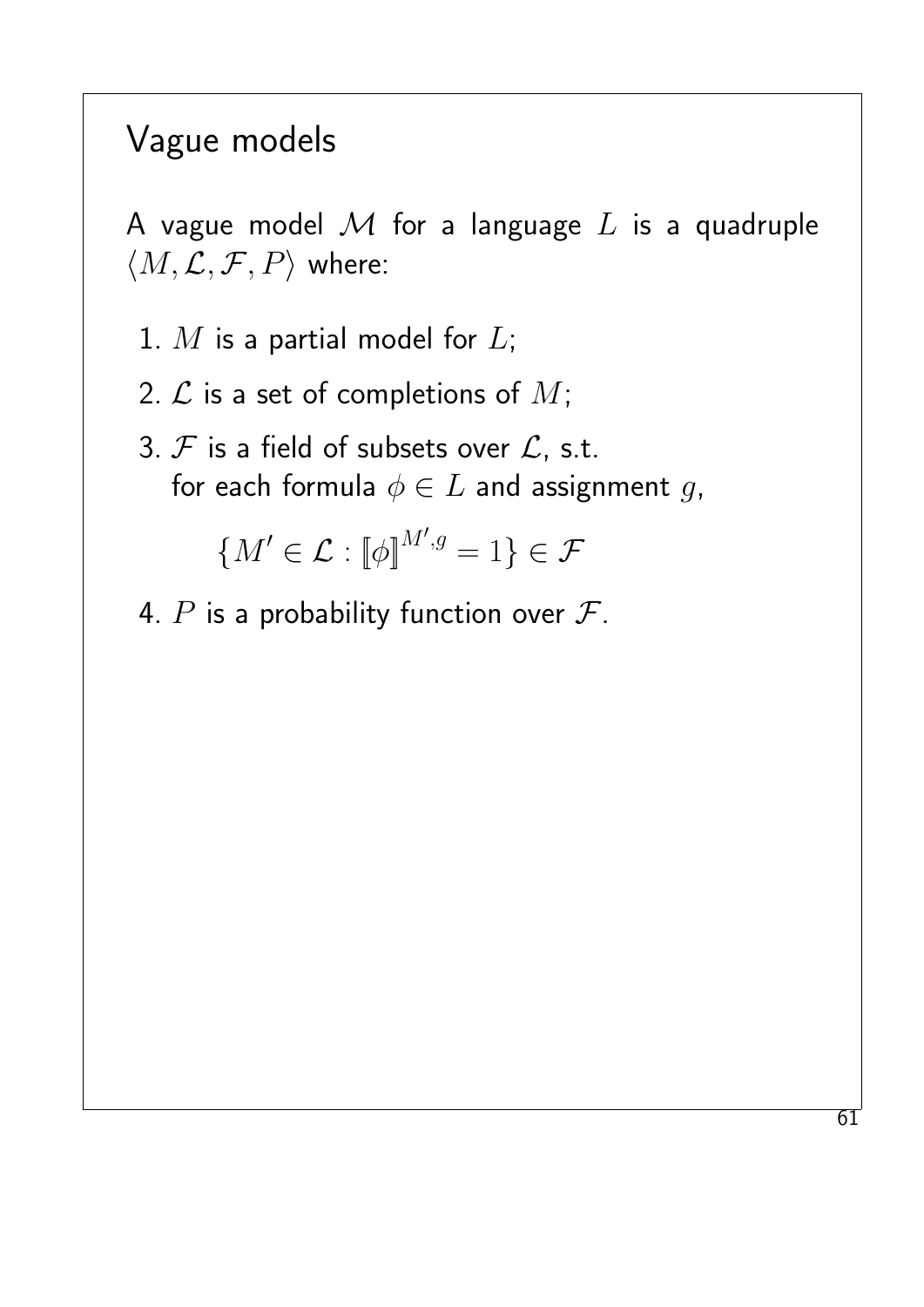# Vague models

A vague model $\mathcal{M}$ for a language $L$ is a quadruple $\langle M, \mathcal{L}, \mathcal{F}, P \rangle$ where:

1. $M$ is a partial model for $L$;
2. $\mathcal{L}$ is a set of completions of $M$;
3. $\mathcal{F}$ is a field of subsets over $\mathcal{L}$, s.t. for each formula $\phi \in L$ and assignment $g$,

$$\{M' \in \mathcal{L} : [\![\phi]\!]^{M',g} = 1\} \in \mathcal{F}$$

4. $P$ is a probability function over $\mathcal{F}$.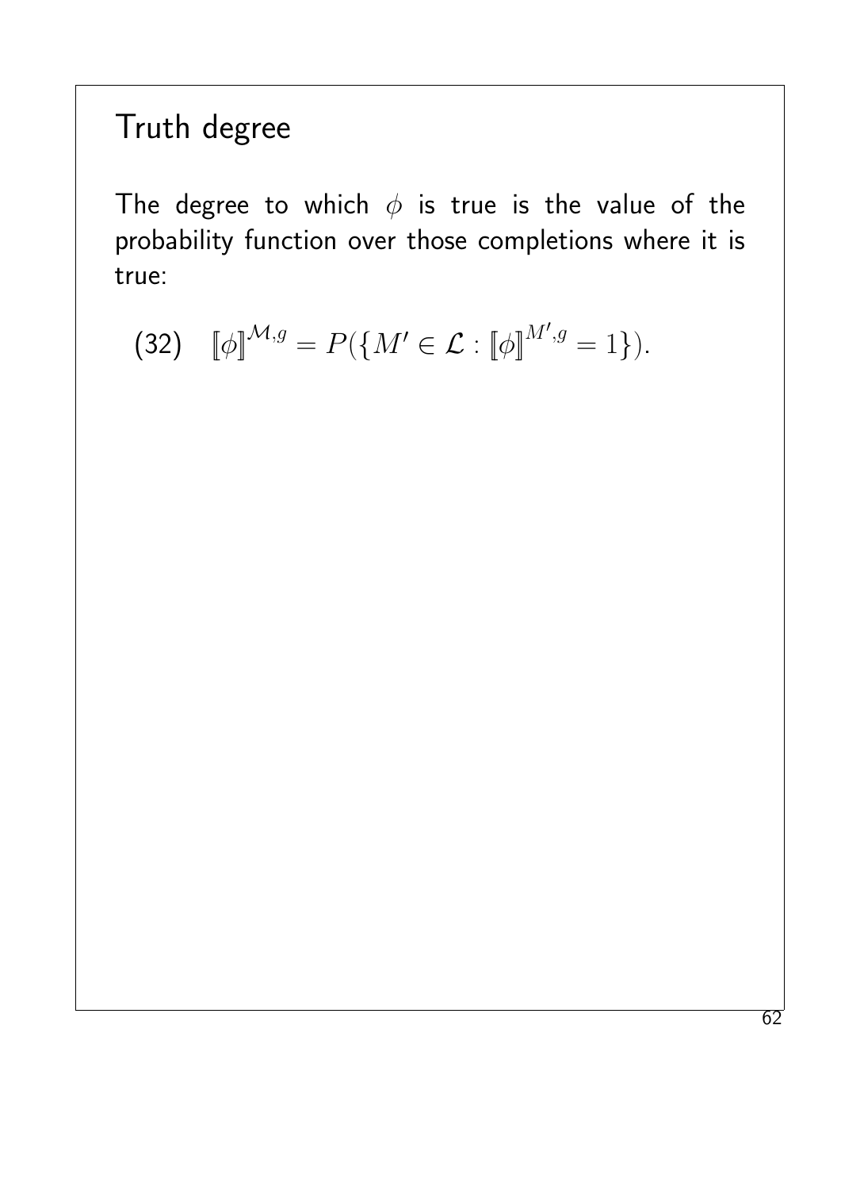# Truth degree

The degree to which $\phi$ is true is the value of the probability function over those completions where it is true:

(32) $$[\![\phi]\!]^{\mathcal{M},g} = P(\{M' \in \mathcal{L} : [\![\phi]\!]^{M',g} = 1\}).$$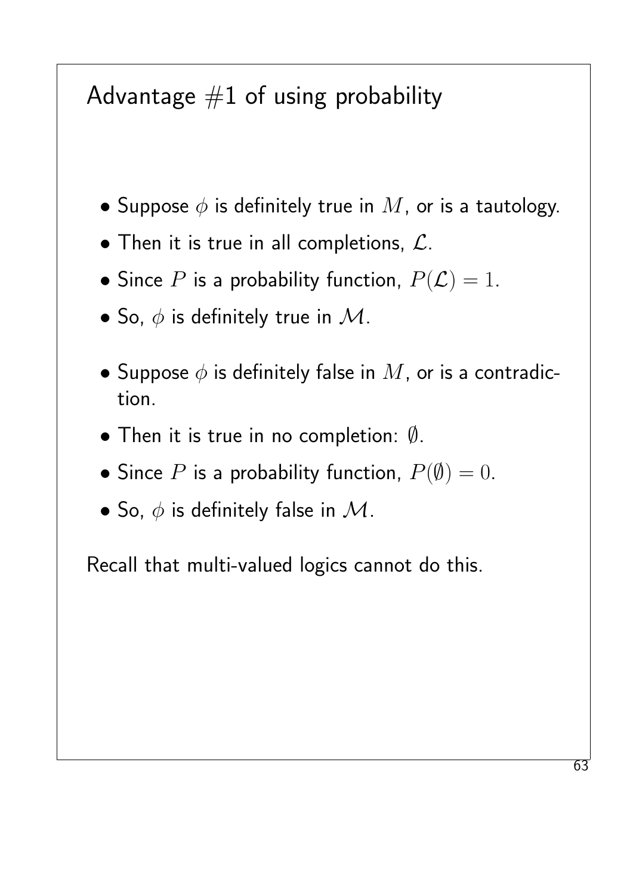# Advantage #1 of using probability

- Suppose $\phi$ is definitely true in $M$, or is a tautology.
- Then it is true in all completions, $\mathcal{L}$.
- Since $P$ is a probability function, $P(\mathcal{L}) = 1$.
- So, $\phi$ is definitely true in $\mathcal{M}$.

- Suppose $\phi$ is definitely false in $M$, or is a contradiction.
- Then it is true in no completion: $\emptyset$.
- Since $P$ is a probability function, $P(\emptyset) = 0$.
- So, $\phi$ is definitely false in $\mathcal{M}$.

Recall that multi-valued logics cannot do this.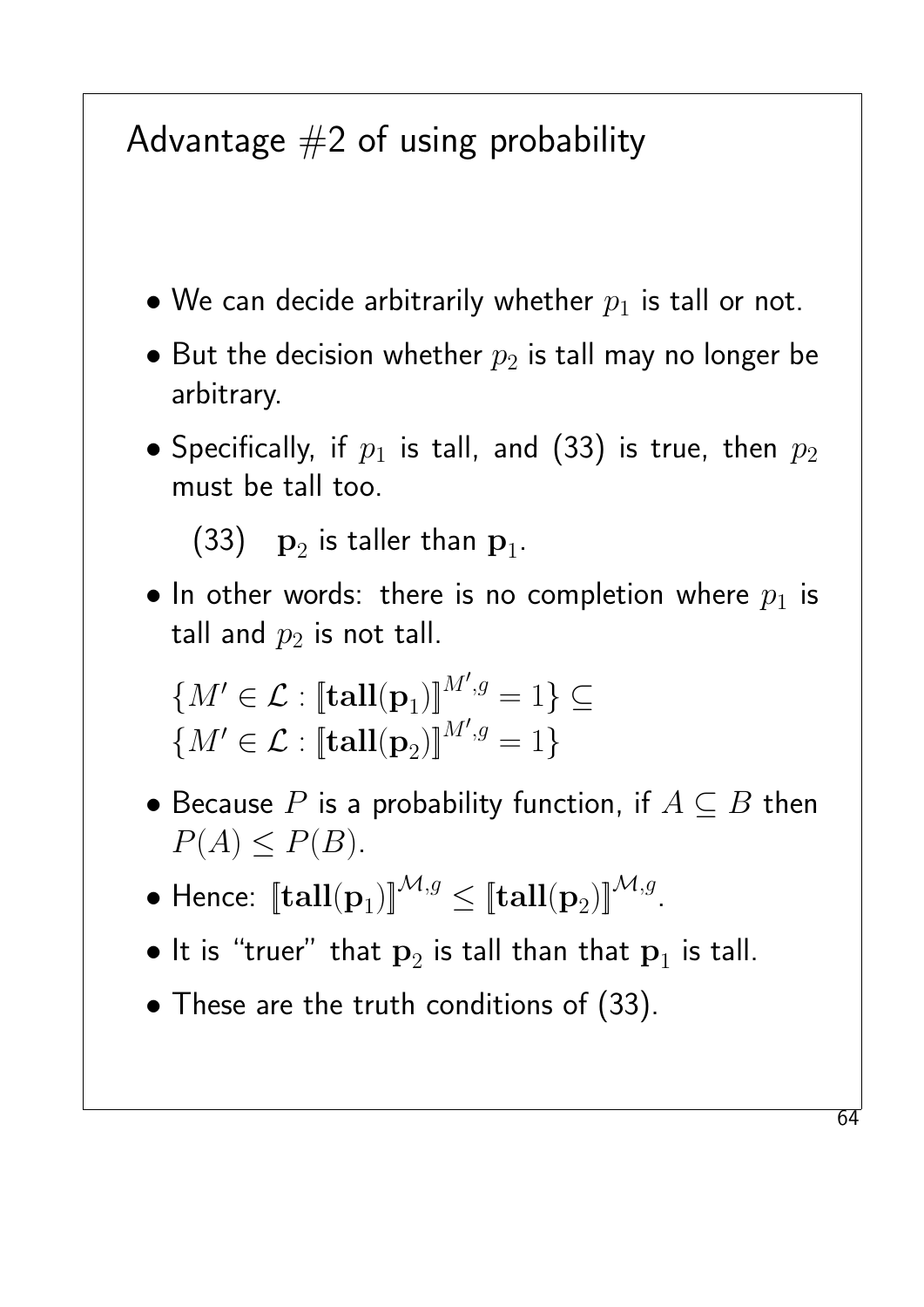# Advantage #2 of using probability

- We can decide arbitrarily whether $p_1$ is tall or not.
- But the decision whether $p_2$ is tall may no longer be arbitrary.
- Specifically, if $p_1$ is tall, and (33) is true, then $p_2$ must be tall too.

  (33) $\mathbf{p}_2$ is taller than $\mathbf{p}_1$.

- In other words: there is no completion where $p_1$ is tall and $p_2$ is not tall.

  $\{M' \in \mathcal{L} : [\![\mathbf{tall}(\mathbf{p}_1)]\!]^{M',g} = 1\} \subseteq$
  $\{M' \in \mathcal{L} : [\![\mathbf{tall}(\mathbf{p}_2)]\!]^{M',g} = 1\}$

- Because $P$ is a probability function, if $A \subseteq B$ then $P(A) \leq P(B)$.
- Hence: $[\![\mathbf{tall}(\mathbf{p}_1)]\!]^{\mathcal{M},g} \leq [\![\mathbf{tall}(\mathbf{p}_2)]\!]^{\mathcal{M},g}$.
- It is "truer" that $\mathbf{p}_2$ is tall than that $\mathbf{p}_1$ is tall.
- These are the truth conditions of (33).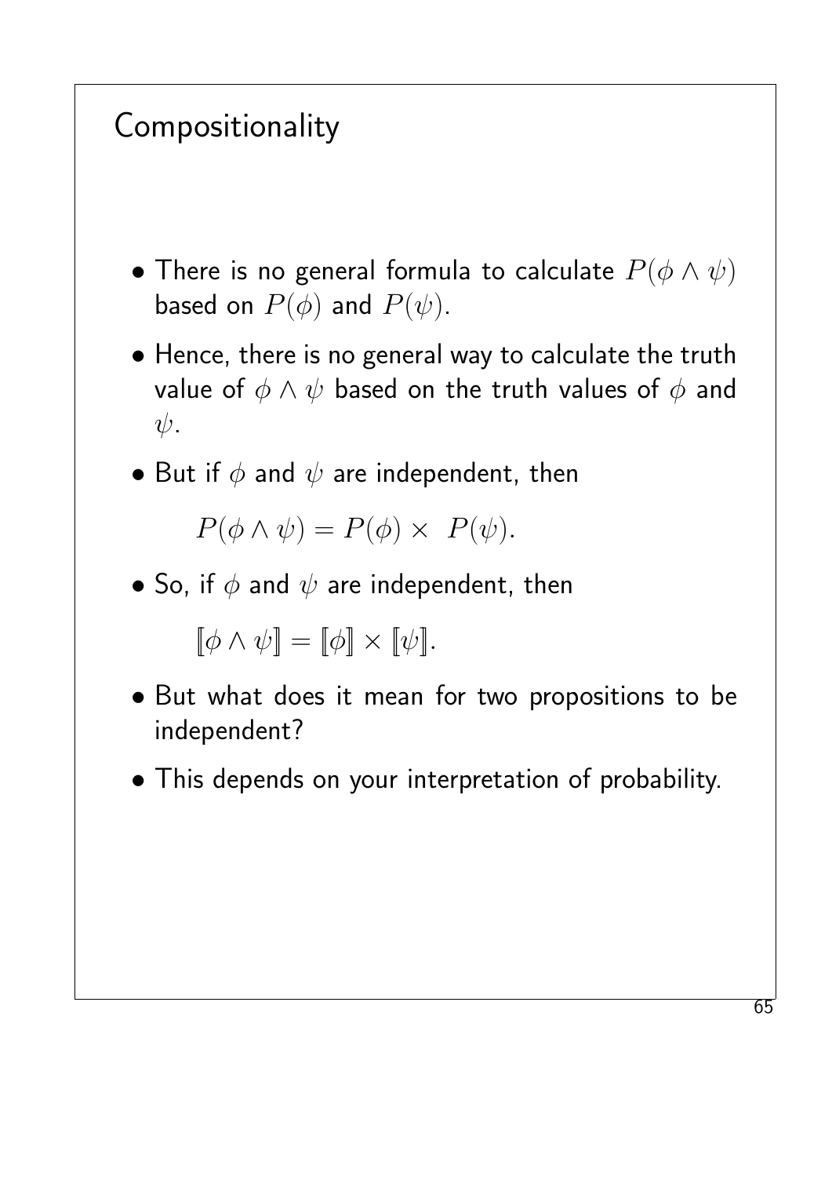# Compositionality

- There is no general formula to calculate $P(\phi \wedge \psi)$ based on $P(\phi)$ and $P(\psi)$.
- Hence, there is no general way to calculate the truth value of $\phi \wedge \psi$ based on the truth values of $\phi$ and $\psi$.
- But if $\phi$ and $\psi$ are independent, then

  $$P(\phi \wedge \psi) = P(\phi) \times P(\psi).$$

- So, if $\phi$ and $\psi$ are independent, then

  $$[\![\phi \wedge \psi]\!] = [\![\phi]\!] \times [\![\psi]\!].$$

- But what does it mean for two propositions to be independent?
- This depends on your interpretation of probability.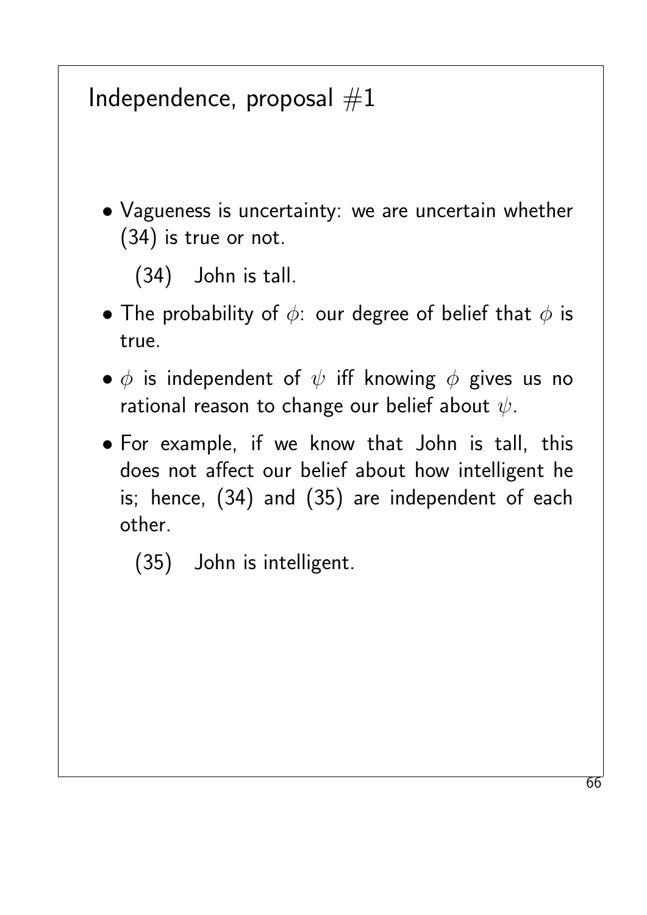# Independence, proposal #1

- Vagueness is uncertainty: we are uncertain whether (34) is true or not.

  (34) John is tall.

- The probability of $\phi$: our degree of belief that $\phi$ is true.

- $\phi$ is independent of $\psi$ iff knowing $\phi$ gives us no rational reason to change our belief about $\psi$.

- For example, if we know that John is tall, this does not affect our belief about how intelligent he is; hence, (34) and (35) are independent of each other.

  (35) John is intelligent.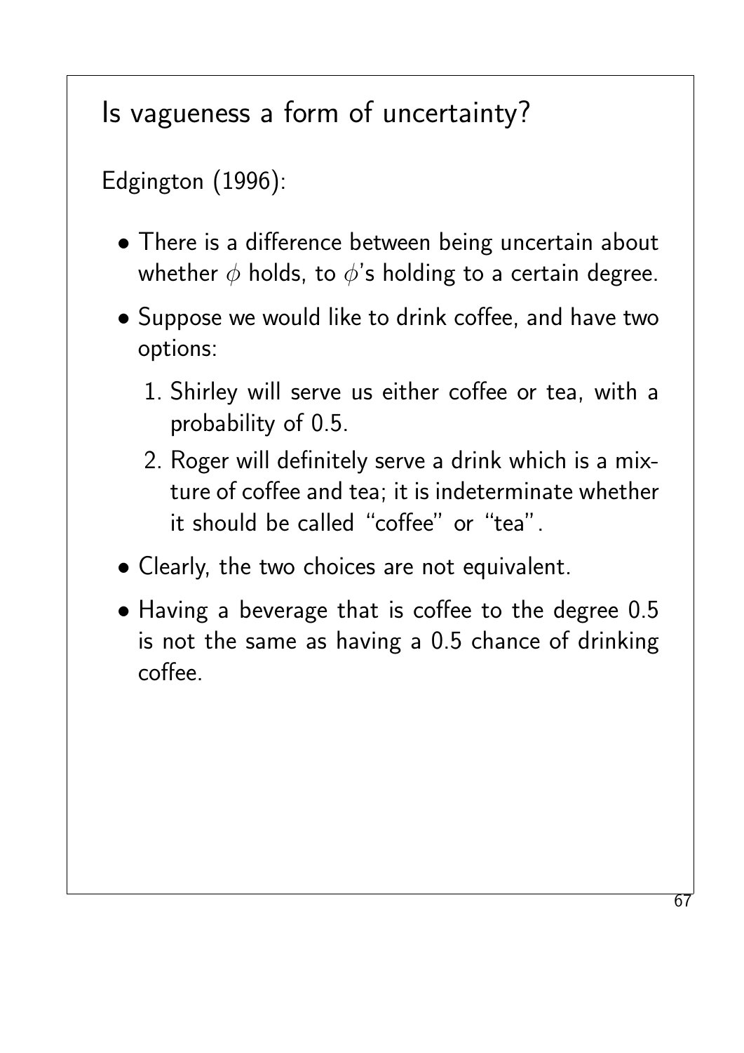# Is vagueness a form of uncertainty?

Edgington (1996):

- There is a difference between being uncertain about whether $\phi$ holds, to $\phi$'s holding to a certain degree.
- Suppose we would like to drink coffee, and have two options:
  1. Shirley will serve us either coffee or tea, with a probability of 0.5.
  2. Roger will definitely serve a drink which is a mixture of coffee and tea; it is indeterminate whether it should be called "coffee" or "tea".
- Clearly, the two choices are not equivalent.
- Having a beverage that is coffee to the degree 0.5 is not the same as having a 0.5 chance of drinking coffee.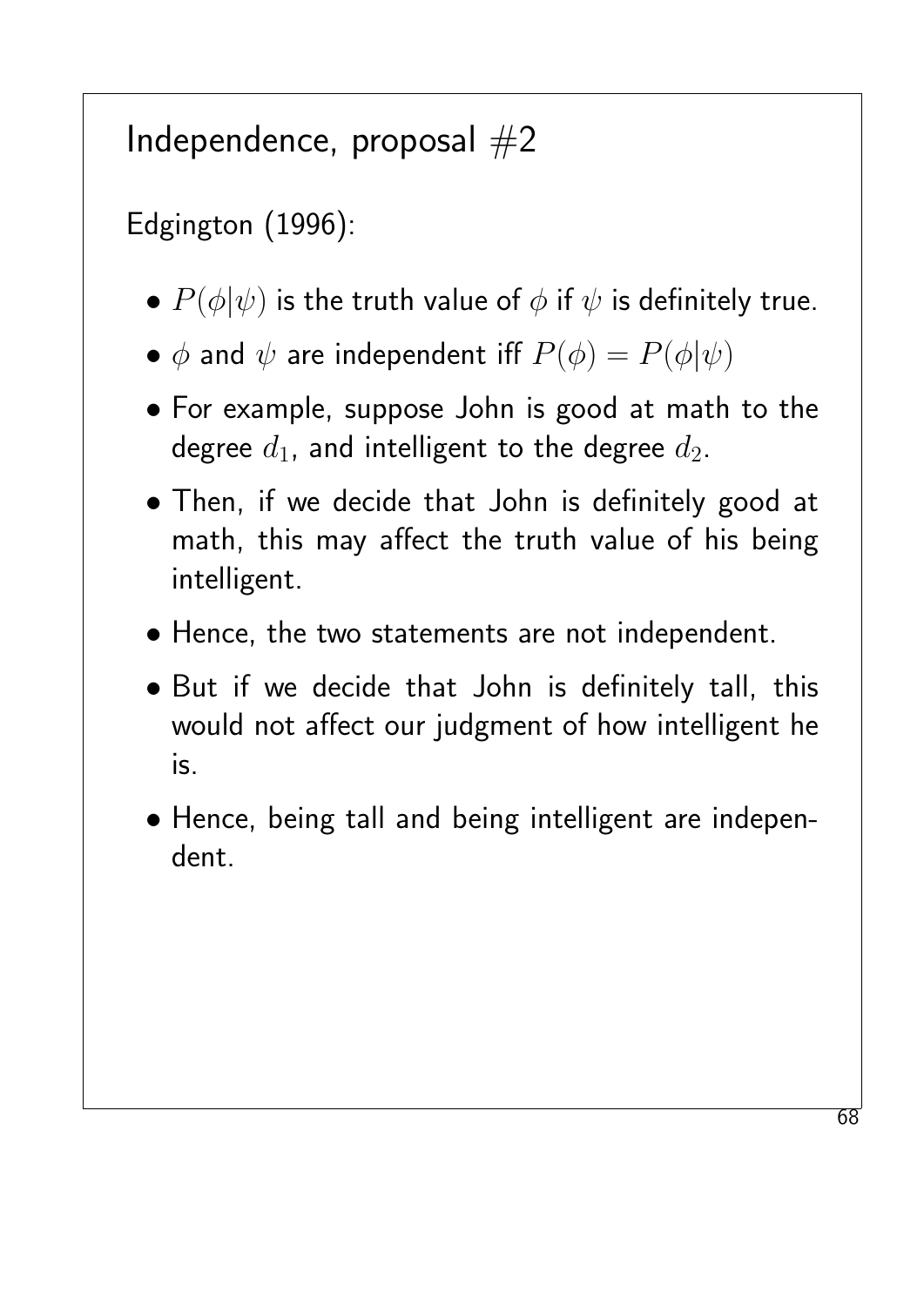# Independence, proposal #2

Edgington (1996):

- $P(\phi|\psi)$ is the truth value of $\phi$ if $\psi$ is definitely true.
- $\phi$ and $\psi$ are independent iff $P(\phi) = P(\phi|\psi)$
- For example, suppose John is good at math to the degree $d_1$, and intelligent to the degree $d_2$.
- Then, if we decide that John is definitely good at math, this may affect the truth value of his being intelligent.
- Hence, the two statements are not independent.
- But if we decide that John is definitely tall, this would not affect our judgment of how intelligent he is.
- Hence, being tall and being intelligent are independent.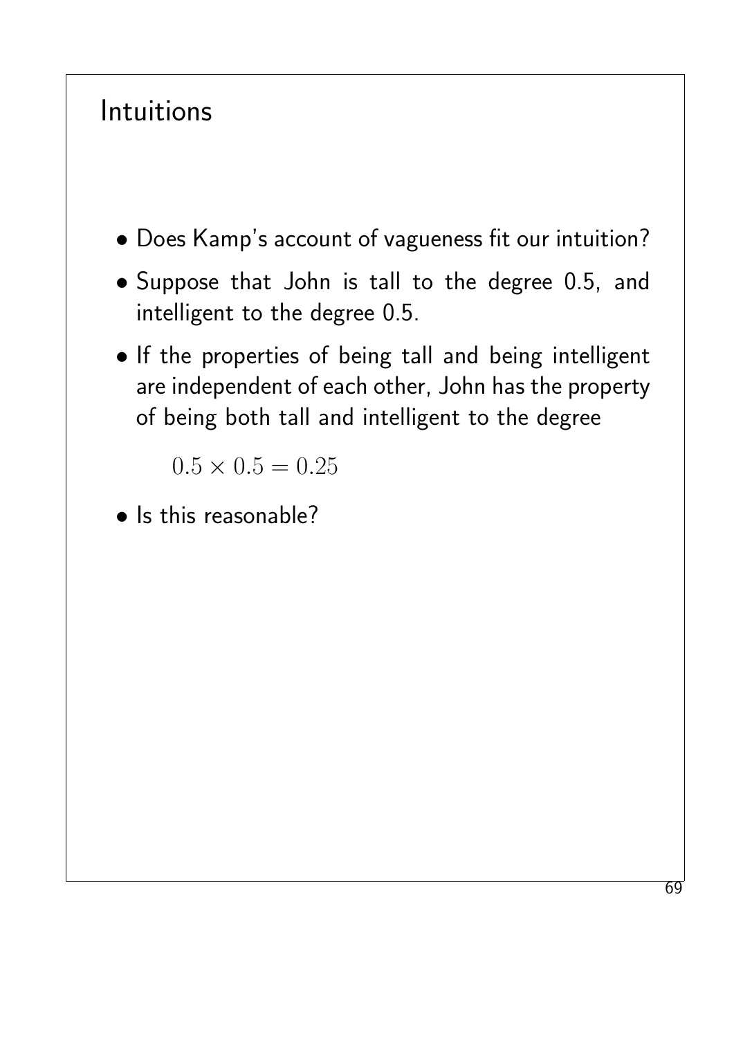# Intuitions

- Does Kamp's account of vagueness fit our intuition?
- Suppose that John is tall to the degree 0.5, and intelligent to the degree 0.5.
- If the properties of being tall and being intelligent are independent of each other, John has the property of being both tall and intelligent to the degree

  $$0.5 \times 0.5 = 0.25$$

- Is this reasonable?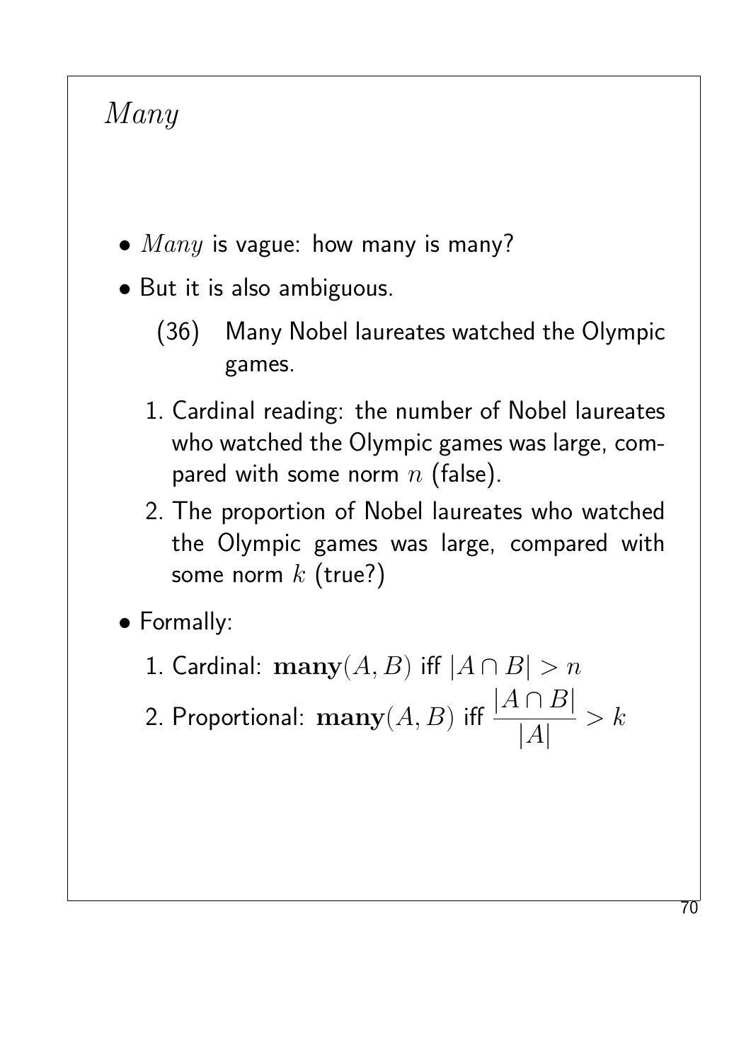# *Many*

- *Many* is vague: how many is many?
- But it is also ambiguous.

  (36) Many Nobel laureates watched the Olympic games.

  1. Cardinal reading: the number of Nobel laureates who watched the Olympic games was large, compared with some norm $n$ (false).
  2. The proportion of Nobel laureates who watched the Olympic games was large, compared with some norm $k$ (true?)

- Formally:

  1. Cardinal: $\mathbf{many}(A, B)$ iff $|A \cap B| > n$
  2. Proportional: $\mathbf{many}(A, B)$ iff $\dfrac{|A \cap B|}{|A|} > k$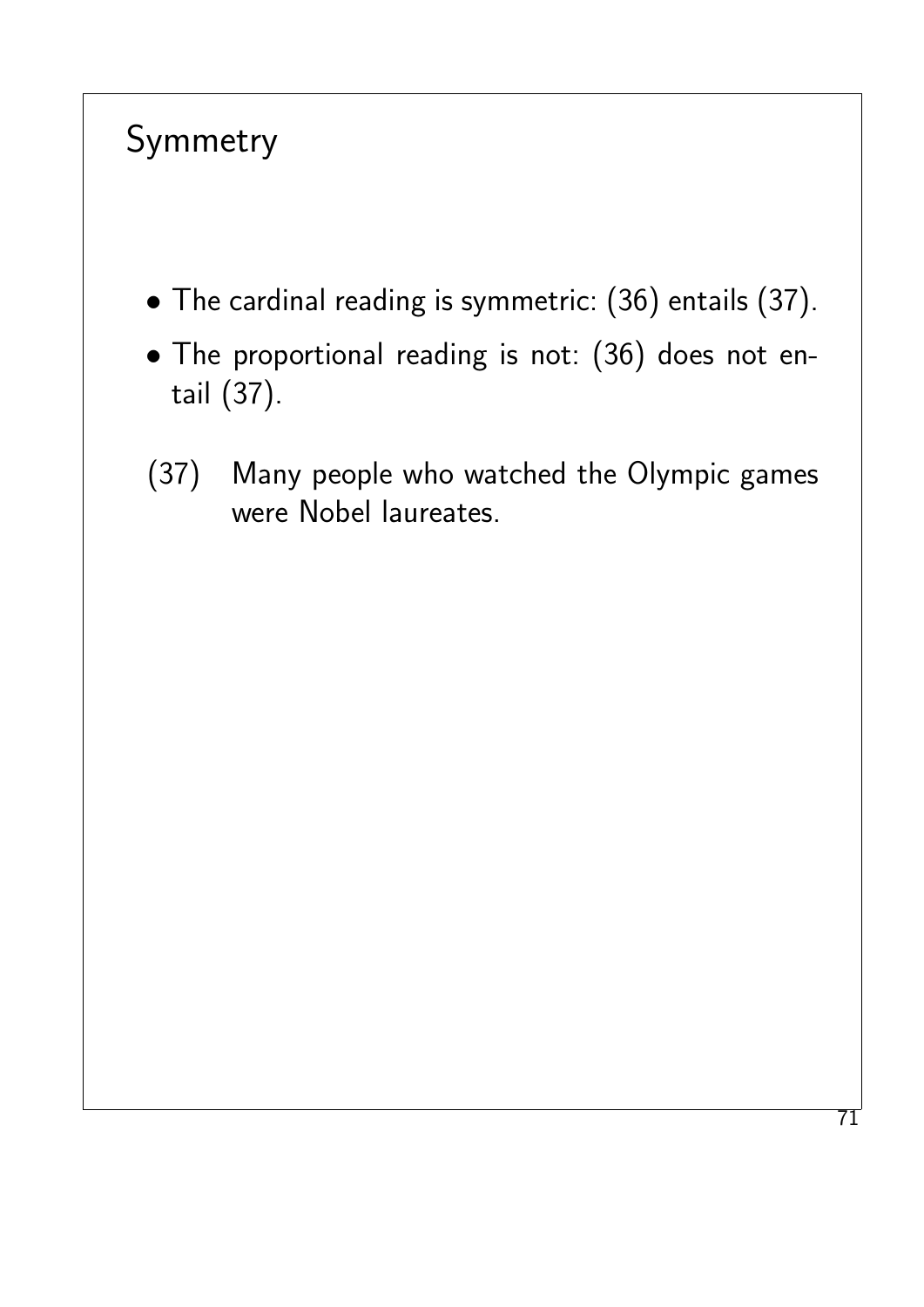## Symmetry

- The cardinal reading is symmetric: (36) entails (37).
- The proportional reading is not: (36) does not entail (37).

(37) Many people who watched the Olympic games were Nobel laureates.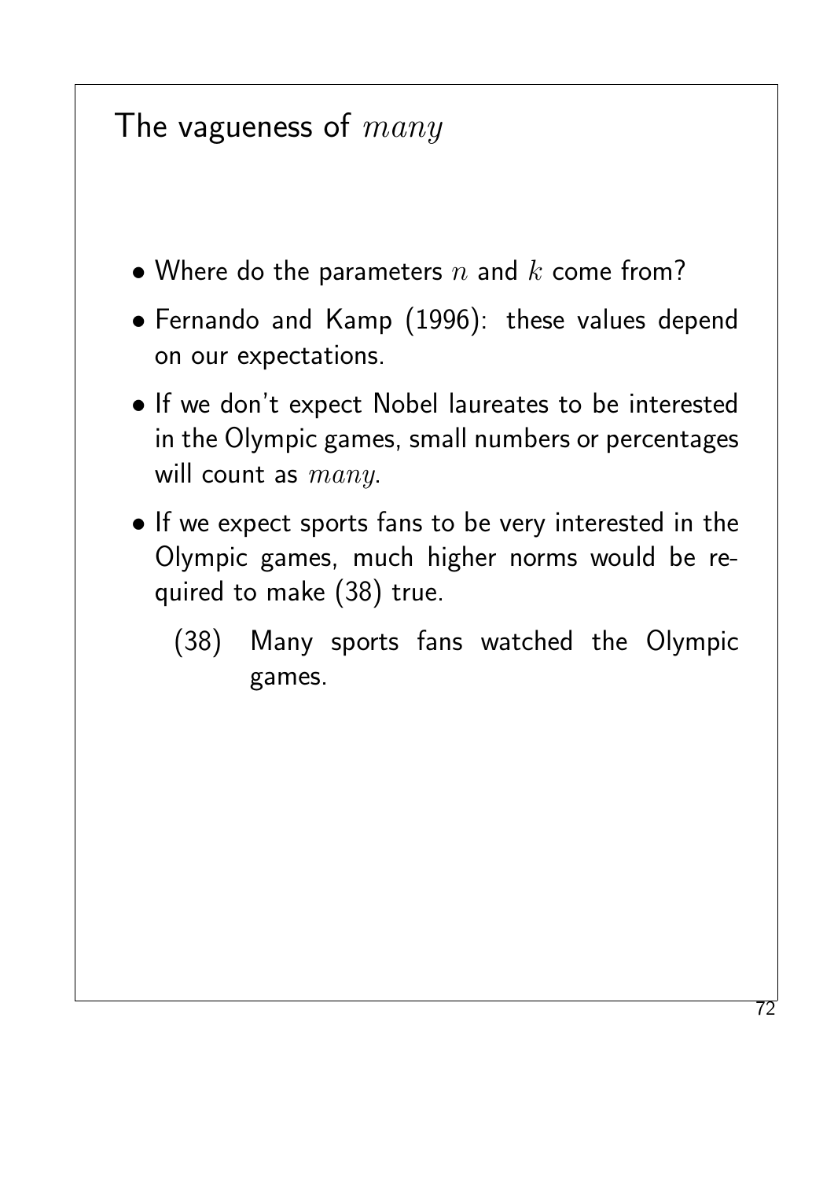# The vagueness of *many*

- Where do the parameters $n$ and $k$ come from?
- Fernando and Kamp (1996): these values depend on our expectations.
- If we don't expect Nobel laureates to be interested in the Olympic games, small numbers or percentages will count as *many*.
- If we expect sports fans to be very interested in the Olympic games, much higher norms would be required to make (38) true.

  (38) Many sports fans watched the Olympic games.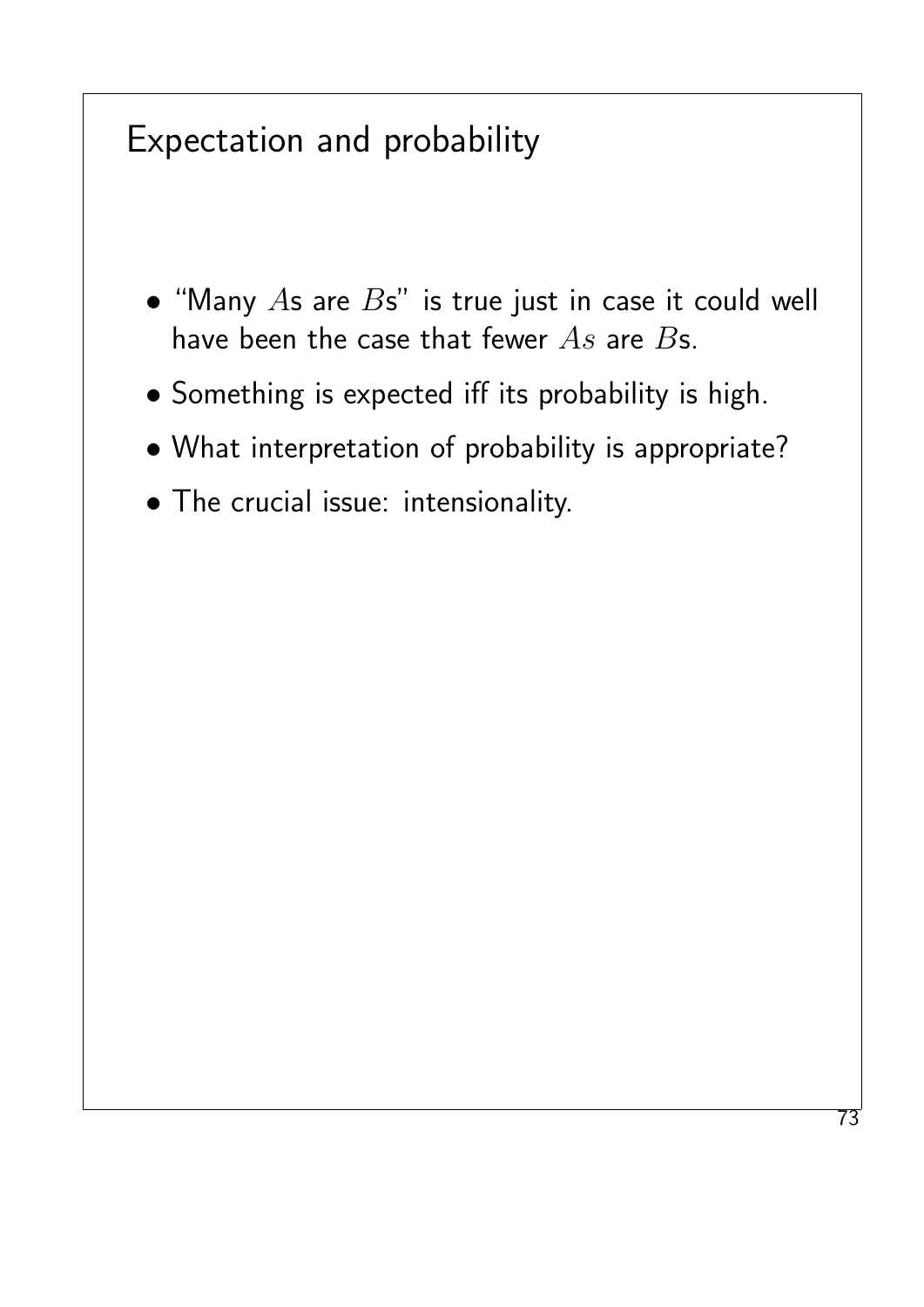# Expectation and probability

- "Many $A$s are $B$s" is true just in case it could well have been the case that fewer $As$ are $B$s.
- Something is expected iff its probability is high.
- What interpretation of probability is appropriate?
- The crucial issue: intensionality.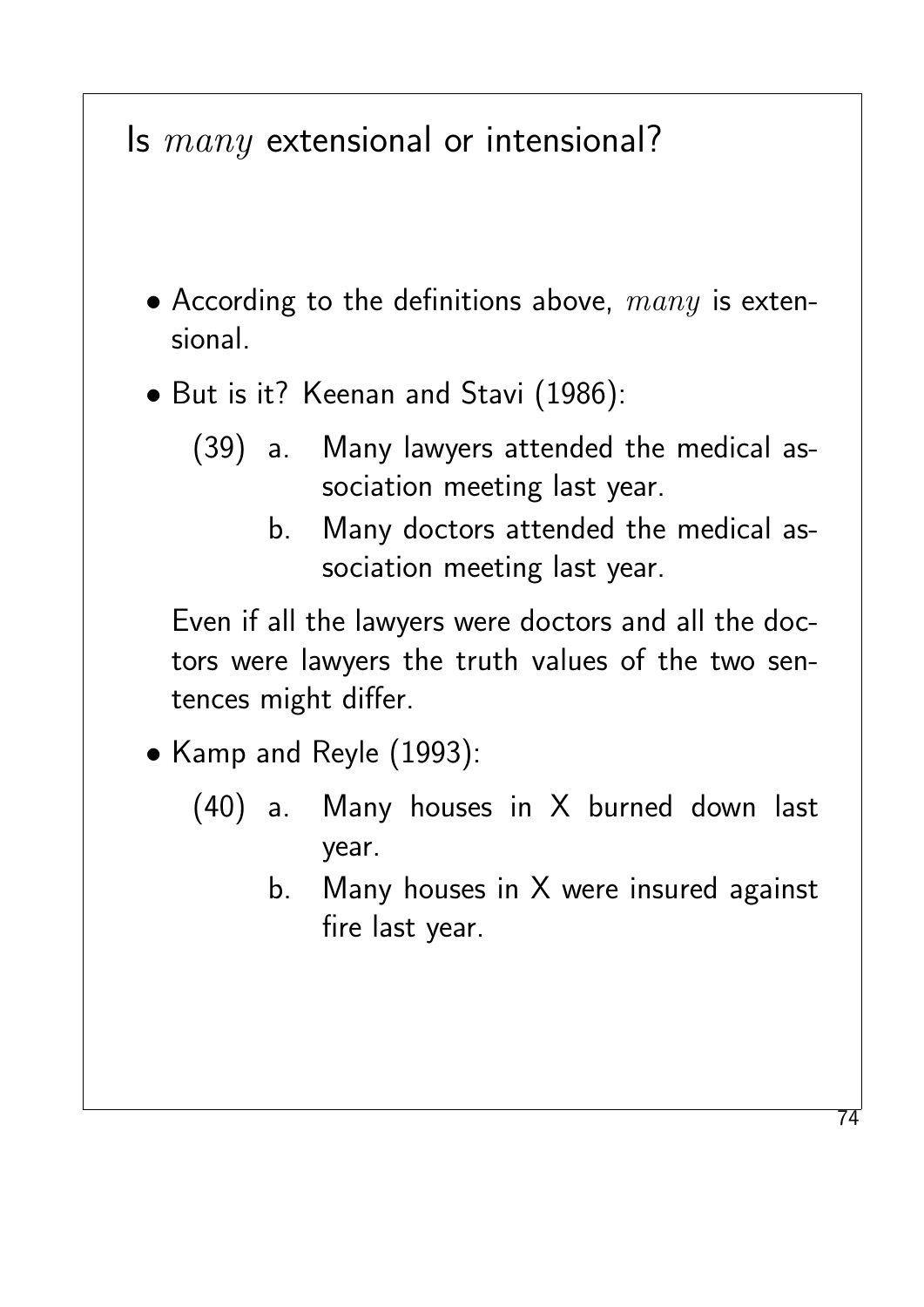# Is *many* extensional or intensional?

- According to the definitions above, *many* is extensional.
- But is it? Keenan and Stavi (1986):

  (39) a. Many lawyers attended the medical association meeting last year.

  b. Many doctors attended the medical association meeting last year.

  Even if all the lawyers were doctors and all the doctors were lawyers the truth values of the two sentences might differ.

- Kamp and Reyle (1993):

  (40) a. Many houses in X burned down last year.

  b. Many houses in X were insured against fire last year.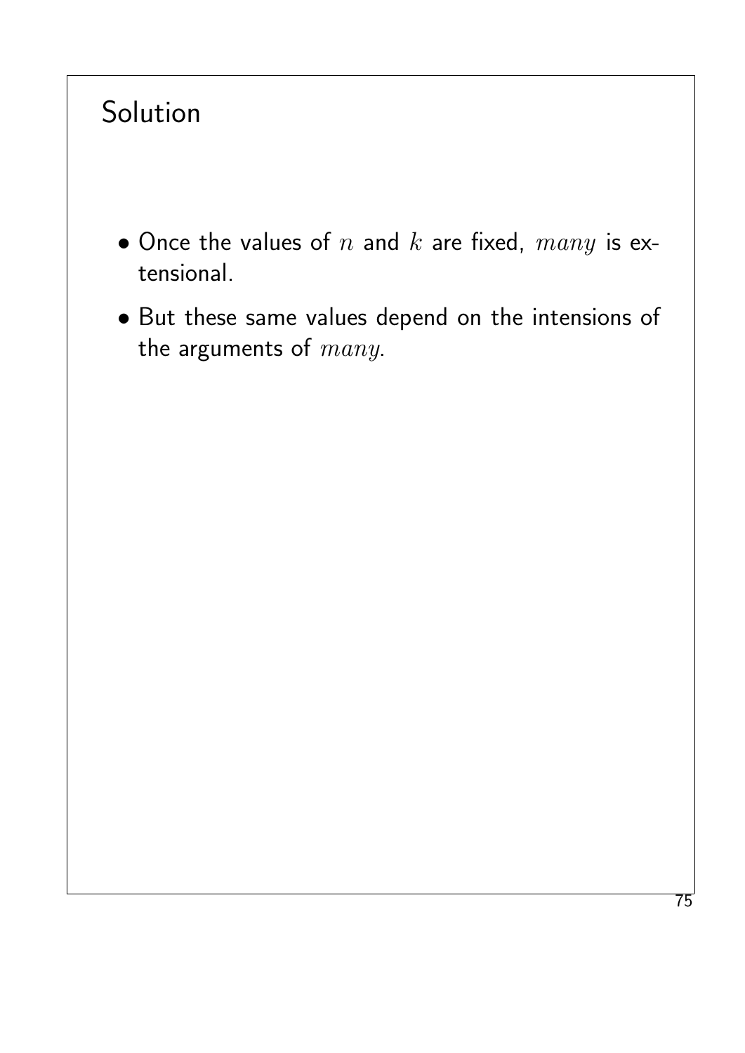# Solution

- Once the values of $n$ and $k$ are fixed, $many$ is extensional.
- But these same values depend on the intensions of the arguments of $many$.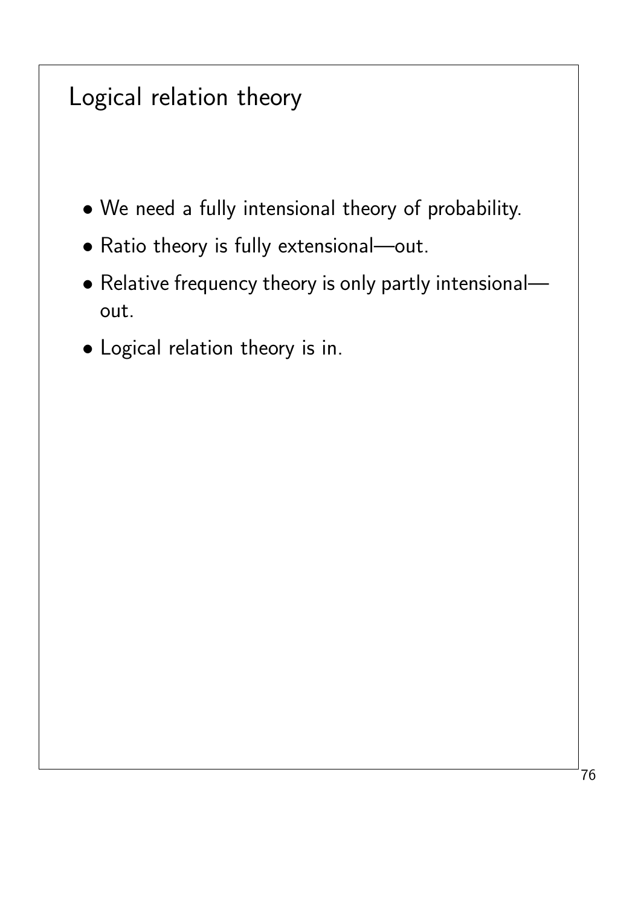# Logical relation theory

- We need a fully intensional theory of probability.
- Ratio theory is fully extensional—out.
- Relative frequency theory is only partly intensional—out.
- Logical relation theory is in.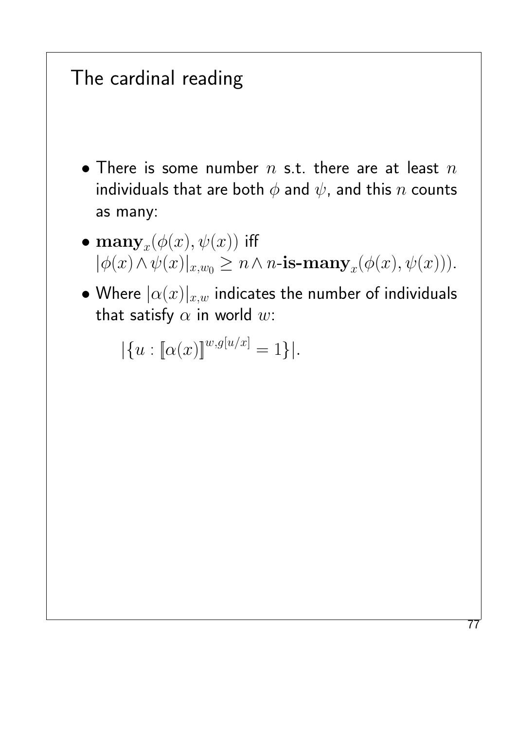## The cardinal reading

- There is some number $n$ s.t. there are at least $n$ individuals that are both $\phi$ and $\psi$, and this $n$ counts as many:
- $\mathbf{many}_x(\phi(x), \psi(x))$ iff $|\phi(x) \wedge \psi(x)|_{x,w_0} \geq n \wedge n\text{-}\mathbf{is\text{-}many}_x(\phi(x), \psi(x)))$.
- Where $|\alpha(x)|_{x,w}$ indicates the number of individuals that satisfy $\alpha$ in world $w$:

  $|\{u : [\![\alpha(x)]\!]^{w,g[u/x]} = 1\}|$.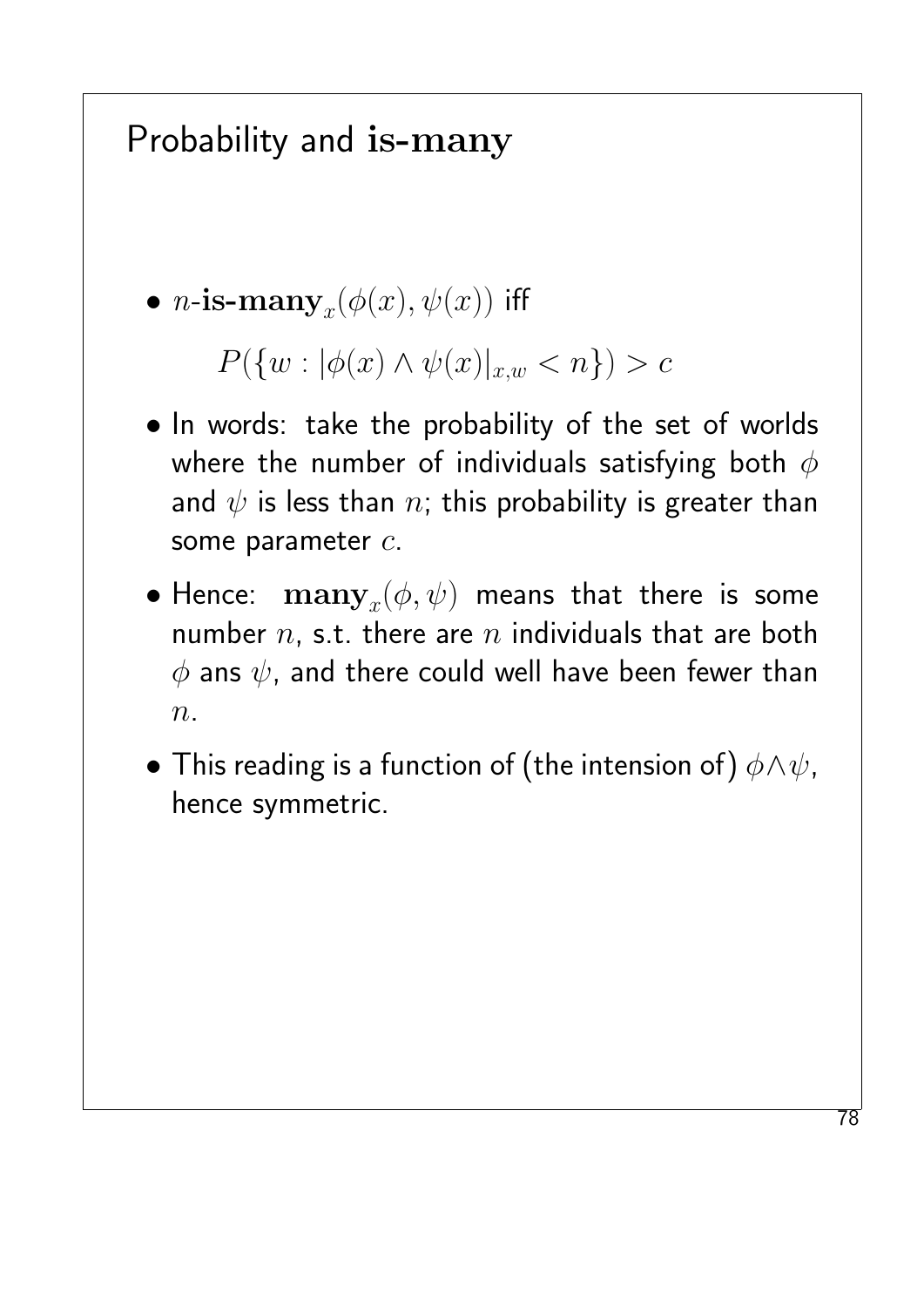# Probability and **is-many**

- $n$-$\mathbf{is\text{-}many}_x(\phi(x), \psi(x))$ iff

  $$P(\{w : |\phi(x) \wedge \psi(x)|_{x,w} < n\}) > c$$

- In words: take the probability of the set of worlds where the number of individuals satisfying both $\phi$ and $\psi$ is less than $n$; this probability is greater than some parameter $c$.

- Hence: $\mathbf{many}_x(\phi, \psi)$ means that there is some number $n$, s.t. there are $n$ individuals that are both $\phi$ ans $\psi$, and there could well have been fewer than $n$.

- This reading is a function of (the intension of) $\phi \wedge \psi$, hence symmetric.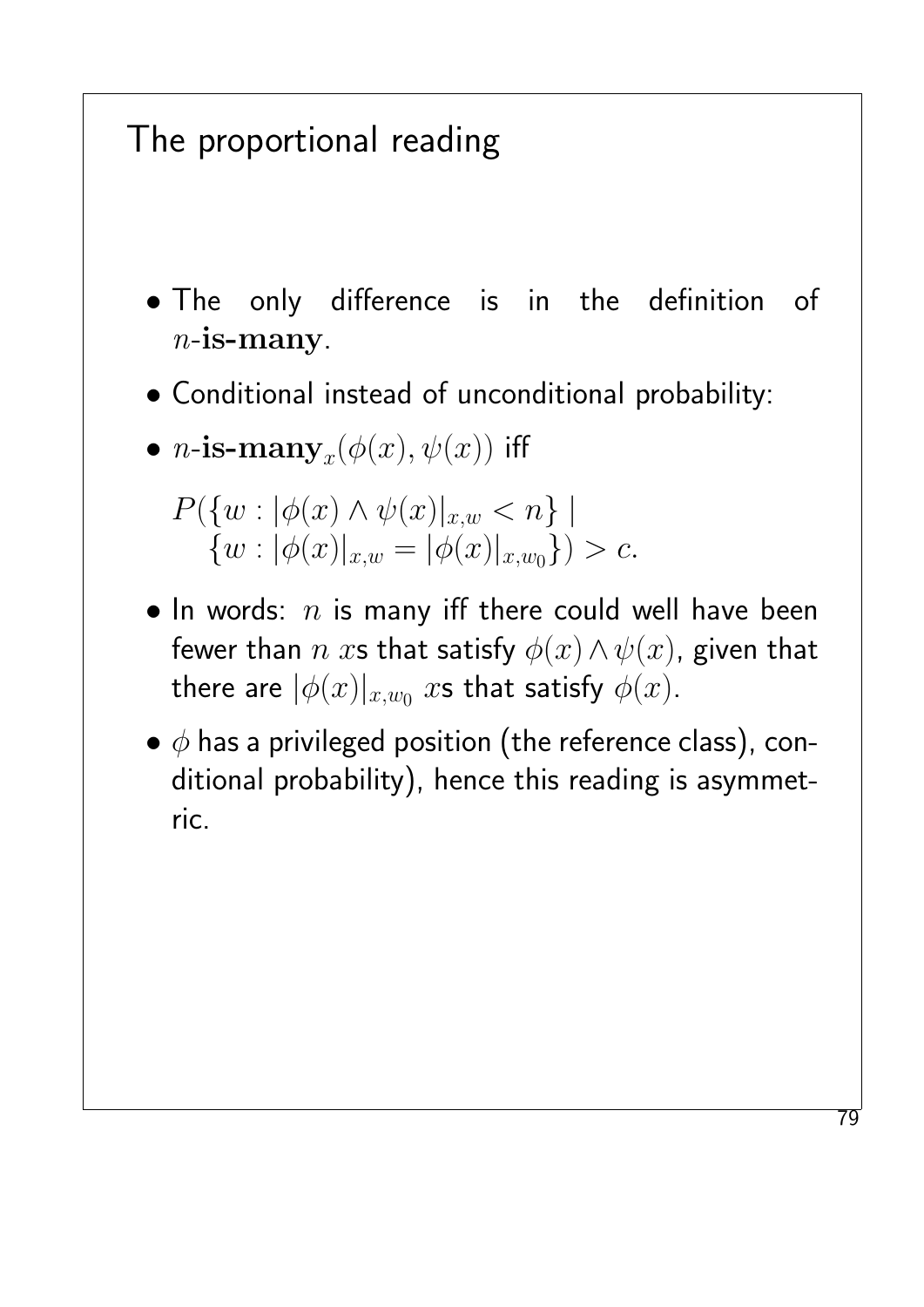# The proportional reading

- The only difference is in the definition of $n$-**is-many**.
- Conditional instead of unconditional probability:
- $n$-$\mathbf{is\text{-}many}_x(\phi(x), \psi(x))$ iff

  $$P(\{w : |\phi(x) \wedge \psi(x)|_{x,w} < n\} \mid \{w : |\phi(x)|_{x,w} = |\phi(x)|_{x,w_0}\}) > c.$$

- In words: $n$ is many iff there could well have been fewer than $n$ $x$s that satisfy $\phi(x) \wedge \psi(x)$, given that there are $|\phi(x)|_{x,w_0}$ $x$s that satisfy $\phi(x)$.
- $\phi$ has a privileged position (the reference class), conditional probability), hence this reading is asymmetric.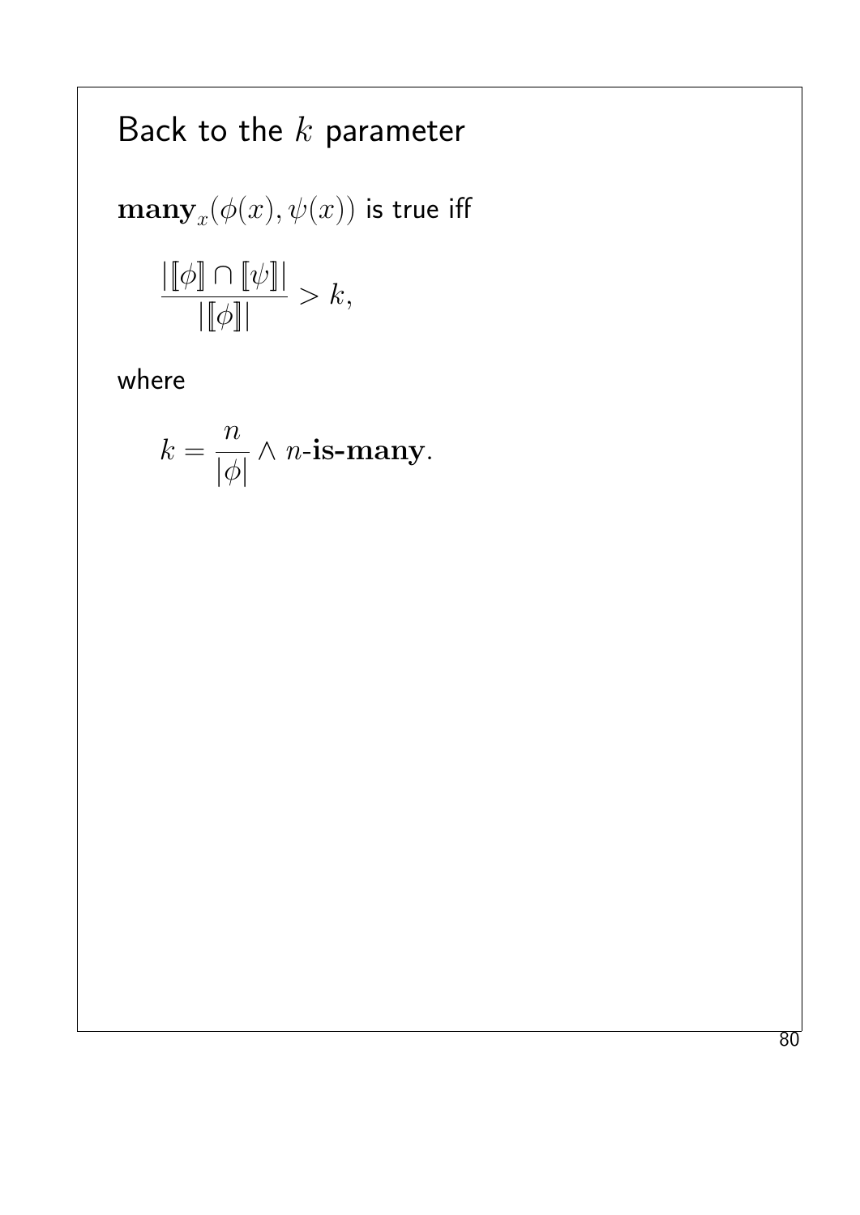# Back to the $k$ parameter

$\mathbf{many}_x(\phi(x), \psi(x))$ is true iff

$$\frac{|[\![\phi]\!] \cap [\![\psi]\!]|}{|[\![\phi]\!]|} > k,$$

where

$$k = \frac{n}{|\phi|} \wedge n\textbf{-is-many}.$$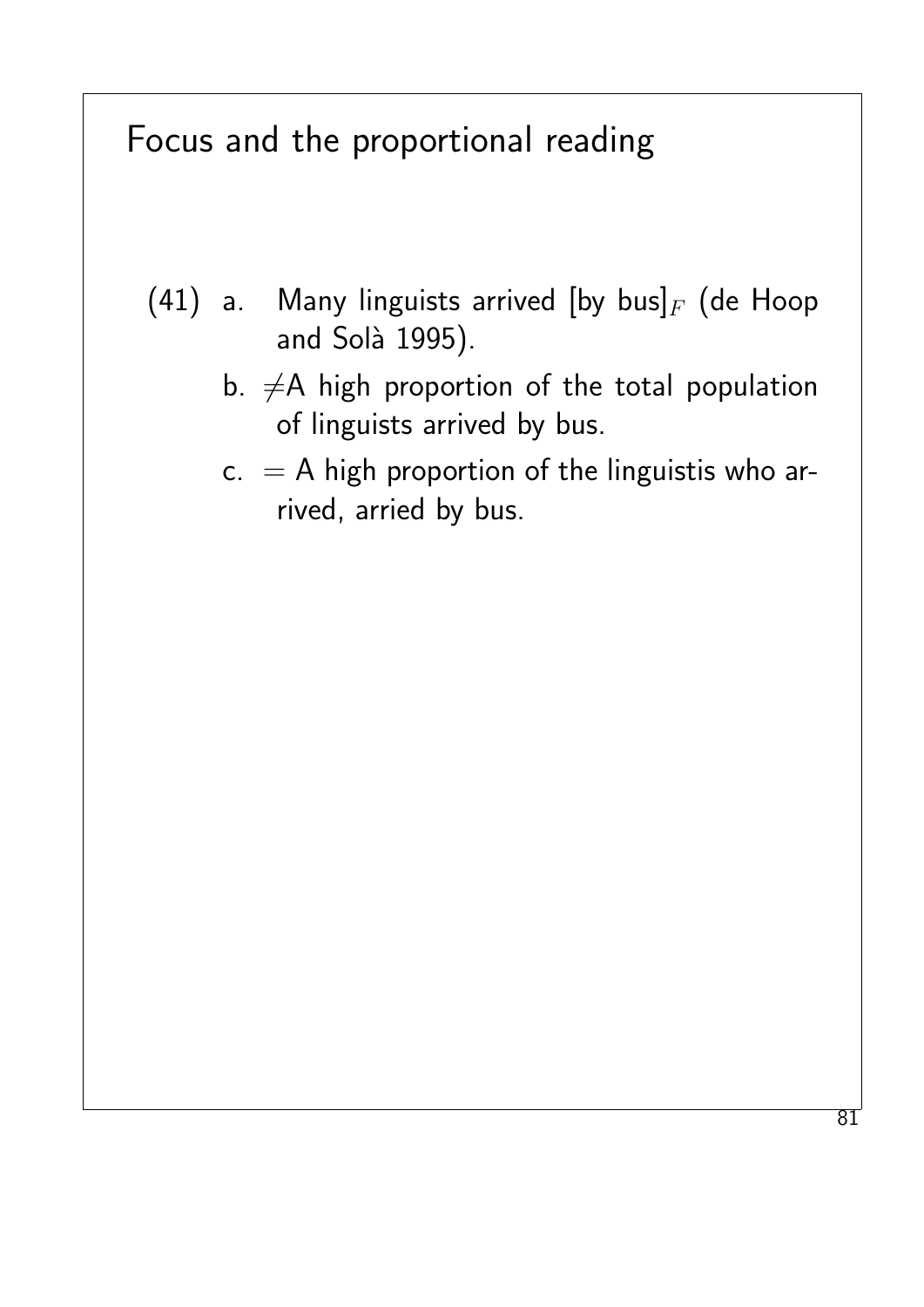# Focus and the proportional reading

(41) a. Many linguists arrived [by bus]$_F$ (de Hoop and Solà 1995).

b. $\neq$A high proportion of the total population of linguists arrived by bus.

c. $=$ A high proportion of the linguistis who arrived, arried by bus.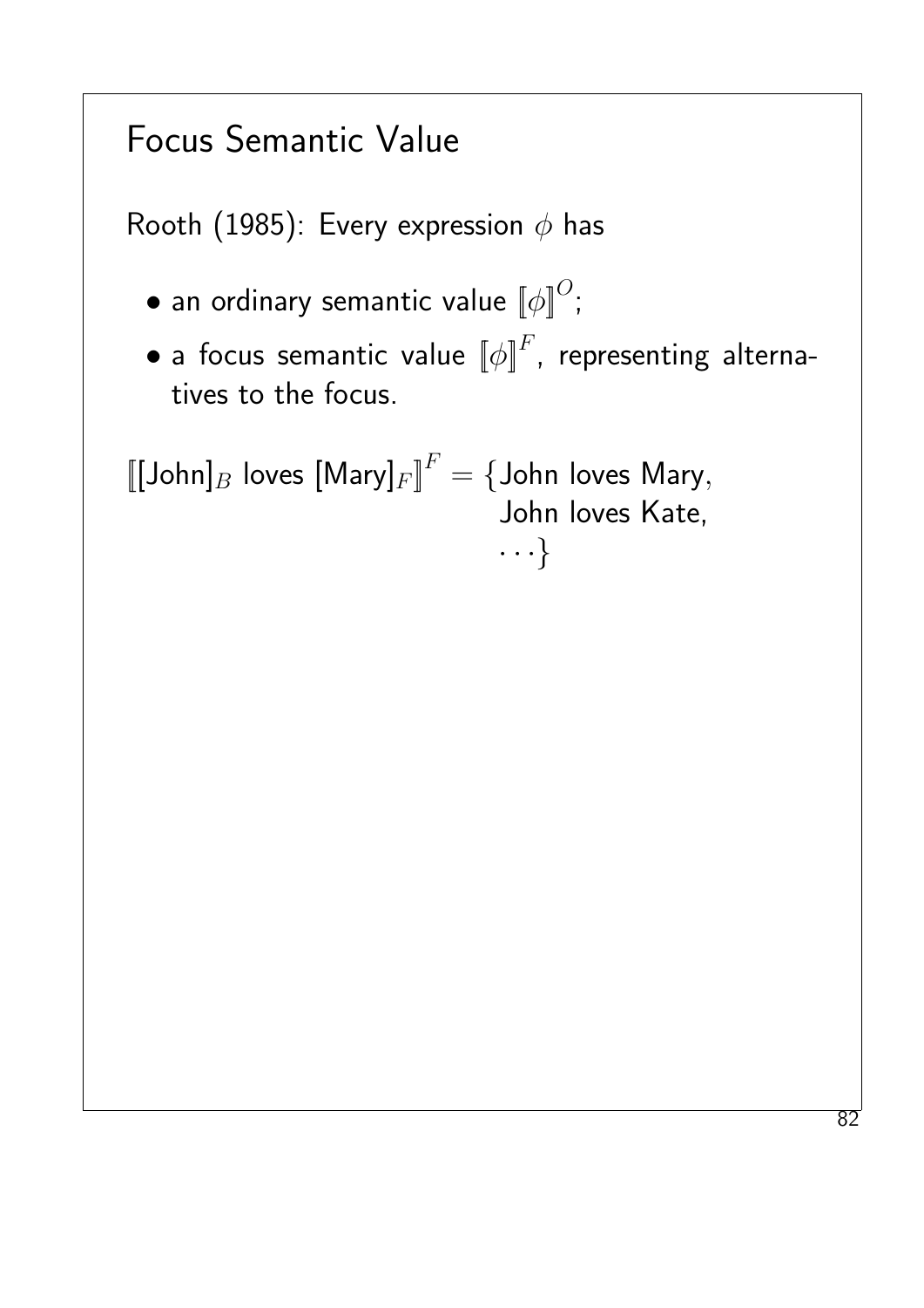# Focus Semantic Value

Rooth (1985): Every expression $\phi$ has

- an ordinary semantic value $[\![\phi]\!]^O$;
- a focus semantic value $[\![\phi]\!]^F$, representing alternatives to the focus.

$$[\![[\text{John}]_B \text{ loves } [\text{Mary}]_F]\!]^F = \{\text{John loves Mary}, \text{John loves Kate}, \ldots\}$$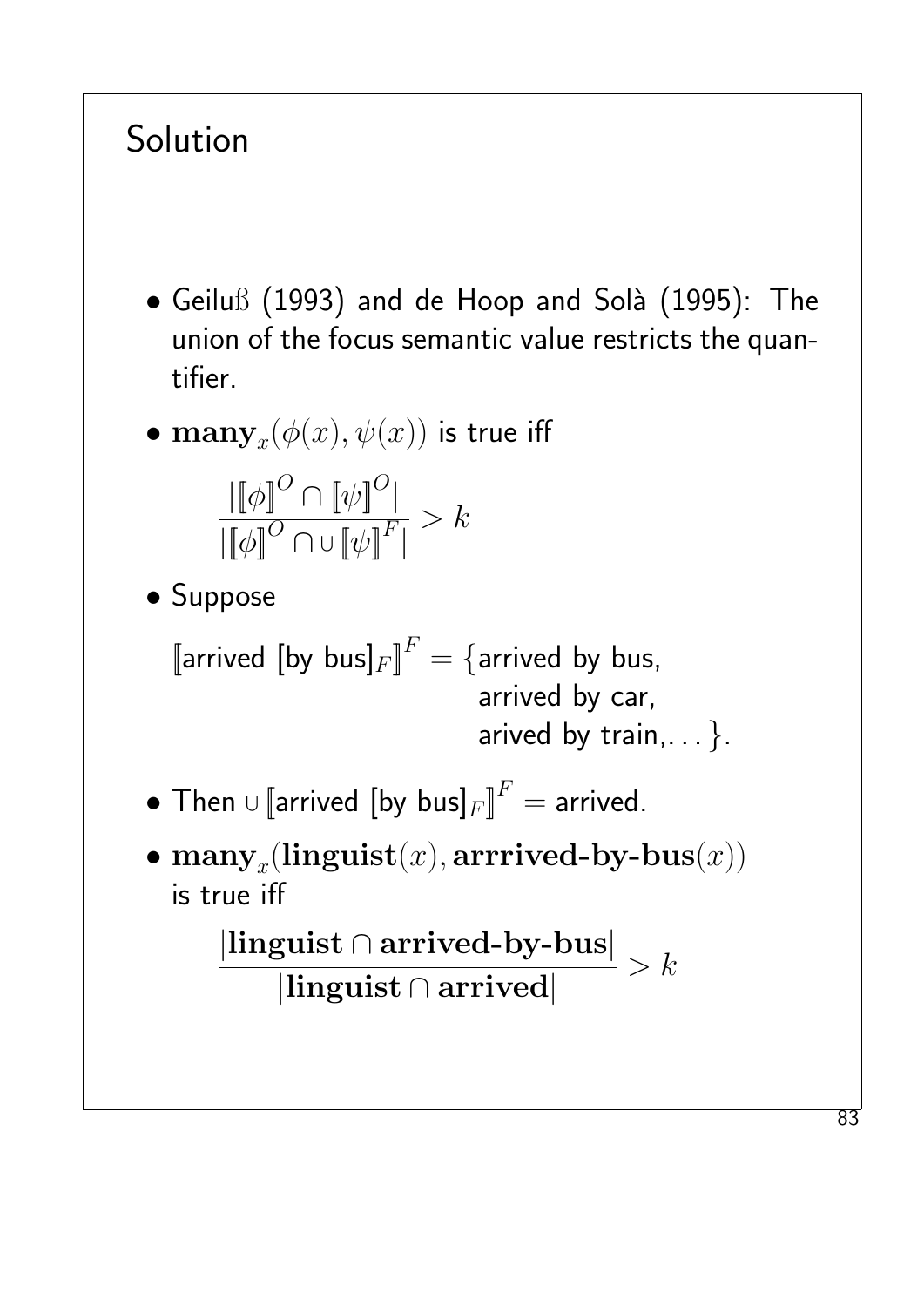# Solution

- Geiluß (1993) and de Hoop and Solà (1995): The union of the focus semantic value restricts the quantifier.

- $\mathbf{many}_x(\phi(x), \psi(x))$ is true iff

$$\frac{|[\![\phi]\!]^O \cap [\![\psi]\!]^O|}{|[\![\phi]\!]^O \cap \cup [\![\psi]\!]^F|} > k$$

- Suppose

$[\![\text{arrived [by bus]}_F]\!]^F = \{$arrived by bus,
arrived by car,
arived by train,$\ldots\}$.

- Then $\cup [\![\text{arrived [by bus]}_F]\!]^F =$ arrived.

- $\mathbf{many}_x(\mathbf{linguist}(x), \mathbf{arrrived\text{-}by\text{-}bus}(x))$ is true iff

$$\frac{|\mathbf{linguist} \cap \mathbf{arrived\text{-}by\text{-}bus}|}{|\mathbf{linguist} \cap \mathbf{arrived}|} > k$$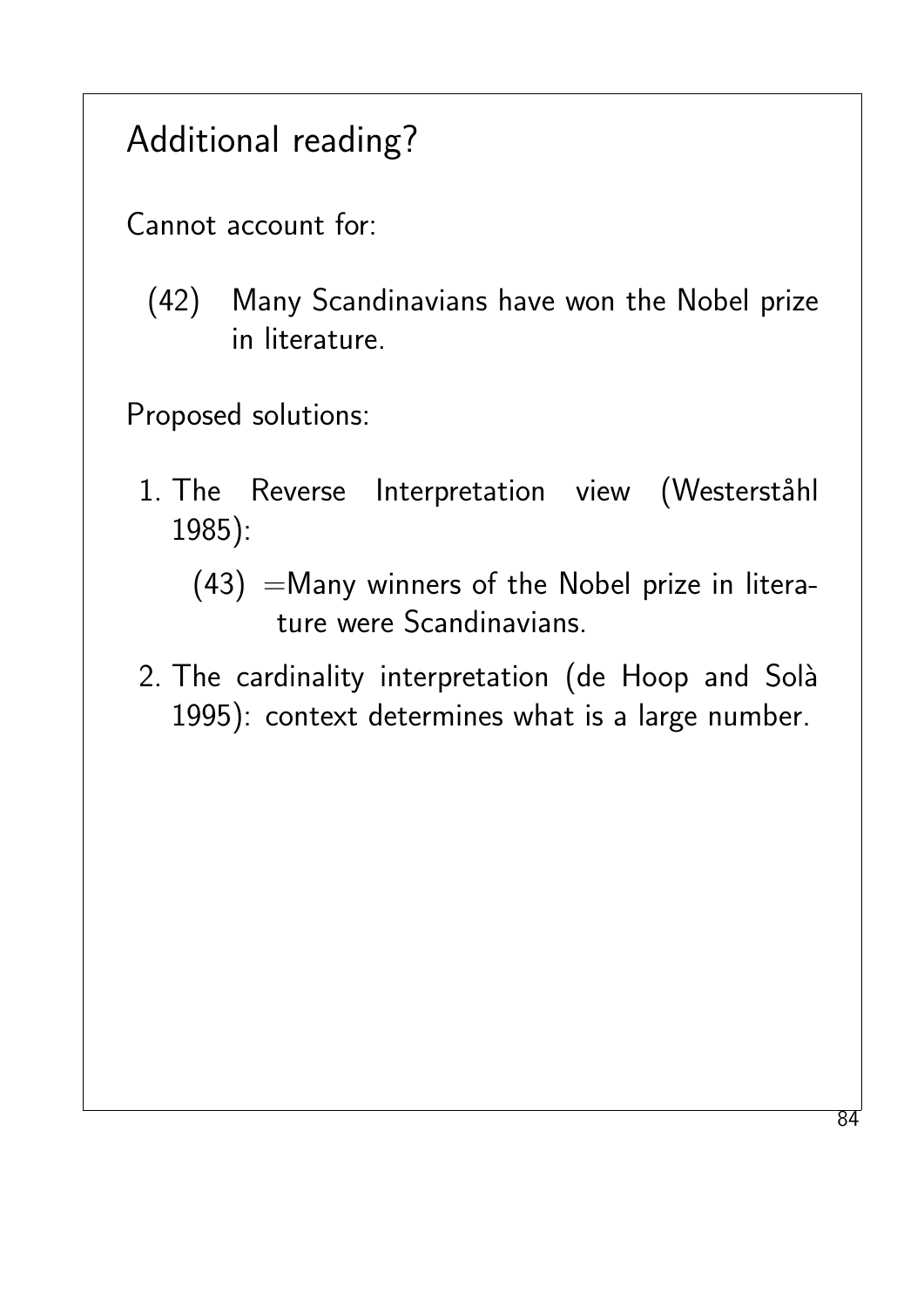## Additional reading?

Cannot account for:

(42) Many Scandinavians have won the Nobel prize in literature.

Proposed solutions:

1. The Reverse Interpretation view (Westerståhl 1985):

   (43) =Many winners of the Nobel prize in literature were Scandinavians.

2. The cardinality interpretation (de Hoop and Solà 1995): context determines what is a large number.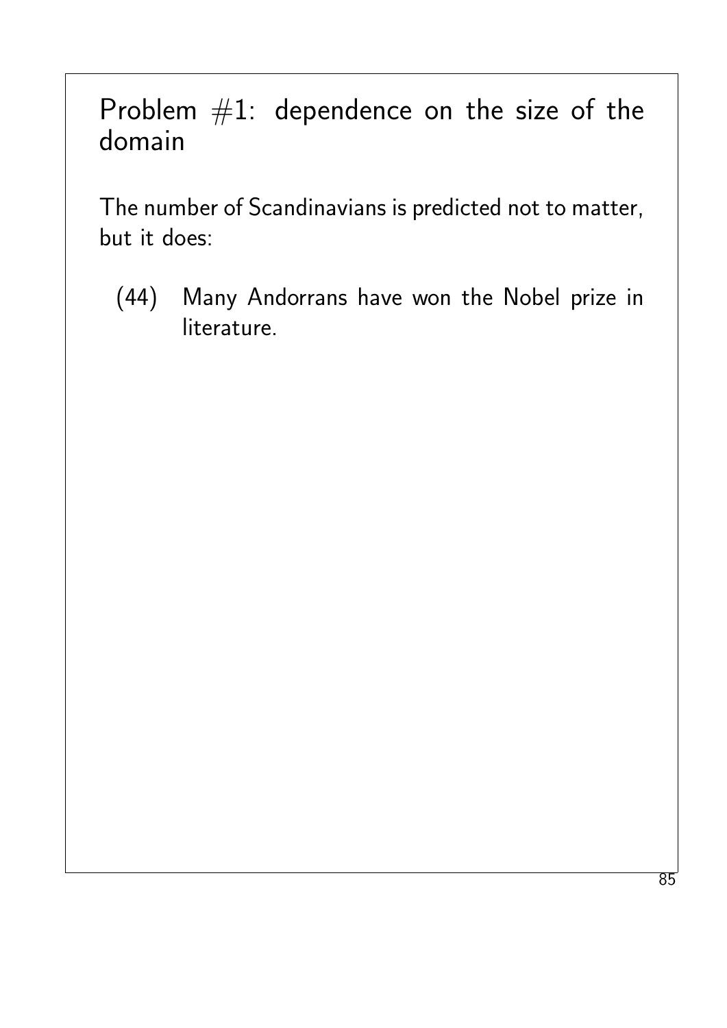## Problem #1: dependence on the size of the domain

The number of Scandinavians is predicted not to matter, but it does:

(44) Many Andorrans have won the Nobel prize in literature.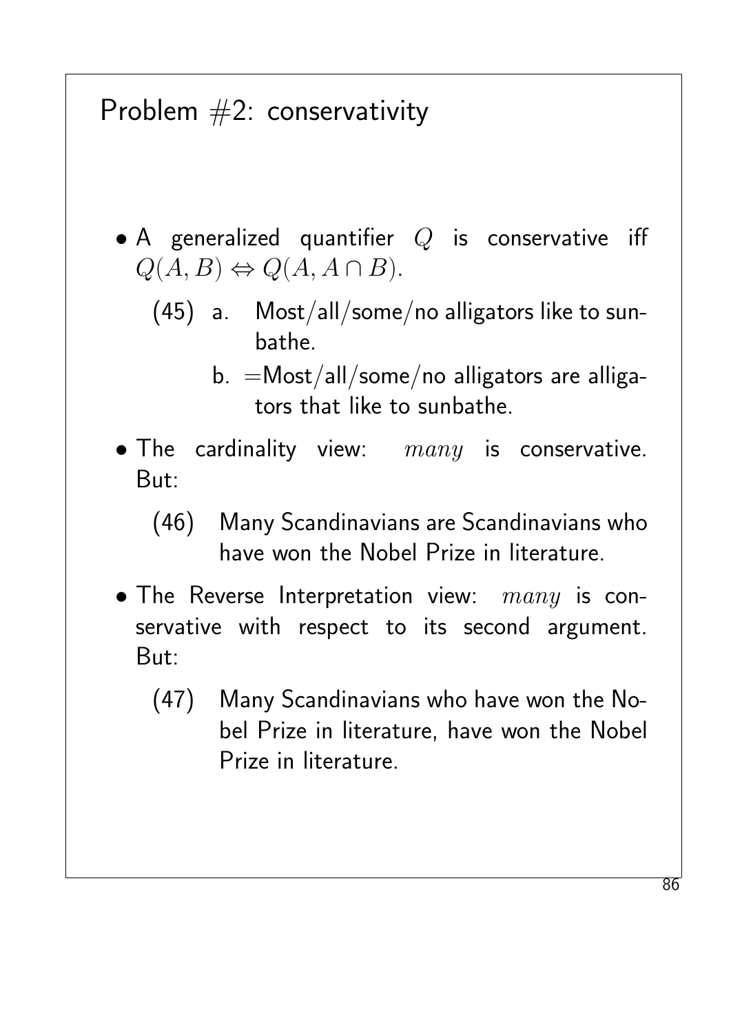## Problem #2: conservativity

- A generalized quantifier $Q$ is conservative iff $Q(A, B) \Leftrightarrow Q(A, A \cap B)$.

  (45) a. Most/all/some/no alligators like to sunbathe.

  b. =Most/all/some/no alligators are alligators that like to sunbathe.

- The cardinality view: $many$ is conservative. But:

  (46) Many Scandinavians are Scandinavians who have won the Nobel Prize in literature.

- The Reverse Interpretation view: $many$ is conservative with respect to its second argument. But:

  (47) Many Scandinavians who have won the Nobel Prize in literature, have won the Nobel Prize in literature.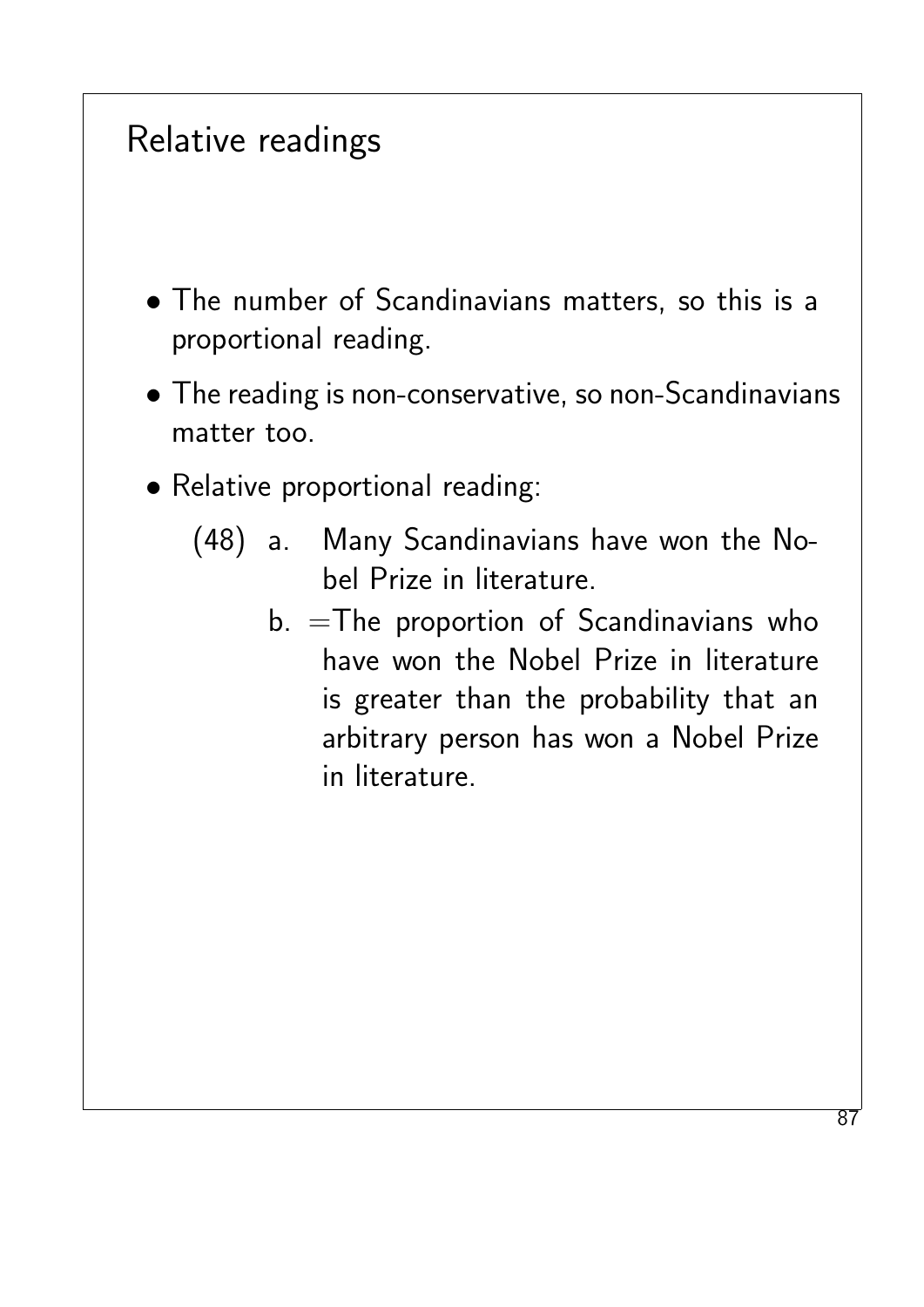# Relative readings

- The number of Scandinavians matters, so this is a proportional reading.
- The reading is non-conservative, so non-Scandinavians matter too.
- Relative proportional reading:

(48) a. Many Scandinavians have won the Nobel Prize in literature.

b. =The proportion of Scandinavians who have won the Nobel Prize in literature is greater than the probability that an arbitrary person has won a Nobel Prize in literature.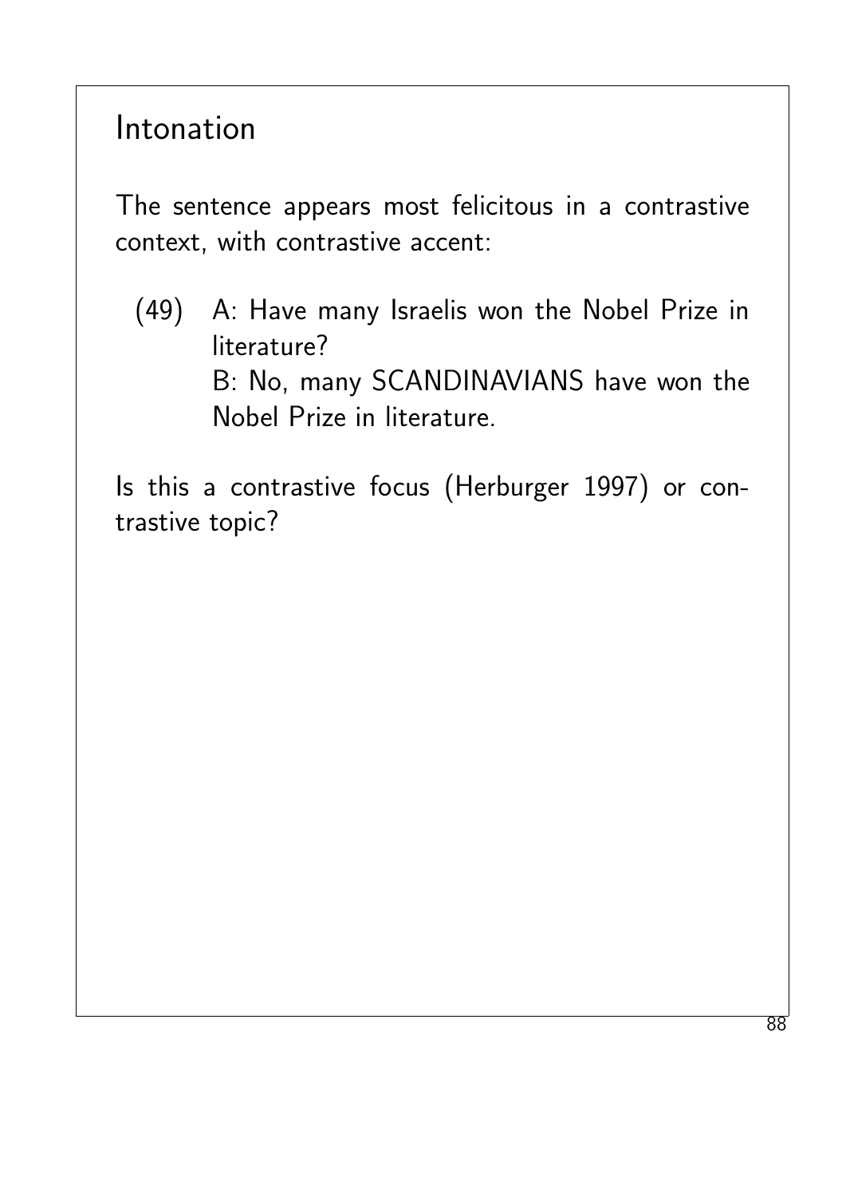# Intonation

The sentence appears most felicitous in a contrastive context, with contrastive accent:

(49) A: Have many Israelis won the Nobel Prize in literature?
B: No, many SCANDINAVIANS have won the Nobel Prize in literature.

Is this a contrastive focus (Herburger 1997) or contrastive topic?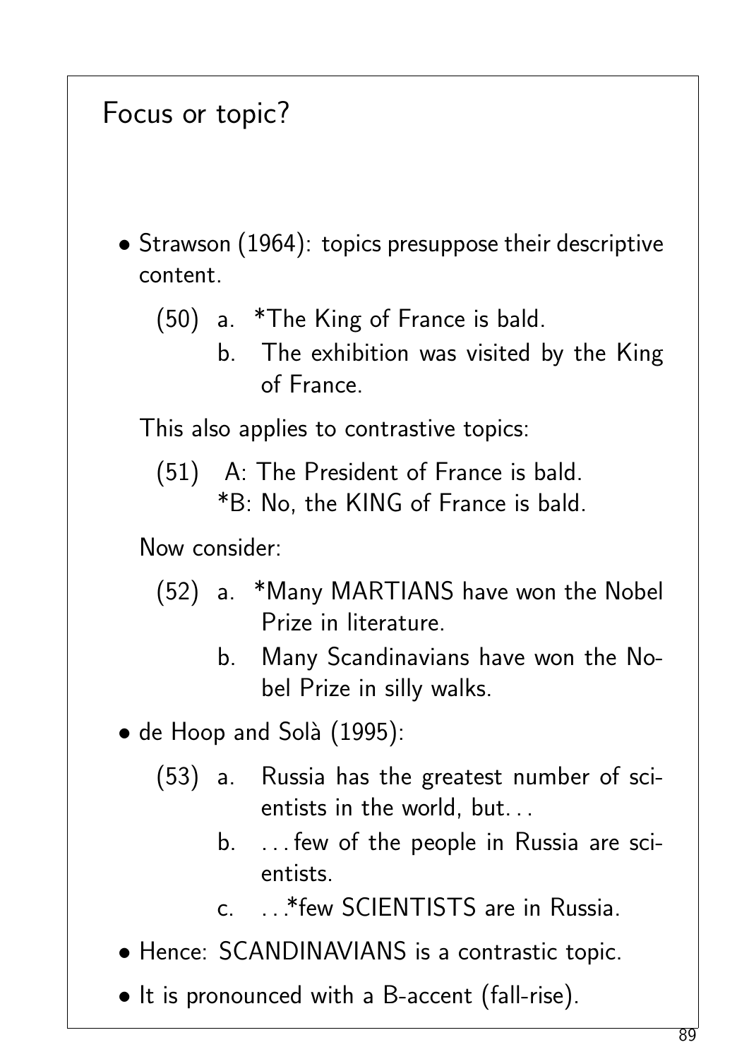# Focus or topic?

- Strawson (1964): topics presuppose their descriptive content.

  (50) a. *The King of France is bald.
  b. The exhibition was visited by the King of France.

  This also applies to contrastive topics:

  (51) A: The President of France is bald.
  *B: No, the KING of France is bald.

  Now consider:

  (52) a. *Many MARTIANS have won the Nobel Prize in literature.
  b. Many Scandinavians have won the Nobel Prize in silly walks.

- de Hoop and Solà (1995):

  (53) a. Russia has the greatest number of scientists in the world, but...
  b. ...few of the people in Russia are scientists.
  c. ...*few SCIENTISTS are in Russia.

- Hence: SCANDINAVIANS is a contrastic topic.
- It is pronounced with a B-accent (fall-rise).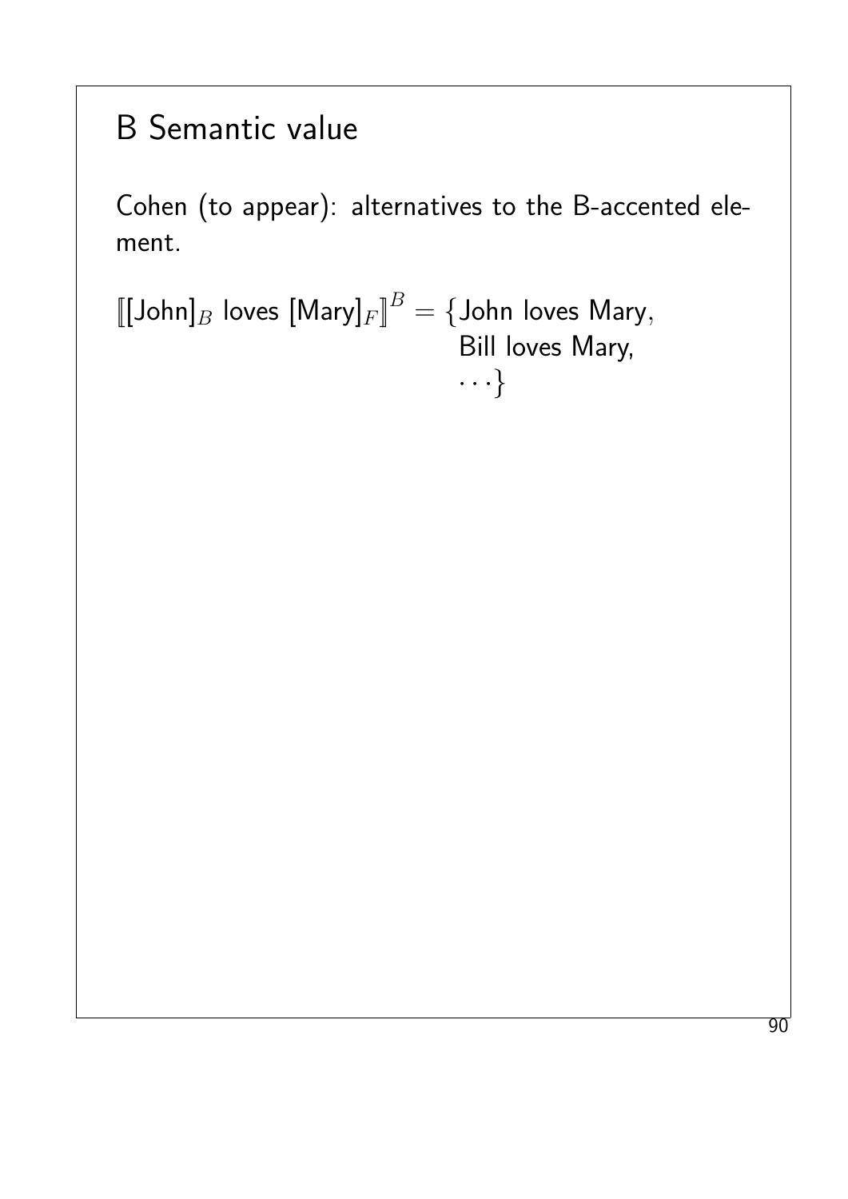# B Semantic value

Cohen (to appear): alternatives to the B-accented element.

$$[\![ [\text{John}]_B \text{ loves } [\text{Mary}]_F ]\!]^B = \{\text{John loves Mary}, \\ \text{Bill loves Mary}, \\ \cdots\}$$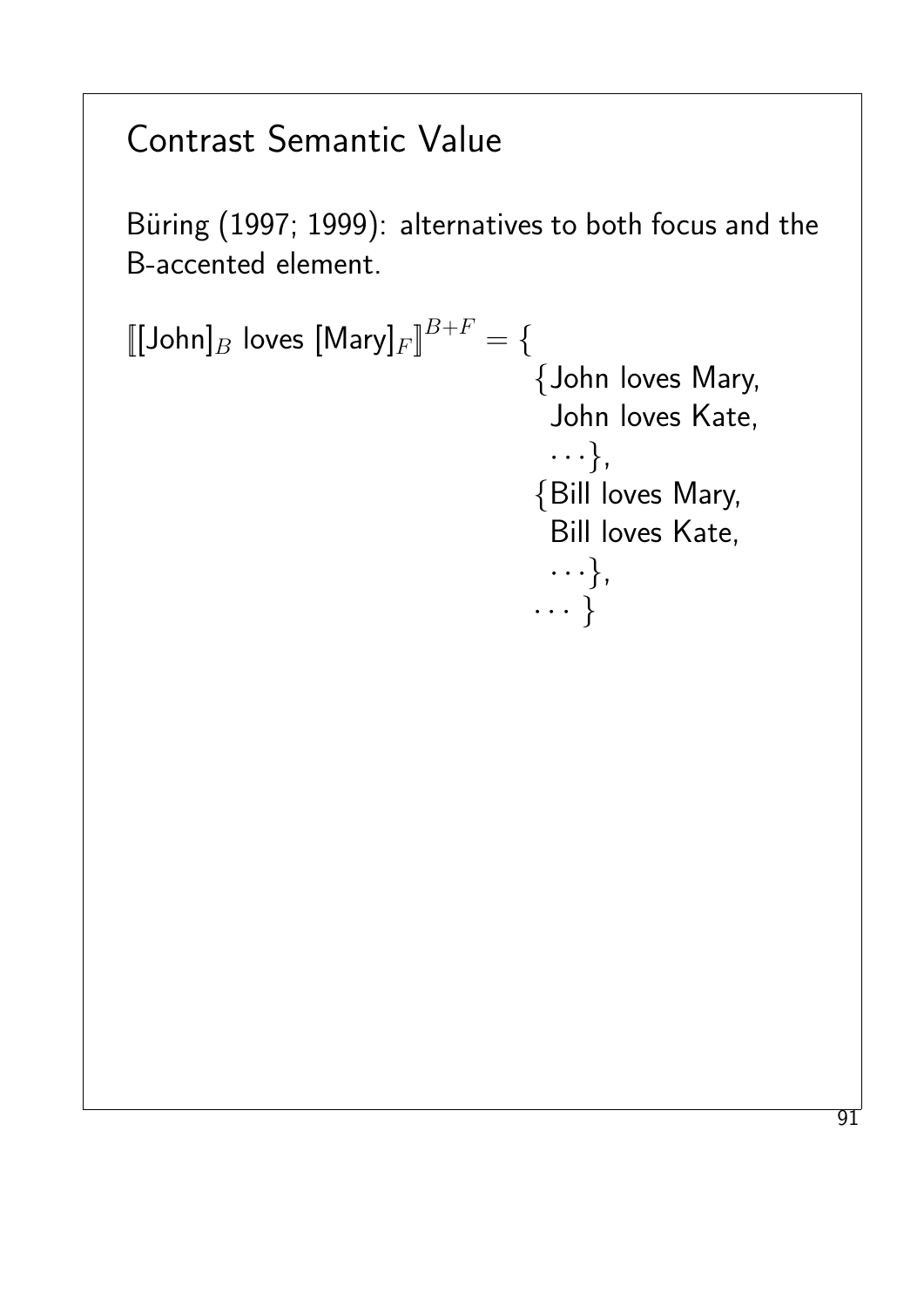# Contrast Semantic Value

Büring (1997; 1999): alternatives to both focus and the B-accented element.

$$
[\![ [\text{John}]_B \text{ loves } [\text{Mary}]_F ]\!]^{B+F} = \{ \\
\{\text{John loves Mary}, \text{John loves Kate}, \ldots\}, \\
\{\text{Bill loves Mary}, \text{Bill loves Kate}, \ldots\}, \\
\ldots \}
$$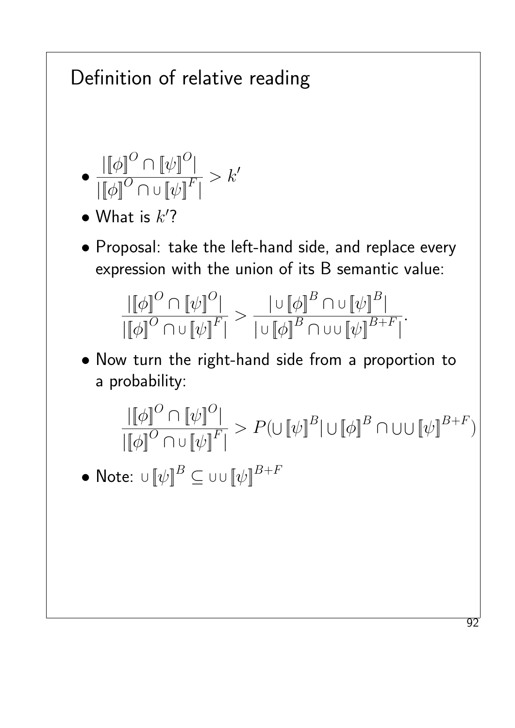# Definition of relative reading

- $\dfrac{|\llbracket\phi\rrbracket^O \cap \llbracket\psi\rrbracket^O|}{|\llbracket\phi\rrbracket^O \cap \cup\llbracket\psi\rrbracket^F|} > k'$
- What is $k'$?
- Proposal: take the left-hand side, and replace every expression with the union of its B semantic value:

$$\frac{|\llbracket\phi\rrbracket^O \cap \llbracket\psi\rrbracket^O|}{|\llbracket\phi\rrbracket^O \cap \cup\llbracket\psi\rrbracket^F|} > \frac{|\cup\llbracket\phi\rrbracket^B \cap \cup\llbracket\psi\rrbracket^B|}{|\cup\llbracket\phi\rrbracket^B \cap \cup\cup\llbracket\psi\rrbracket^{B+F}|}.$$

- Now turn the right-hand side from a proportion to a probability:

$$\frac{|\llbracket\phi\rrbracket^O \cap \llbracket\psi\rrbracket^O|}{|\llbracket\phi\rrbracket^O \cap \cup\llbracket\psi\rrbracket^F|} > P(\cup\llbracket\psi\rrbracket^B | \cup\llbracket\phi\rrbracket^B \cap \cup\cup\llbracket\psi\rrbracket^{B+F})$$

- Note: $\cup\llbracket\psi\rrbracket^B \subseteq \cup\cup\llbracket\psi\rrbracket^{B+F}$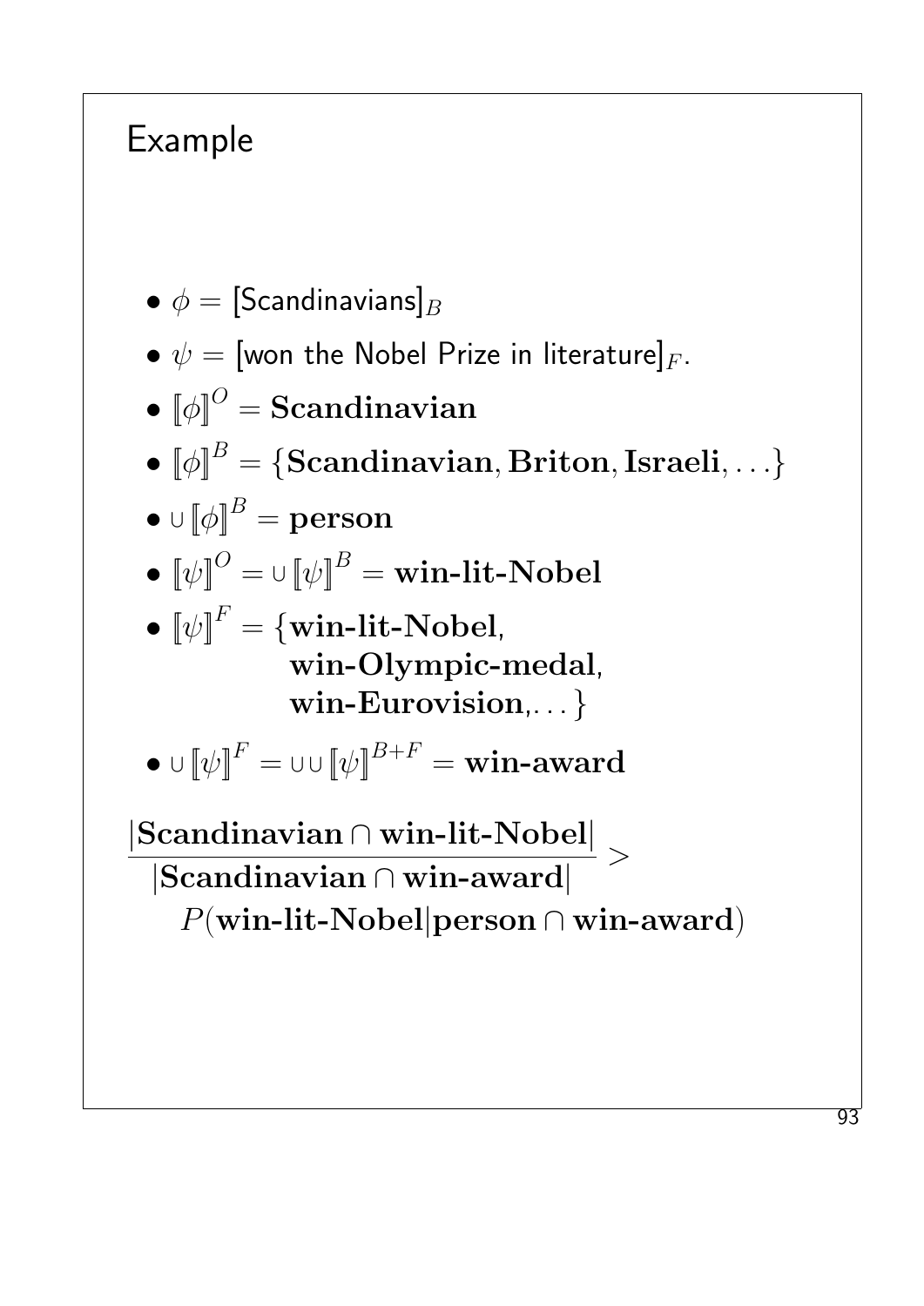## Example

- $\phi = [\text{Scandinavians}]_B$
- $\psi = [\text{won the Nobel Prize in literature}]_F$.
- $[\![\phi]\!]^O = \mathbf{Scandinavian}$
- $[\![\phi]\!]^B = \{\mathbf{Scandinavian}, \mathbf{Briton}, \mathbf{Israeli}, \ldots\}$
- $\cup [\![\phi]\!]^B = \mathbf{person}$
- $[\![\psi]\!]^O = \cup [\![\psi]\!]^B = \mathbf{win\text{-}lit\text{-}Nobel}$
- $[\![\psi]\!]^F = \{\mathbf{win\text{-}lit\text{-}Nobel}, \mathbf{win\text{-}Olympic\text{-}medal}, \mathbf{win\text{-}Eurovision}, \ldots\}$
- $\cup [\![\psi]\!]^F = \cup\cup [\![\psi]\!]^{B+F} = \mathbf{win\text{-}award}$

$$\frac{|\mathbf{Scandinavian} \cap \mathbf{win\text{-}lit\text{-}Nobel}|}{|\mathbf{Scandinavian} \cap \mathbf{win\text{-}award}|} > P(\mathbf{win\text{-}lit\text{-}Nobel} | \mathbf{person} \cap \mathbf{win\text{-}award})$$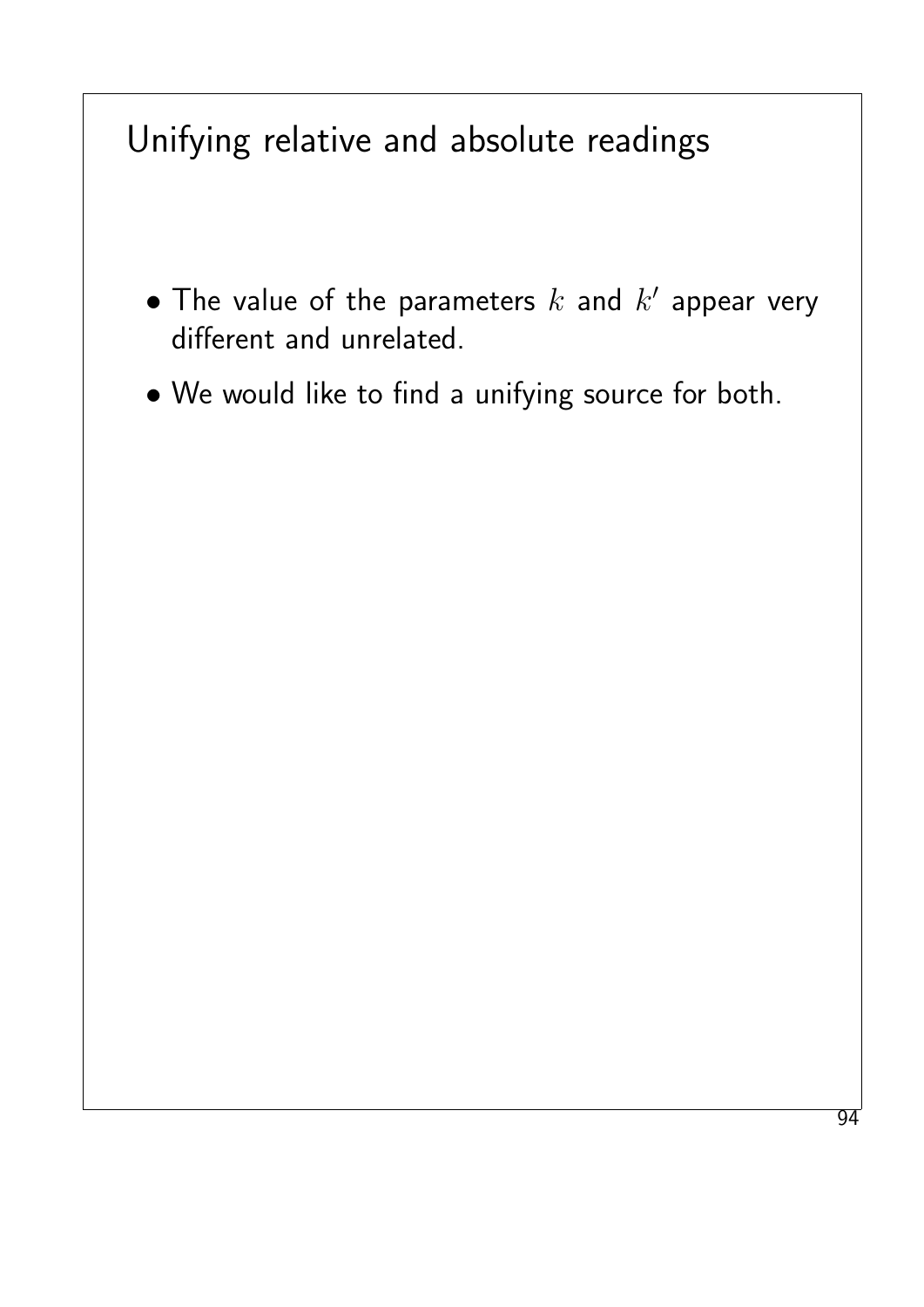# Unifying relative and absolute readings

- The value of the parameters $k$ and $k'$ appear very different and unrelated.
- We would like to find a unifying source for both.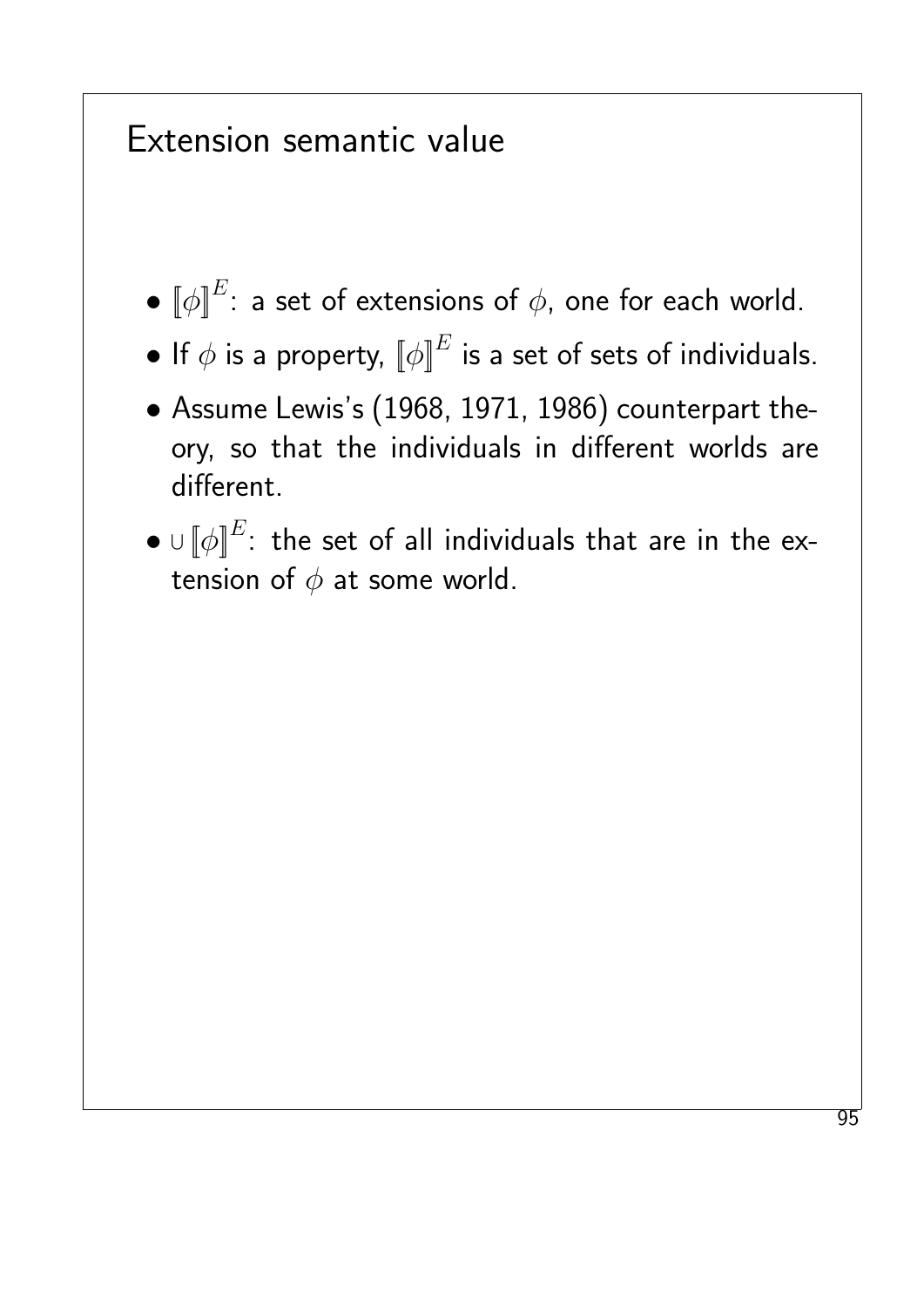# Extension semantic value

- $[\![\phi]\!]^E$: a set of extensions of $\phi$, one for each world.
- If $\phi$ is a property, $[\![\phi]\!]^E$ is a set of sets of individuals.
- Assume Lewis's (1968, 1971, 1986) counterpart theory, so that the individuals in different worlds are different.
- $\cup[\![\phi]\!]^E$: the set of all individuals that are in the extension of $\phi$ at some world.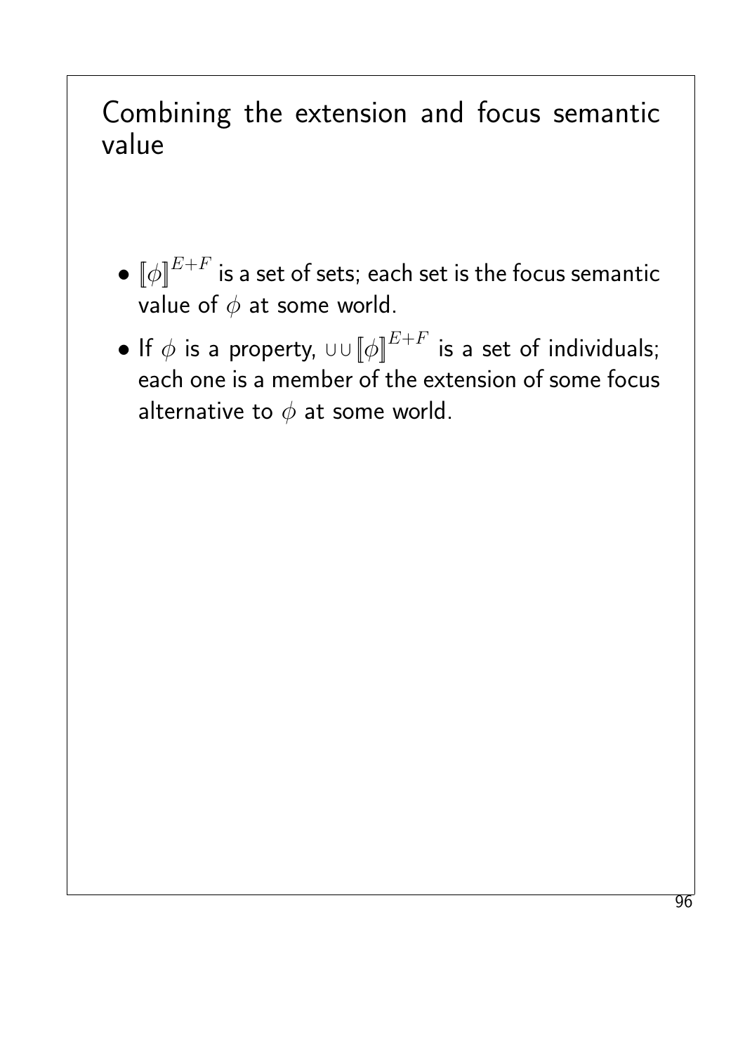# Combining the extension and focus semantic value

- $[\![\phi]\!]^{E+F}$ is a set of sets; each set is the focus semantic value of $\phi$ at some world.
- If $\phi$ is a property, $\cup\cup[\![\phi]\!]^{E+F}$ is a set of individuals; each one is a member of the extension of some focus alternative to $\phi$ at some world.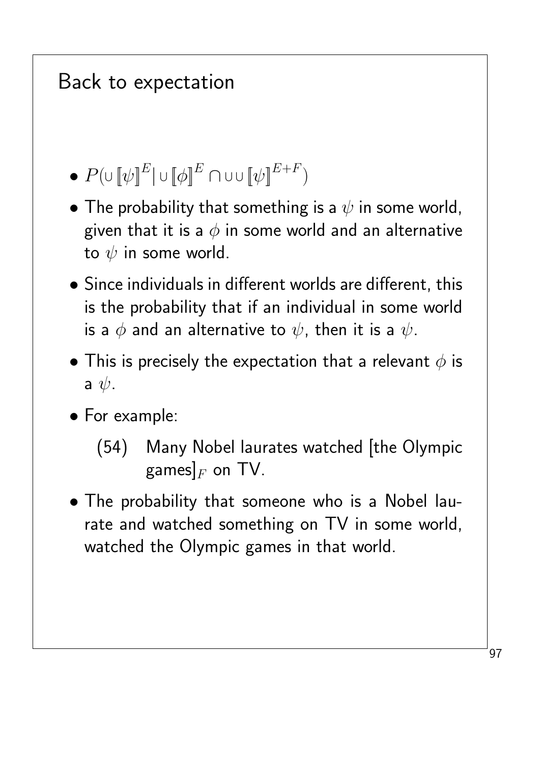# Back to expectation

- $P(\cup [\![\psi]\!]^E | \cup [\![\phi]\!]^E \cap \cup\cup [\![\psi]\!]^{E+F})$
- The probability that something is a $\psi$ in some world, given that it is a $\phi$ in some world and an alternative to $\psi$ in some world.
- Since individuals in different worlds are different, this is the probability that if an individual in some world is a $\phi$ and an alternative to $\psi$, then it is a $\psi$.
- This is precisely the expectation that a relevant $\phi$ is a $\psi$.
- For example:

  (54) Many Nobel laurates watched [the Olympic games]$_F$ on TV.

- The probability that someone who is a Nobel laurate and watched something on TV in some world, watched the Olympic games in that world.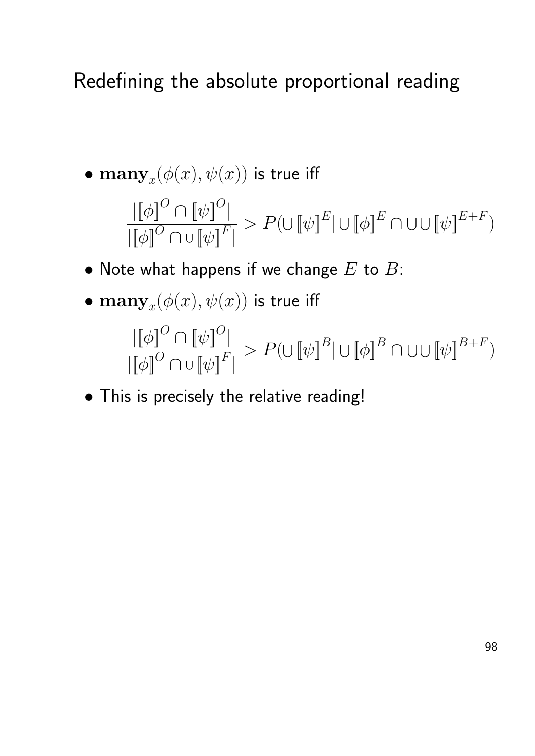# Redefining the absolute proportional reading

- $\mathbf{many}_x(\phi(x), \psi(x))$ is true iff

$$\frac{|[\![\phi]\!]^O \cap [\![\psi]\!]^O|}{|[\![\phi]\!]^O \cap \cup [\![\psi]\!]^F|} > P(\cup [\![\psi]\!]^E | \cup [\![\phi]\!]^E \cap \cup\cup [\![\psi]\!]^{E+F})$$

- Note what happens if we change $E$ to $B$:
- $\mathbf{many}_x(\phi(x), \psi(x))$ is true iff

$$\frac{|[\![\phi]\!]^O \cap [\![\psi]\!]^O|}{|[\![\phi]\!]^O \cap \cup [\![\psi]\!]^F|} > P(\cup [\![\psi]\!]^B | \cup [\![\phi]\!]^B \cap \cup\cup [\![\psi]\!]^{B+F})$$

- This is precisely the relative reading!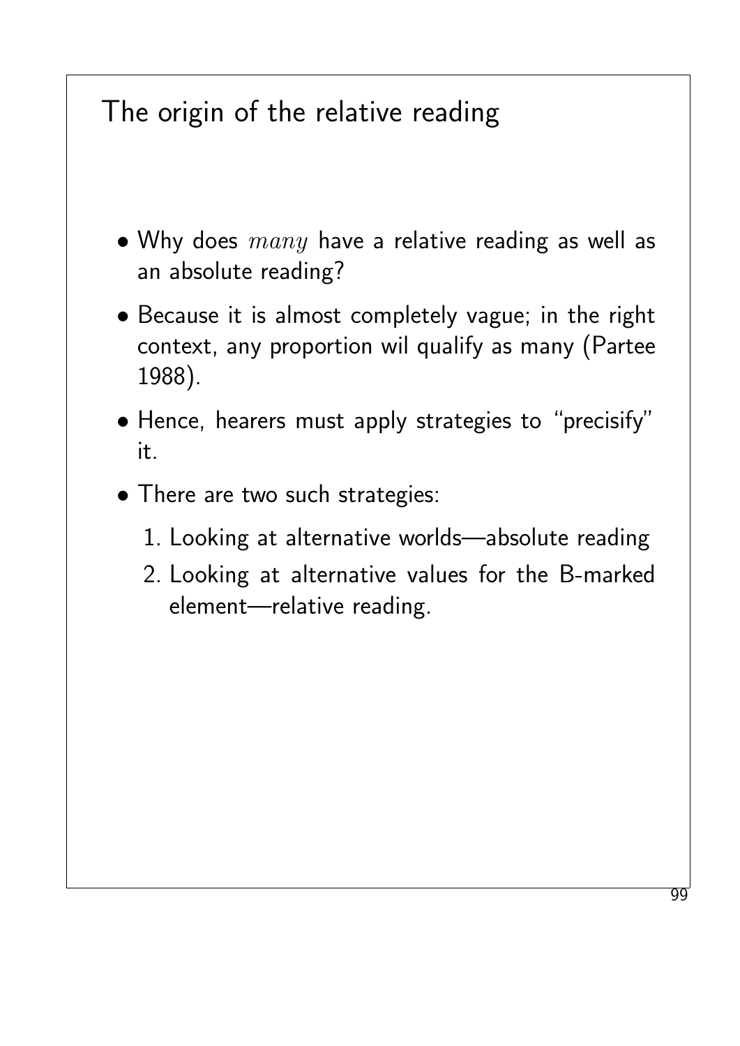# The origin of the relative reading

- Why does $many$ have a relative reading as well as an absolute reading?
- Because it is almost completely vague; in the right context, any proportion wil qualify as many (Partee 1988).
- Hence, hearers must apply strategies to "precisify" it.
- There are two such strategies:
  1. Looking at alternative worlds—absolute reading
  2. Looking at alternative values for the B-marked element—relative reading.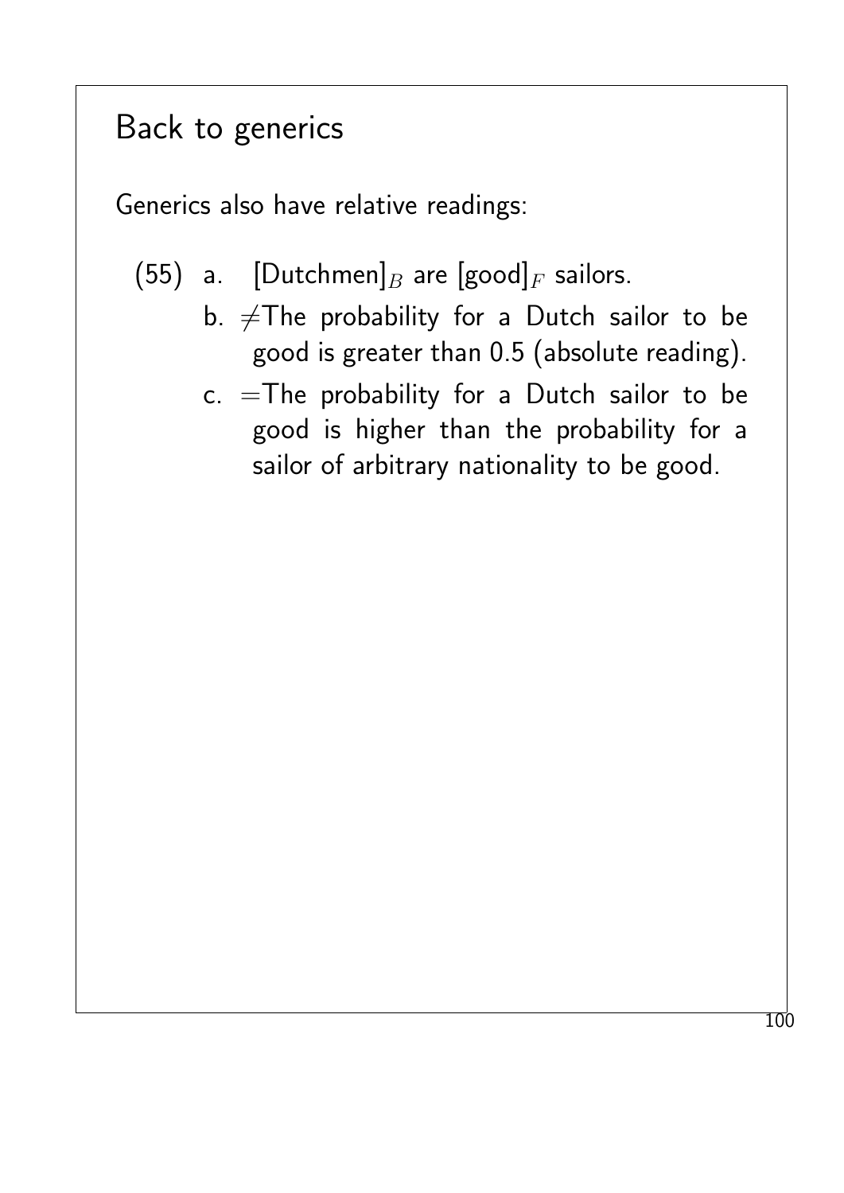## Back to generics

Generics also have relative readings:

(55) a. [Dutchmen]$_B$ are [good]$_F$ sailors.

b. $\neq$The probability for a Dutch sailor to be good is greater than 0.5 (absolute reading).

c. $=$The probability for a Dutch sailor to be good is higher than the probability for a sailor of arbitrary nationality to be good.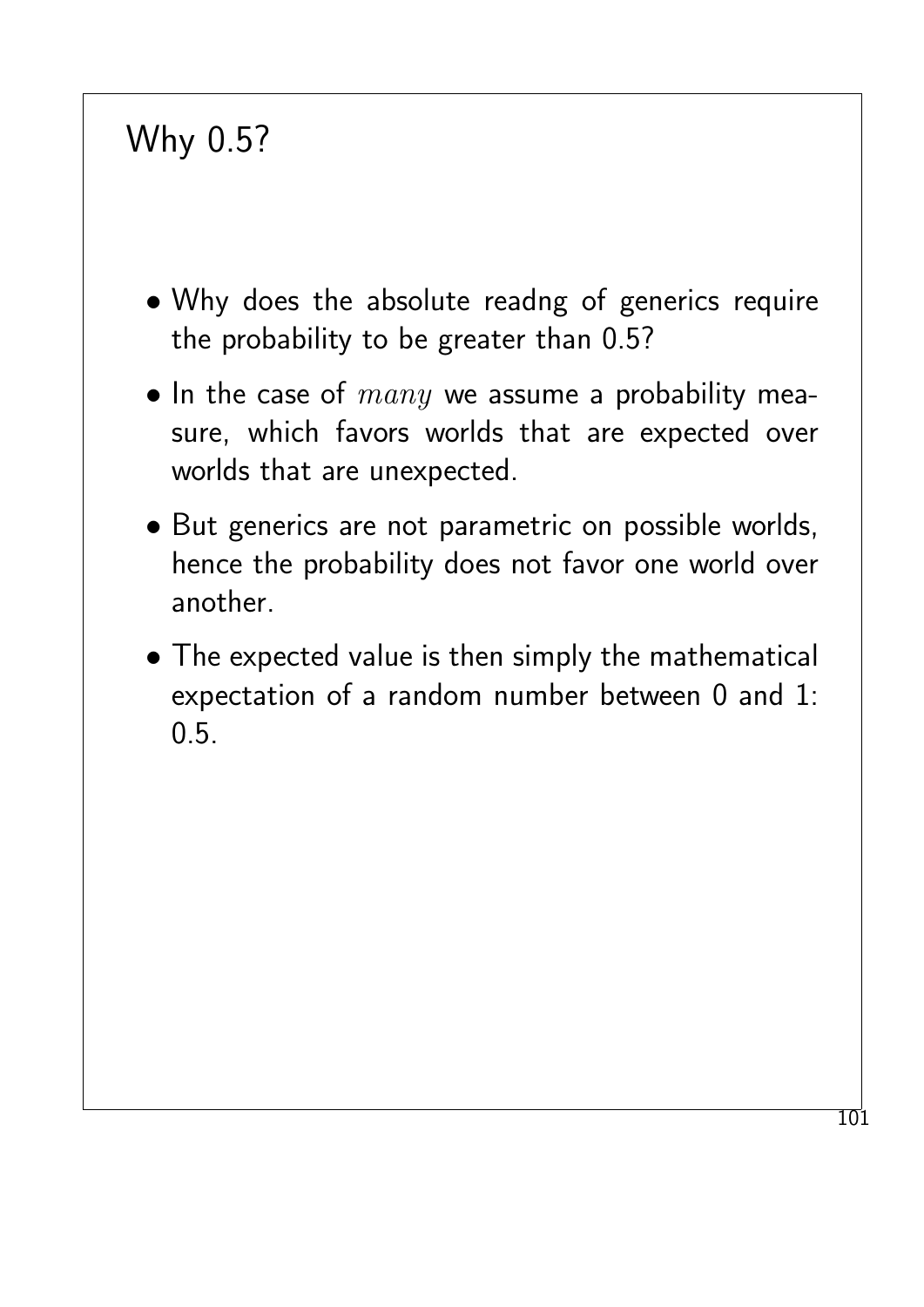# Why 0.5?

- Why does the absolute readng of generics require the probability to be greater than 0.5?
- In the case of $many$ we assume a probability measure, which favors worlds that are expected over worlds that are unexpected.
- But generics are not parametric on possible worlds, hence the probability does not favor one world over another.
- The expected value is then simply the mathematical expectation of a random number between 0 and 1: 0.5.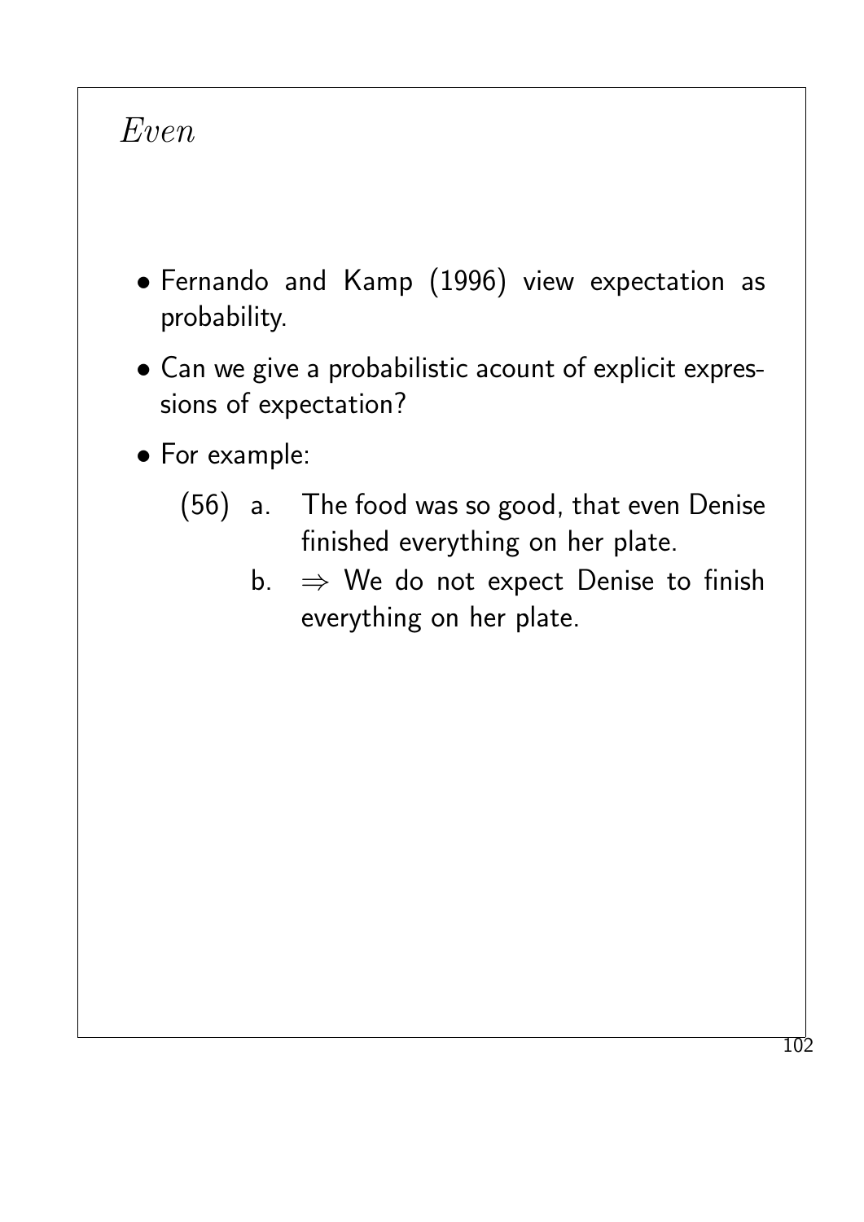# *Even*

- Fernando and Kamp (1996) view expectation as probability.
- Can we give a probabilistic acount of explicit expressions of expectation?
- For example:

(56) a. The food was so good, that even Denise finished everything on her plate.

b. $\Rightarrow$ We do not expect Denise to finish everything on her plate.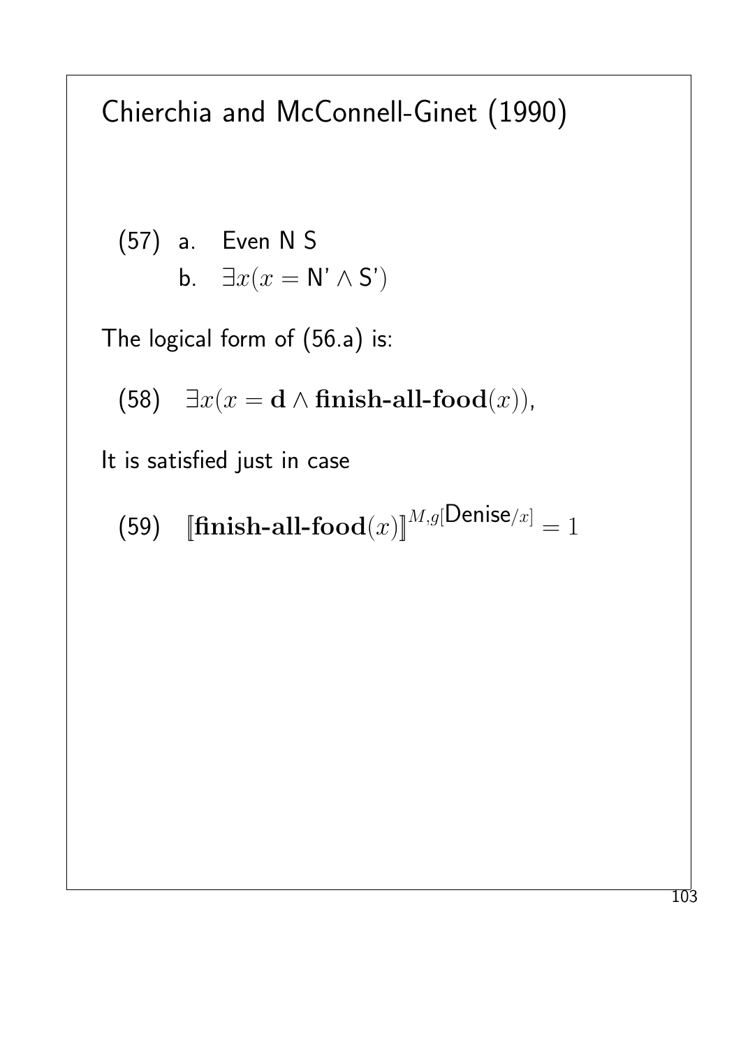# Chierchia and McConnell-Ginet (1990)

(57) a. Even N S

b. $\exists x(x = \text{N'} \wedge \text{S'})$

The logical form of (56.a) is:

(58) $\exists x(x = \mathbf{d} \wedge \textbf{finish-all-food}(x))$,

It is satisfied just in case

(59) $[\![\textbf{finish-all-food}(x)]\!]^{M,g[\text{Denise}/x]} = 1$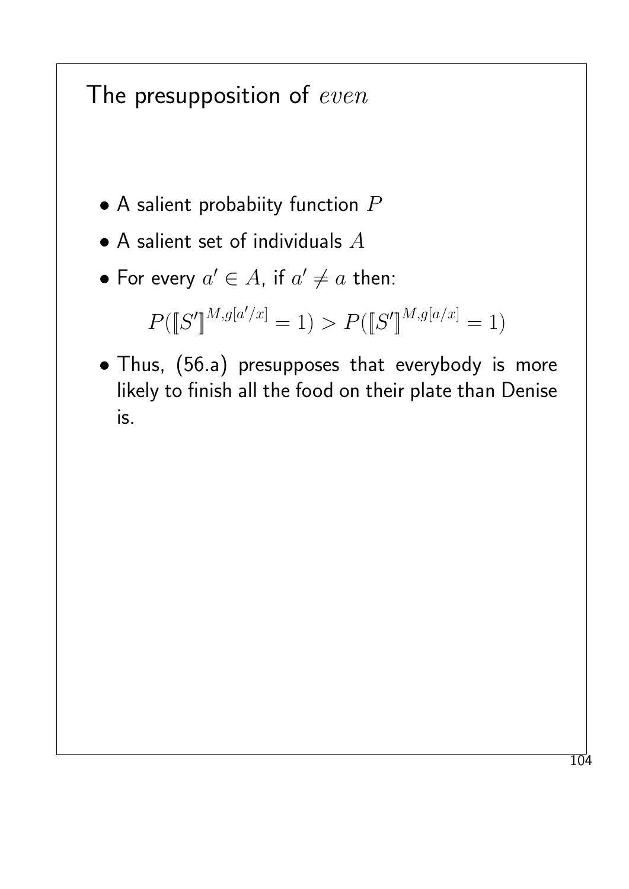# The presupposition of *even*

- A salient probabiity function $P$
- A salient set of individuals $A$
- For every $a' \in A$, if $a' \neq a$ then:

$$P(\llbracket S' \rrbracket^{M,g[a'/x]} = 1) > P(\llbracket S' \rrbracket^{M,g[a/x]} = 1)$$

- Thus, (56.a) presupposes that everybody is more likely to finish all the food on their plate than Denise is.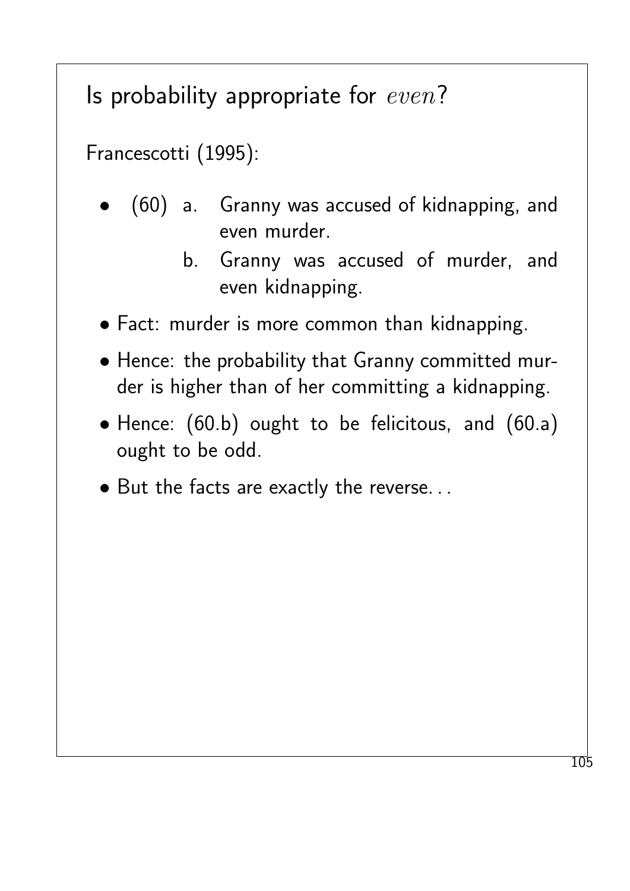# Is probability appropriate for *even*?

Francescotti (1995):

- (60) a. Granny was accused of kidnapping, and even murder.

  b. Granny was accused of murder, and even kidnapping.

- Fact: murder is more common than kidnapping.
- Hence: the probability that Granny committed murder is higher than of her committing a kidnapping.
- Hence: (60.b) ought to be felicitous, and (60.a) ought to be odd.
- But the facts are exactly the reverse...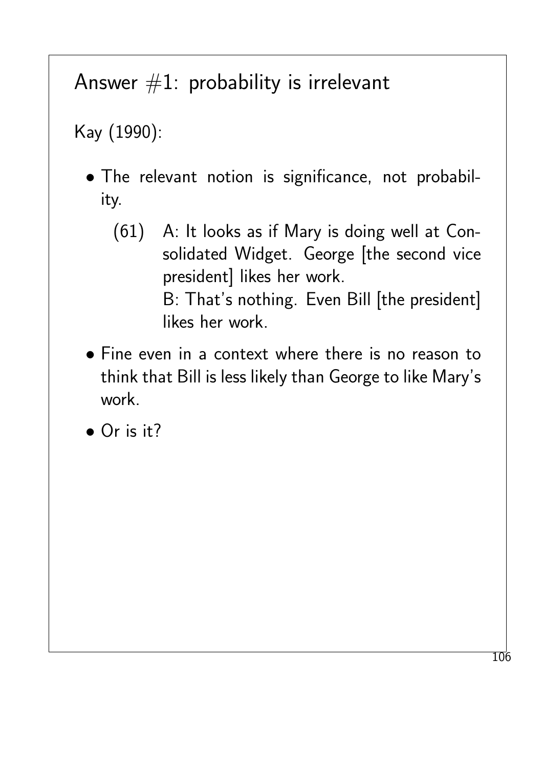# Answer #1: probability is irrelevant

Kay (1990):

- The relevant notion is significance, not probability.

  (61) A: It looks as if Mary is doing well at Consolidated Widget. George [the second vice president] likes her work.
  B: That's nothing. Even Bill [the president] likes her work.

- Fine even in a context where there is no reason to think that Bill is less likely than George to like Mary's work.
- Or is it?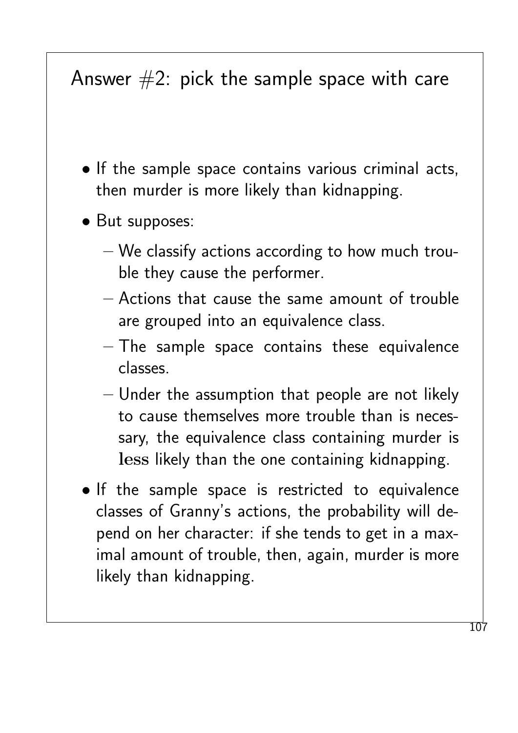# Answer #2: pick the sample space with care

- If the sample space contains various criminal acts, then murder is more likely than kidnapping.
- But supposes:
  - We classify actions according to how much trouble they cause the performer.
  - Actions that cause the same amount of trouble are grouped into an equivalence class.
  - The sample space contains these equivalence classes.
  - Under the assumption that people are not likely to cause themselves more trouble than is necessary, the equivalence class containing murder is **less** likely than the one containing kidnapping.
- If the sample space is restricted to equivalence classes of Granny's actions, the probability will depend on her character: if she tends to get in a maximal amount of trouble, then, again, murder is more likely than kidnapping.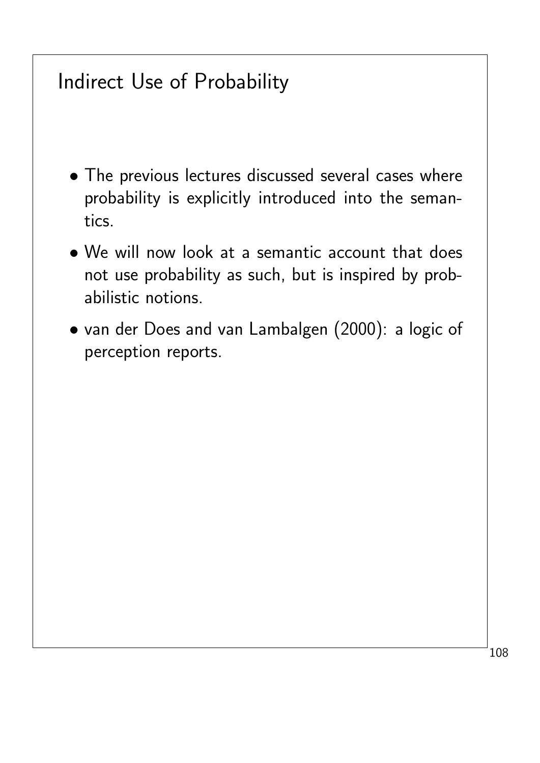# Indirect Use of Probability

- The previous lectures discussed several cases where probability is explicitly introduced into the semantics.
- We will now look at a semantic account that does not use probability as such, but is inspired by probabilistic notions.
- van der Does and van Lambalgen (2000): a logic of perception reports.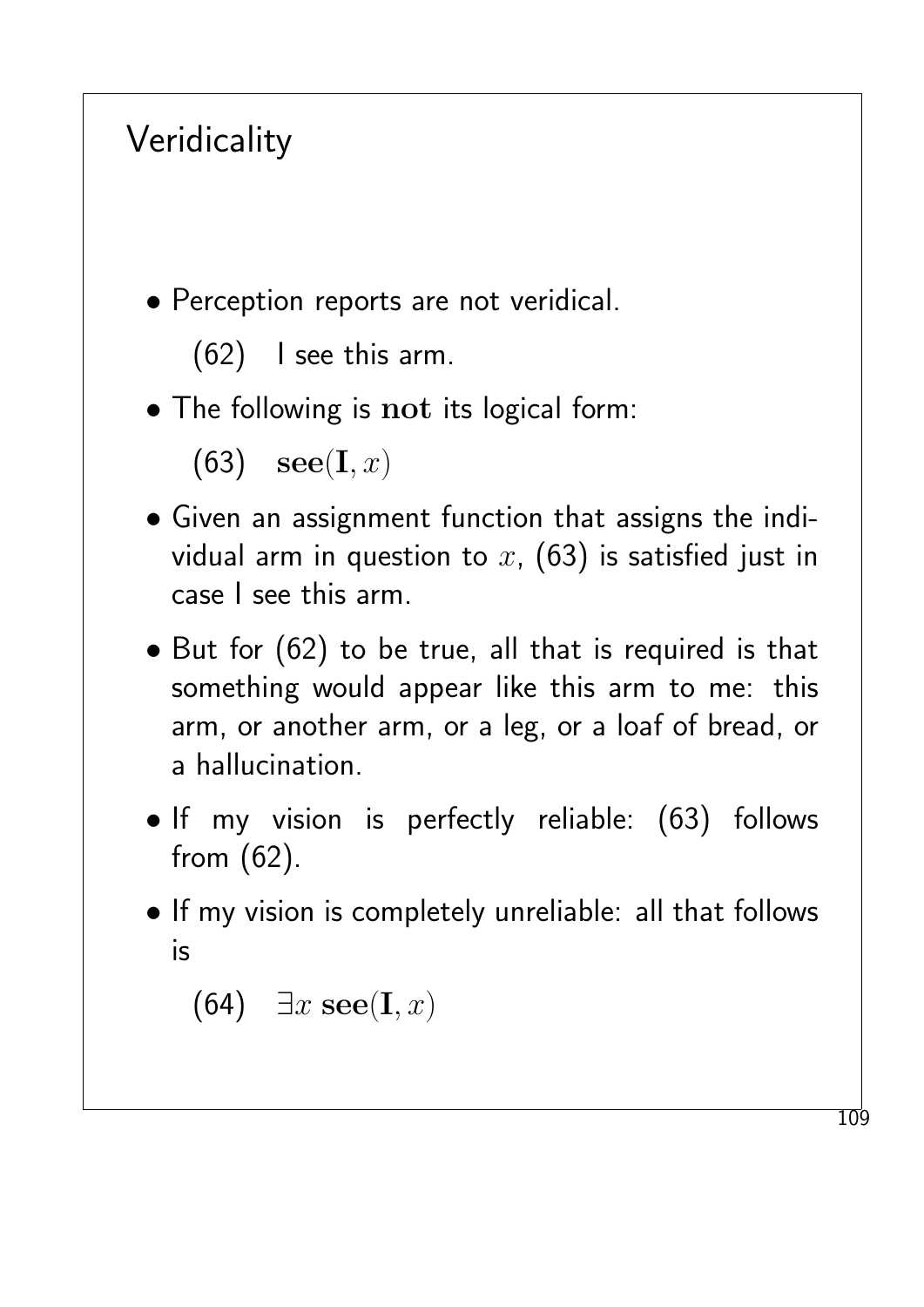# Veridicality

- Perception reports are not veridical.

  (62) I see this arm.

- The following is **not** its logical form:

  (63) $\mathbf{see}(\mathbf{I}, x)$

- Given an assignment function that assigns the individual arm in question to $x$, (63) is satisfied just in case I see this arm.

- But for (62) to be true, all that is required is that something would appear like this arm to me: this arm, or another arm, or a leg, or a loaf of bread, or a hallucination.

- If my vision is perfectly reliable: (63) follows from (62).

- If my vision is completely unreliable: all that follows is

  (64) $\exists x\, \mathbf{see}(\mathbf{I}, x)$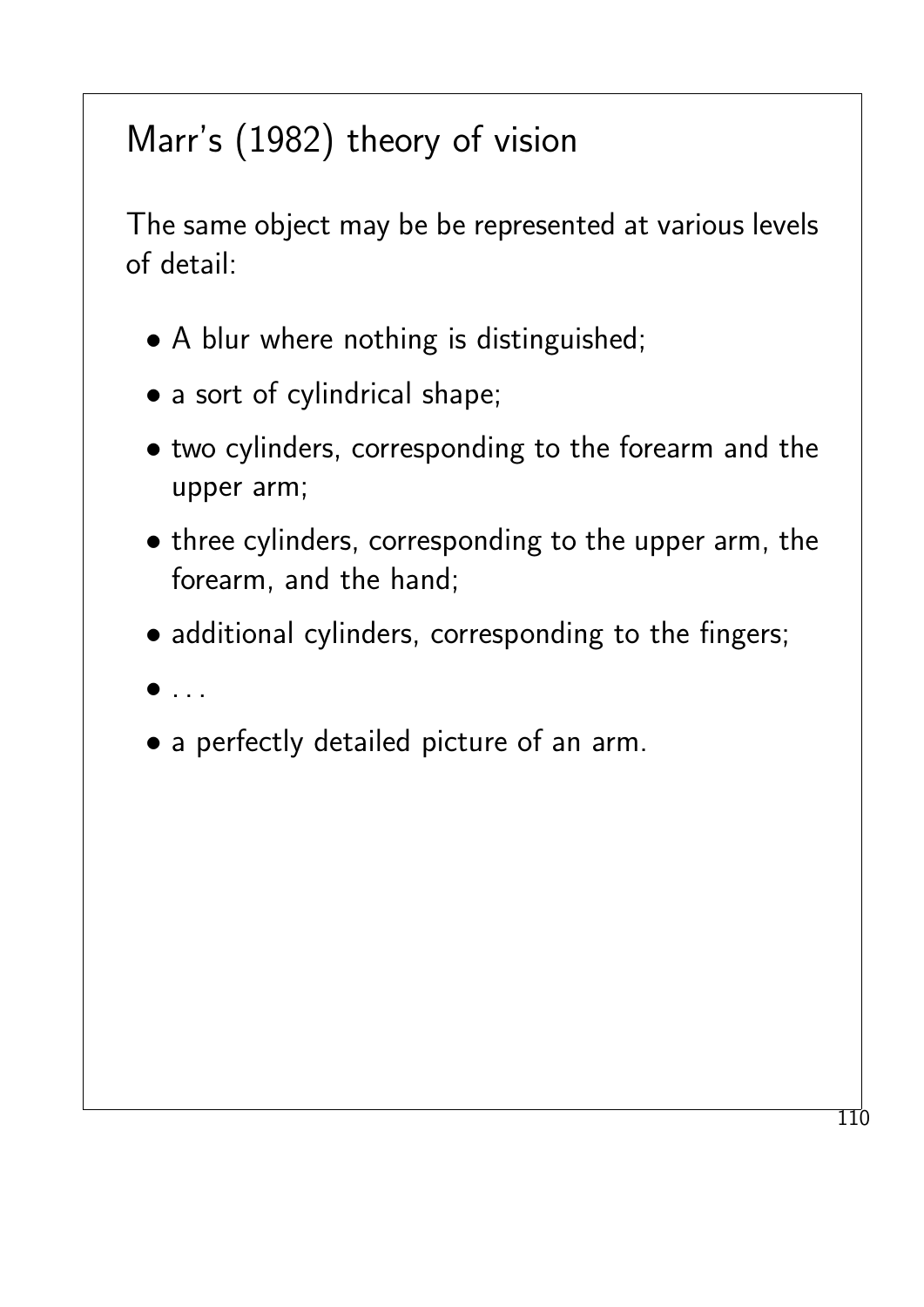# Marr's (1982) theory of vision

The same object may be be represented at various levels of detail:

- A blur where nothing is distinguished;
- a sort of cylindrical shape;
- two cylinders, corresponding to the forearm and the upper arm;
- three cylinders, corresponding to the upper arm, the forearm, and the hand;
- additional cylinders, corresponding to the fingers;
- ...
- a perfectly detailed picture of an arm.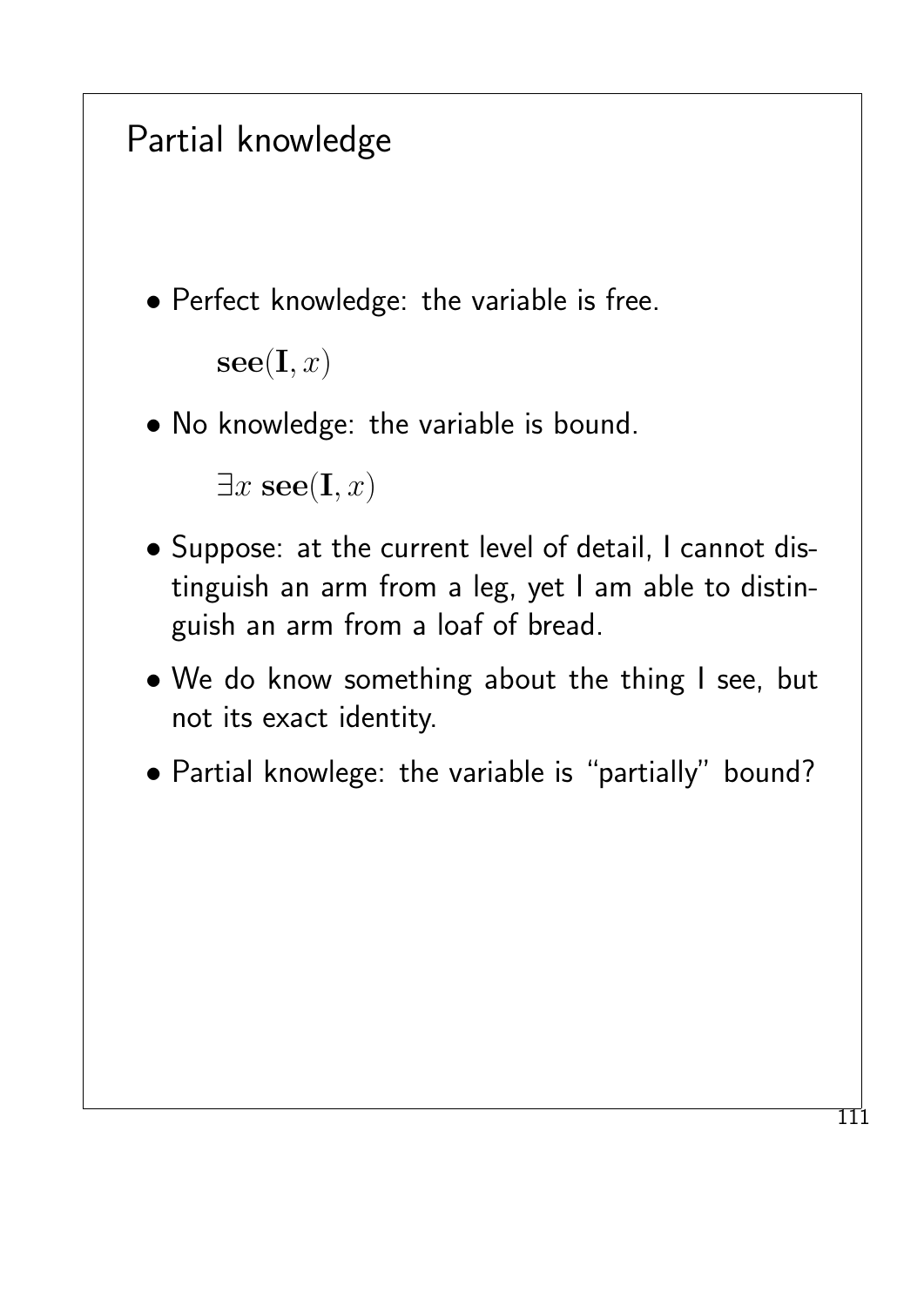# Partial knowledge

- Perfect knowledge: the variable is free.

  $\mathbf{see}(\mathbf{I}, x)$

- No knowledge: the variable is bound.

  $\exists x \, \mathbf{see}(\mathbf{I}, x)$

- Suppose: at the current level of detail, I cannot distinguish an arm from a leg, yet I am able to distinguish an arm from a loaf of bread.
- We do know something about the thing I see, but not its exact identity.
- Partial knowlege: the variable is "partially" bound?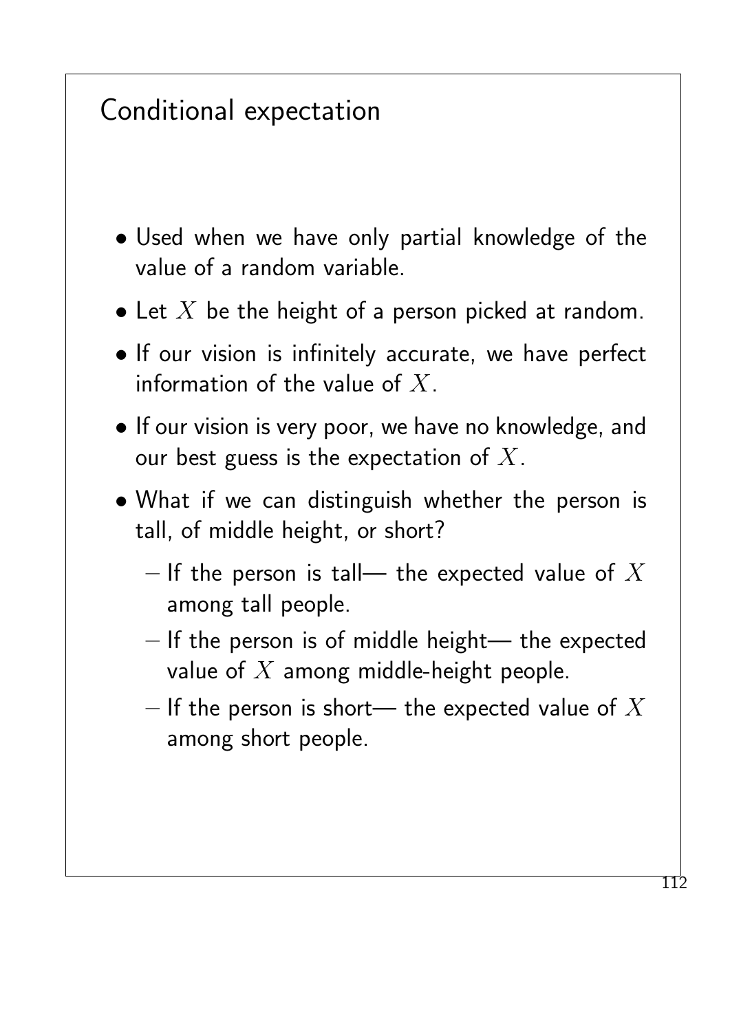# Conditional expectation

- Used when we have only partial knowledge of the value of a random variable.
- Let $X$ be the height of a person picked at random.
- If our vision is infinitely accurate, we have perfect information of the value of $X$.
- If our vision is very poor, we have no knowledge, and our best guess is the expectation of $X$.
- What if we can distinguish whether the person is tall, of middle height, or short?
  - If the person is tall— the expected value of $X$ among tall people.
  - If the person is of middle height— the expected value of $X$ among middle-height people.
  - If the person is short— the expected value of $X$ among short people.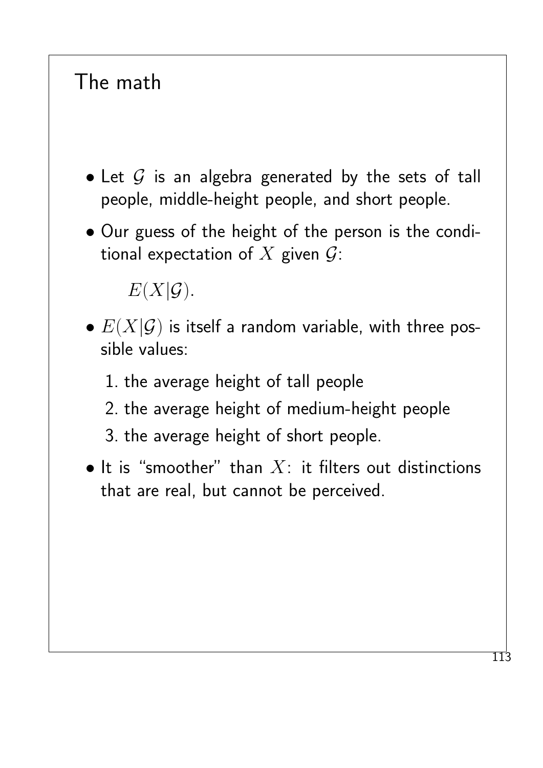# The math

- Let $\mathcal{G}$ is an algebra generated by the sets of tall people, middle-height people, and short people.
- Our guess of the height of the person is the conditional expectation of $X$ given $\mathcal{G}$:

  $E(X|\mathcal{G})$.

- $E(X|\mathcal{G})$ is itself a random variable, with three possible values:

  1. the average height of tall people
  2. the average height of medium-height people
  3. the average height of short people.

- It is "smoother" than $X$: it filters out distinctions that are real, but cannot be perceived.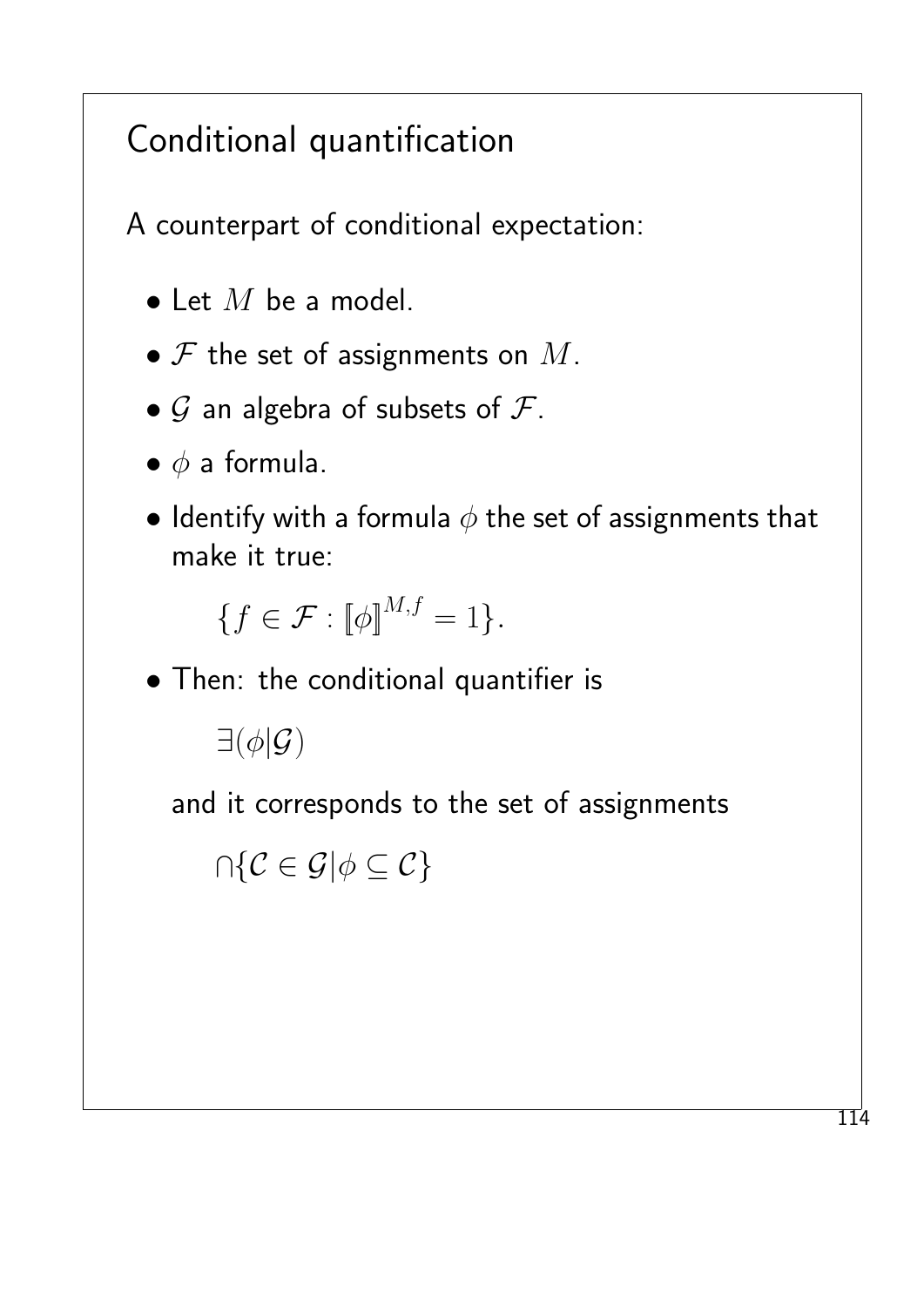# Conditional quantification

A counterpart of conditional expectation:

- Let $M$ be a model.
- $\mathcal{F}$ the set of assignments on $M$.
- $\mathcal{G}$ an algebra of subsets of $\mathcal{F}$.
- $\phi$ a formula.
- Identify with a formula $\phi$ the set of assignments that make it true:

  $$\{f \in \mathcal{F} : [\![\phi]\!]^{M,f} = 1\}.$$

- Then: the conditional quantifier is

  $$\exists(\phi|\mathcal{G})$$

  and it corresponds to the set of assignments

  $$\cap\{\mathcal{C} \in \mathcal{G} | \phi \subseteq \mathcal{C}\}$$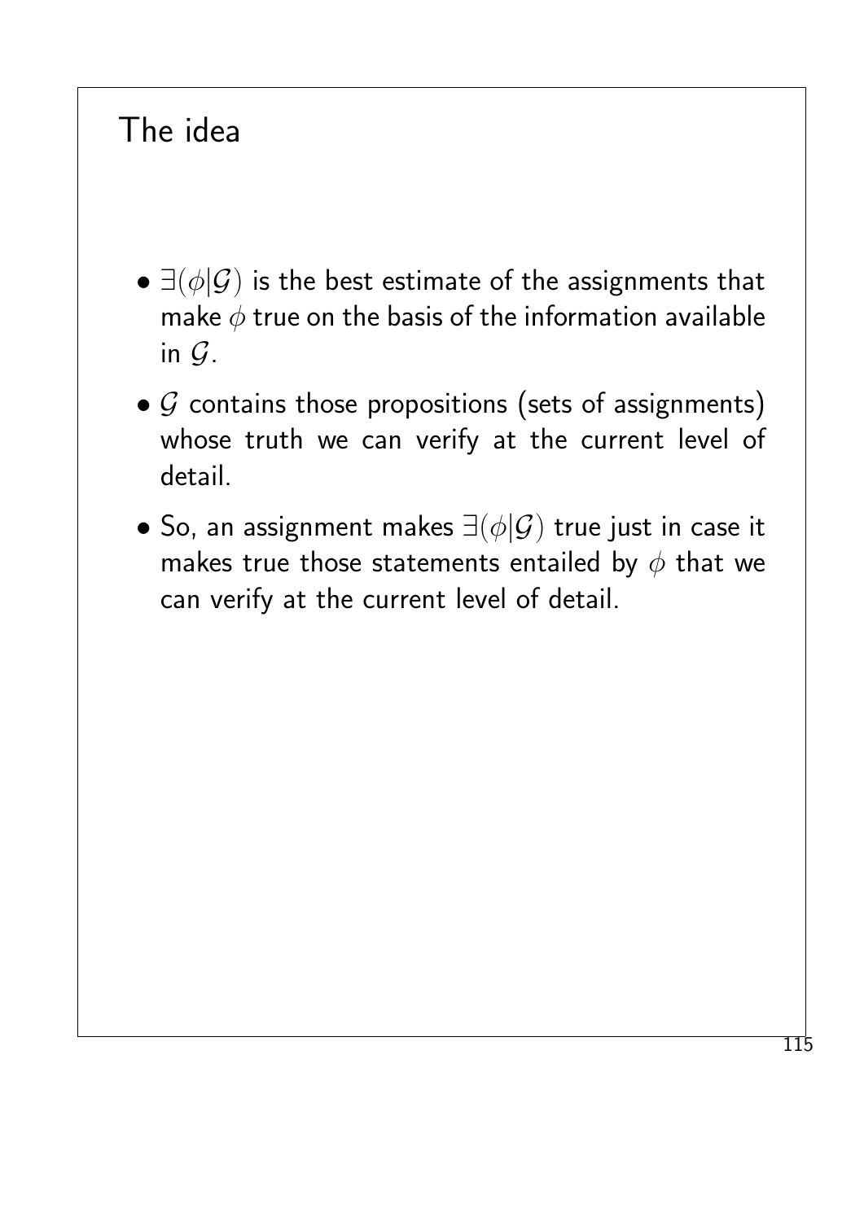# The idea

- $\exists(\phi|\mathcal{G})$ is the best estimate of the assignments that make $\phi$ true on the basis of the information available in $\mathcal{G}$.
- $\mathcal{G}$ contains those propositions (sets of assignments) whose truth we can verify at the current level of detail.
- So, an assignment makes $\exists(\phi|\mathcal{G})$ true just in case it makes true those statements entailed by $\phi$ that we can verify at the current level of detail.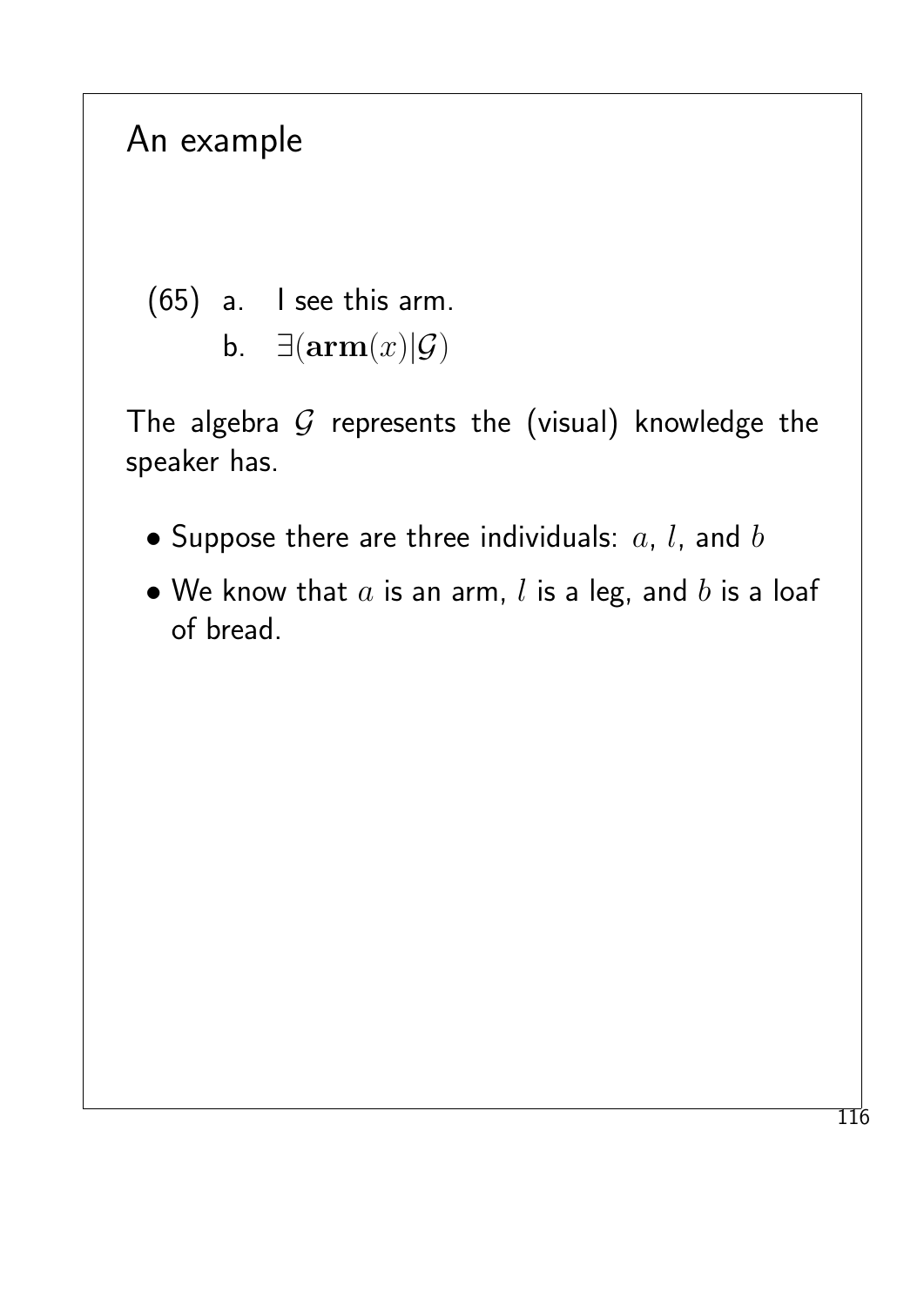# An example

(65) a. I see this arm.

b. $\exists(\mathbf{arm}(x)|\mathcal{G})$

The algebra $\mathcal{G}$ represents the (visual) knowledge the speaker has.

- Suppose there are three individuals: $a$, $l$, and $b$
- We know that $a$ is an arm, $l$ is a leg, and $b$ is a loaf of bread.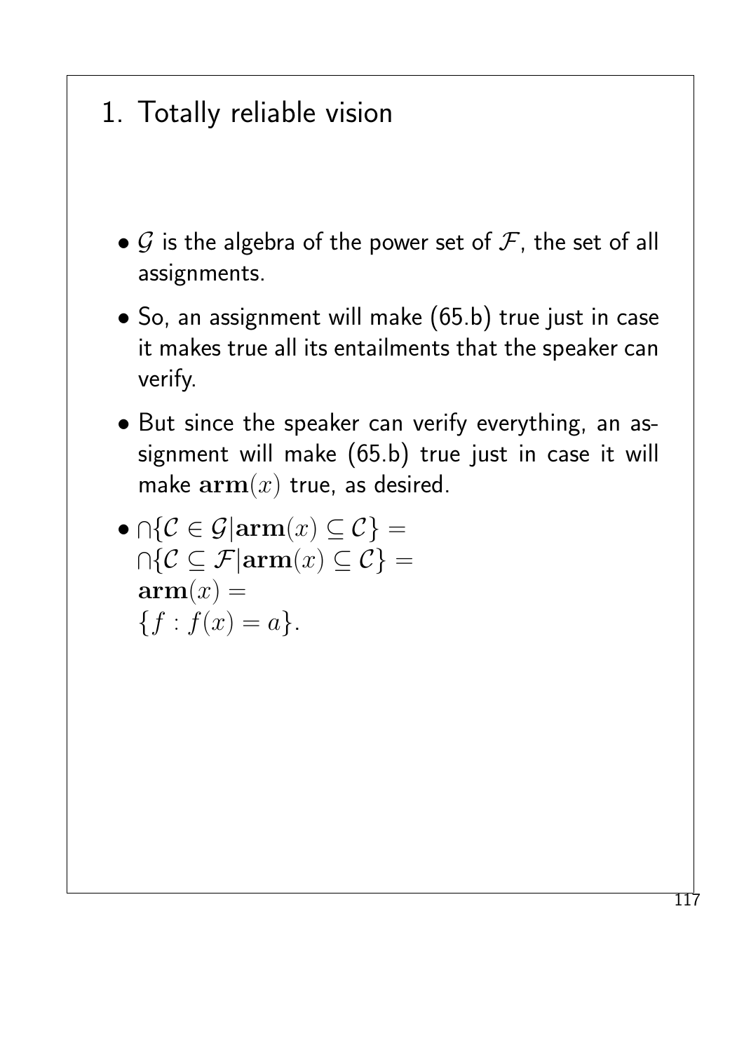# 1. Totally reliable vision

- $\mathcal{G}$ is the algebra of the power set of $\mathcal{F}$, the set of all assignments.
- So, an assignment will make (65.b) true just in case it makes true all its entailments that the speaker can verify.
- But since the speaker can verify everything, an assignment will make (65.b) true just in case it will make $\mathbf{arm}(x)$ true, as desired.
- $\cap\{\mathcal{C} \in \mathcal{G} | \mathbf{arm}(x) \subseteq \mathcal{C}\} =$
  $\cap\{\mathcal{C} \subseteq \mathcal{F} | \mathbf{arm}(x) \subseteq \mathcal{C}\} =$
  $\mathbf{arm}(x) =$
  $\{f : f(x) = a\}$.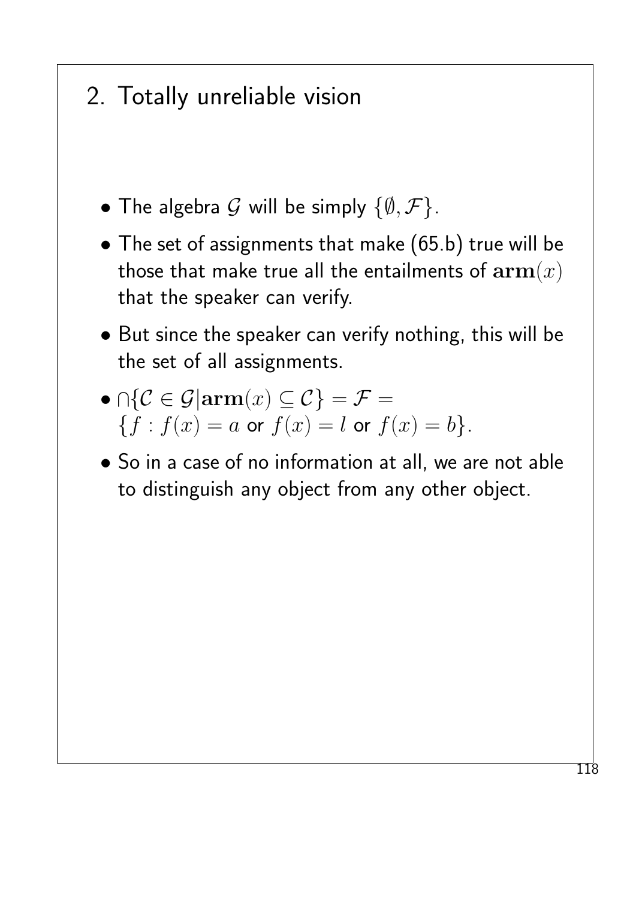## 2. Totally unreliable vision

- The algebra $\mathcal{G}$ will be simply $\{\emptyset, \mathcal{F}\}$.
- The set of assignments that make (65.b) true will be those that make true all the entailments of $\mathbf{arm}(x)$ that the speaker can verify.
- But since the speaker can verify nothing, this will be the set of all assignments.
- $\cap\{\mathcal{C} \in \mathcal{G} | \mathbf{arm}(x) \subseteq \mathcal{C}\} = \mathcal{F} = \{f : f(x) = a \text{ or } f(x) = l \text{ or } f(x) = b\}$.
- So in a case of no information at all, we are not able to distinguish any object from any other object.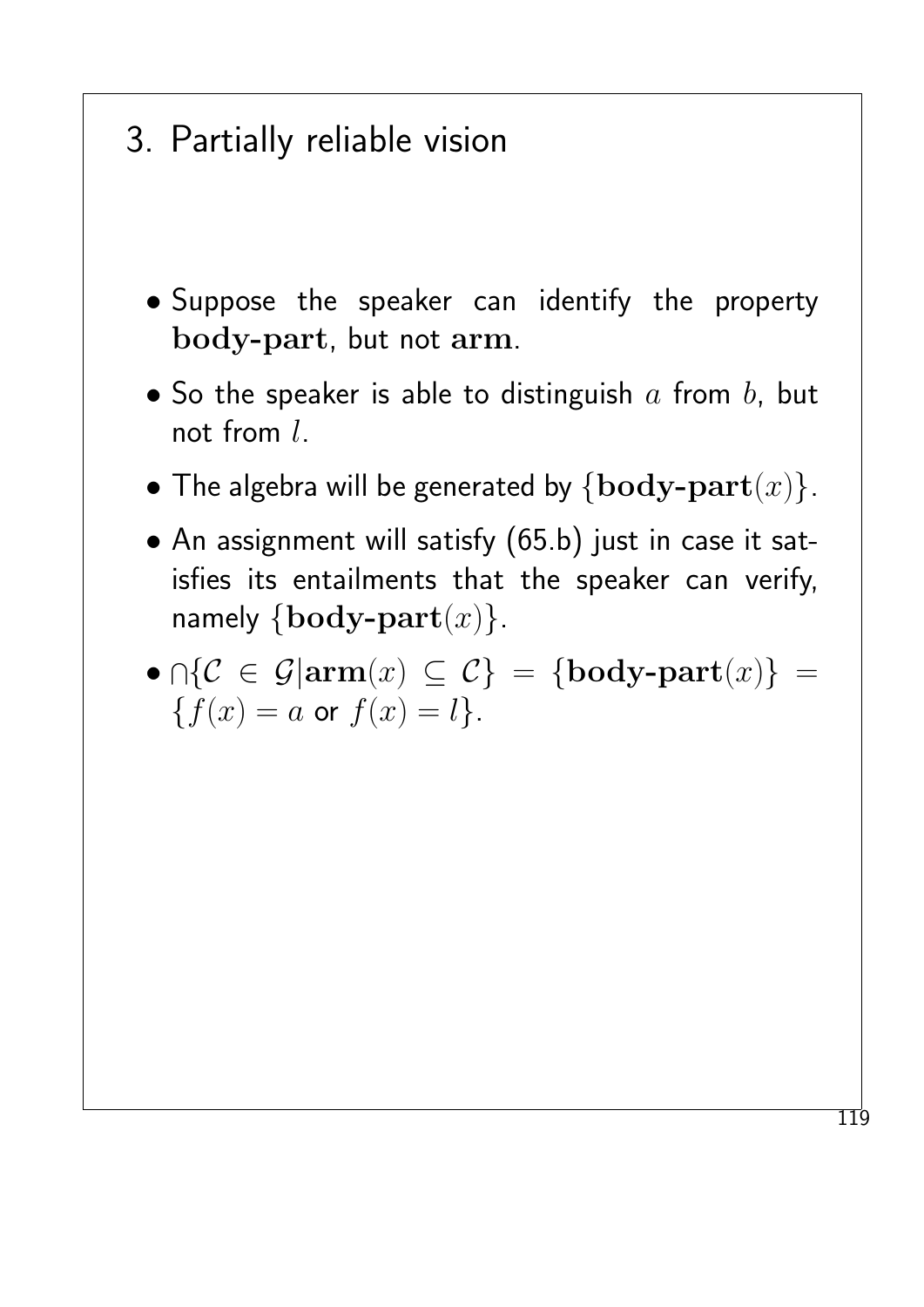# 3. Partially reliable vision

- Suppose the speaker can identify the property $\mathbf{body\text{-}part}$, but not $\mathbf{arm}$.
- So the speaker is able to distinguish $a$ from $b$, but not from $l$.
- The algebra will be generated by $\{\mathbf{body\text{-}part}(x)\}$.
- An assignment will satisfy (65.b) just in case it satisfies its entailments that the speaker can verify, namely $\{\mathbf{body\text{-}part}(x)\}$.
- $\cap\{\mathcal{C} \in \mathcal{G} | \mathbf{arm}(x) \subseteq \mathcal{C}\} = \{\mathbf{body\text{-}part}(x)\} = \{f(x) = a \text{ or } f(x) = l\}$.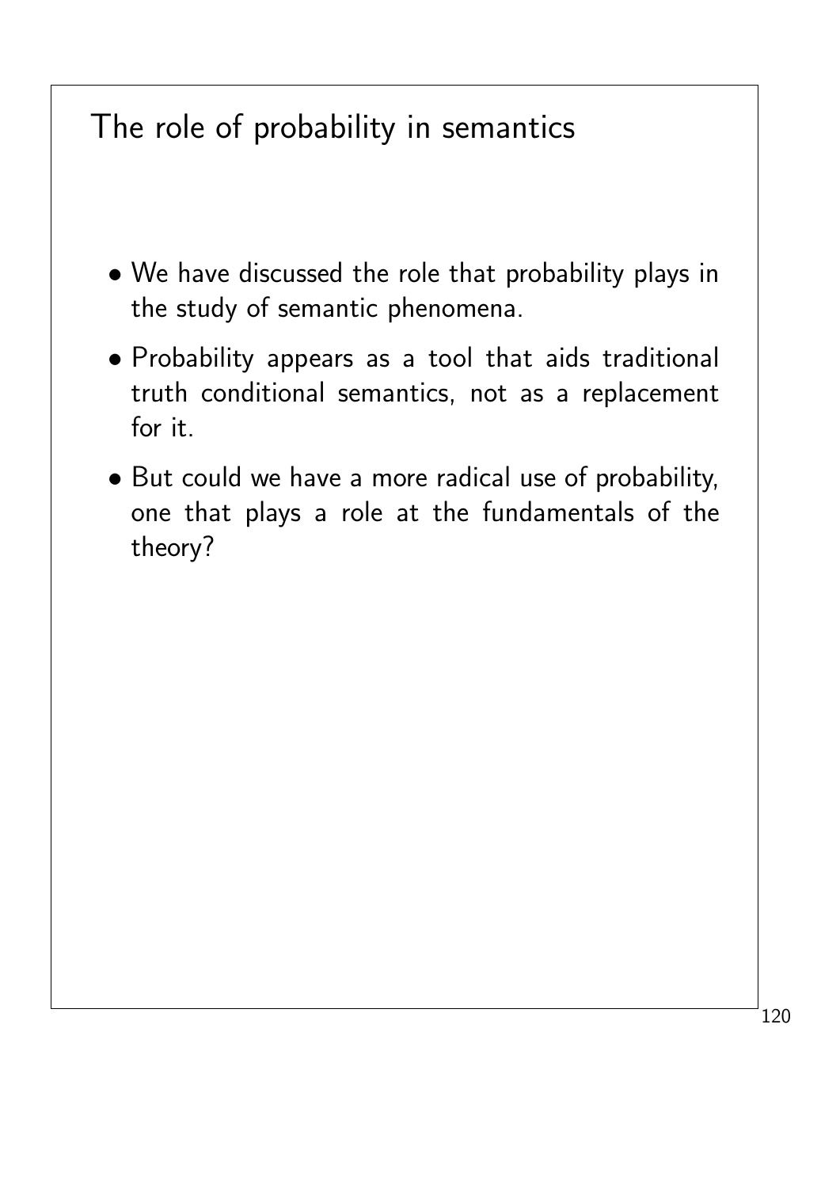# The role of probability in semantics

- We have discussed the role that probability plays in the study of semantic phenomena.
- Probability appears as a tool that aids traditional truth conditional semantics, not as a replacement for it.
- But could we have a more radical use of probability, one that plays a role at the fundamentals of the theory?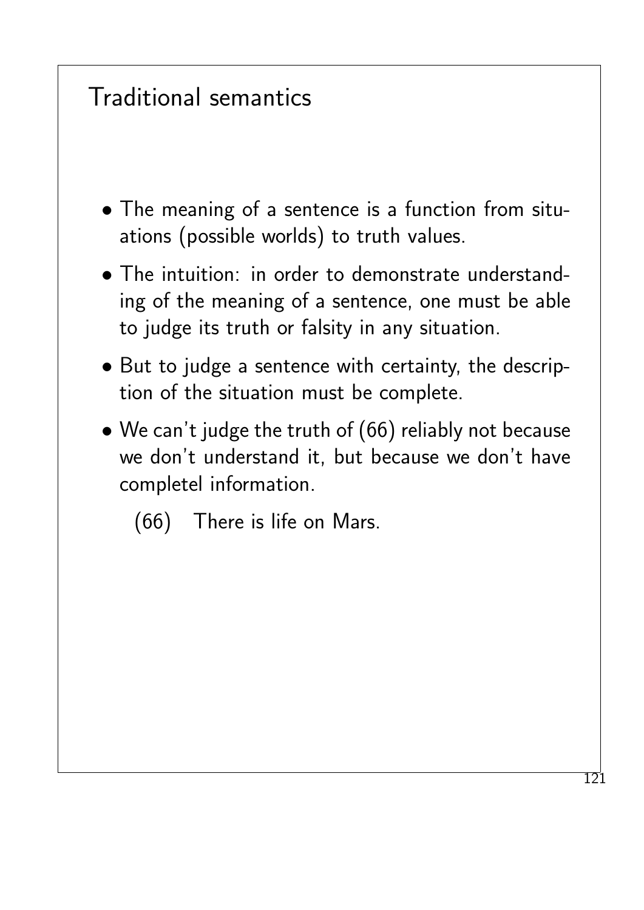# Traditional semantics

- The meaning of a sentence is a function from situations (possible worlds) to truth values.
- The intuition: in order to demonstrate understanding of the meaning of a sentence, one must be able to judge its truth or falsity in any situation.
- But to judge a sentence with certainty, the description of the situation must be complete.
- We can't judge the truth of (66) reliably not because we don't understand it, but because we don't have completel information.

  (66) There is life on Mars.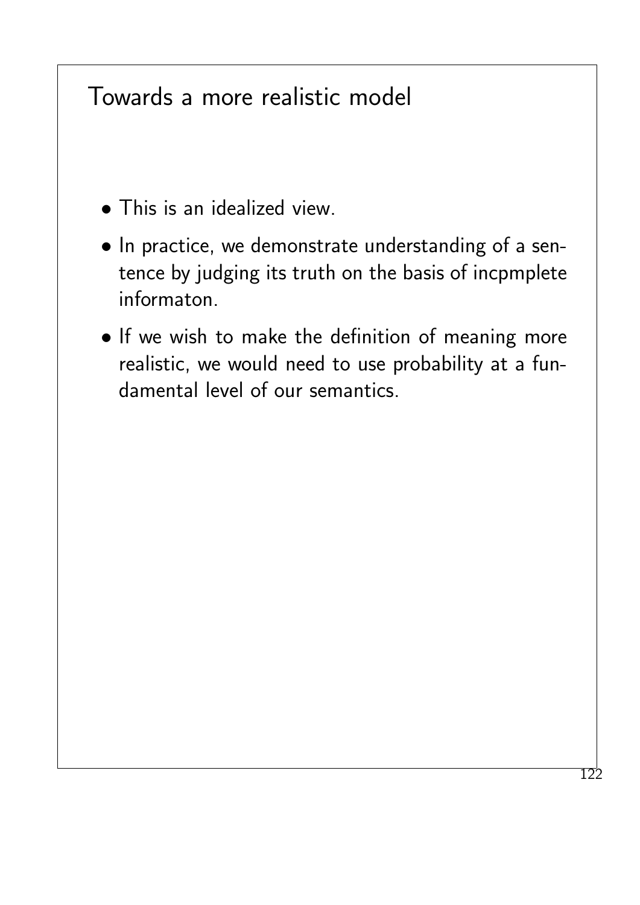# Towards a more realistic model

- This is an idealized view.
- In practice, we demonstrate understanding of a sentence by judging its truth on the basis of incpmplete informaton.
- If we wish to make the definition of meaning more realistic, we would need to use probability at a fundamental level of our semantics.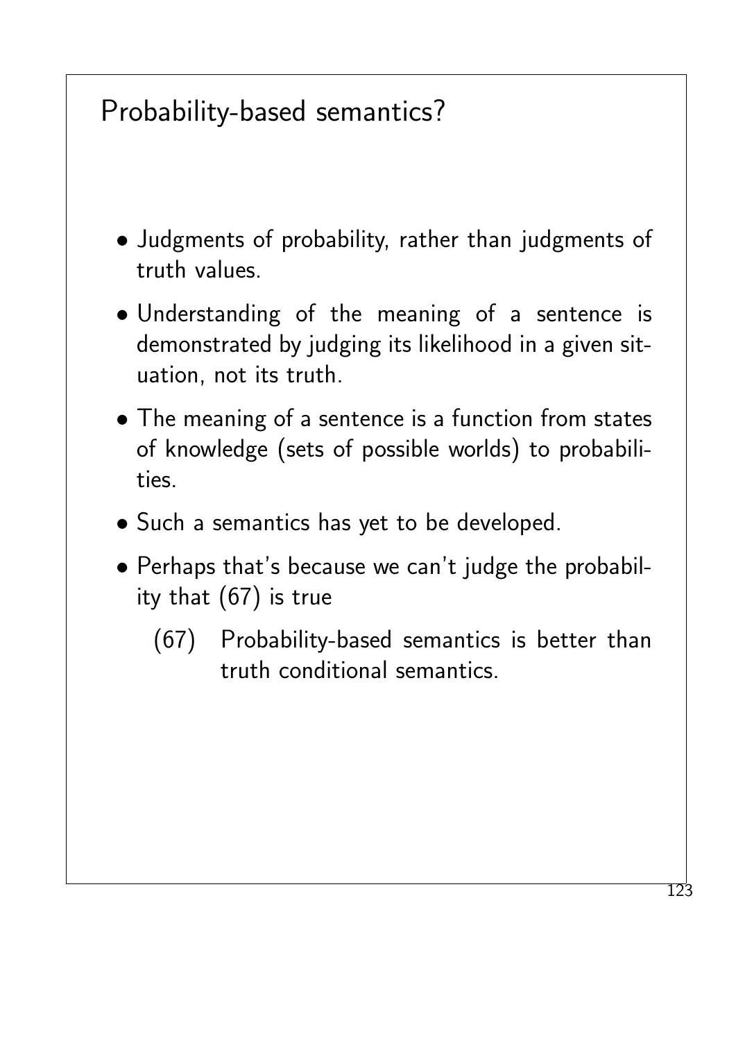# Probability-based semantics?

- Judgments of probability, rather than judgments of truth values.
- Understanding of the meaning of a sentence is demonstrated by judging its likelihood in a given situation, not its truth.
- The meaning of a sentence is a function from states of knowledge (sets of possible worlds) to probabilities.
- Such a semantics has yet to be developed.
- Perhaps that's because we can't judge the probability that (67) is true

  (67) Probability-based semantics is better than truth conditional semantics.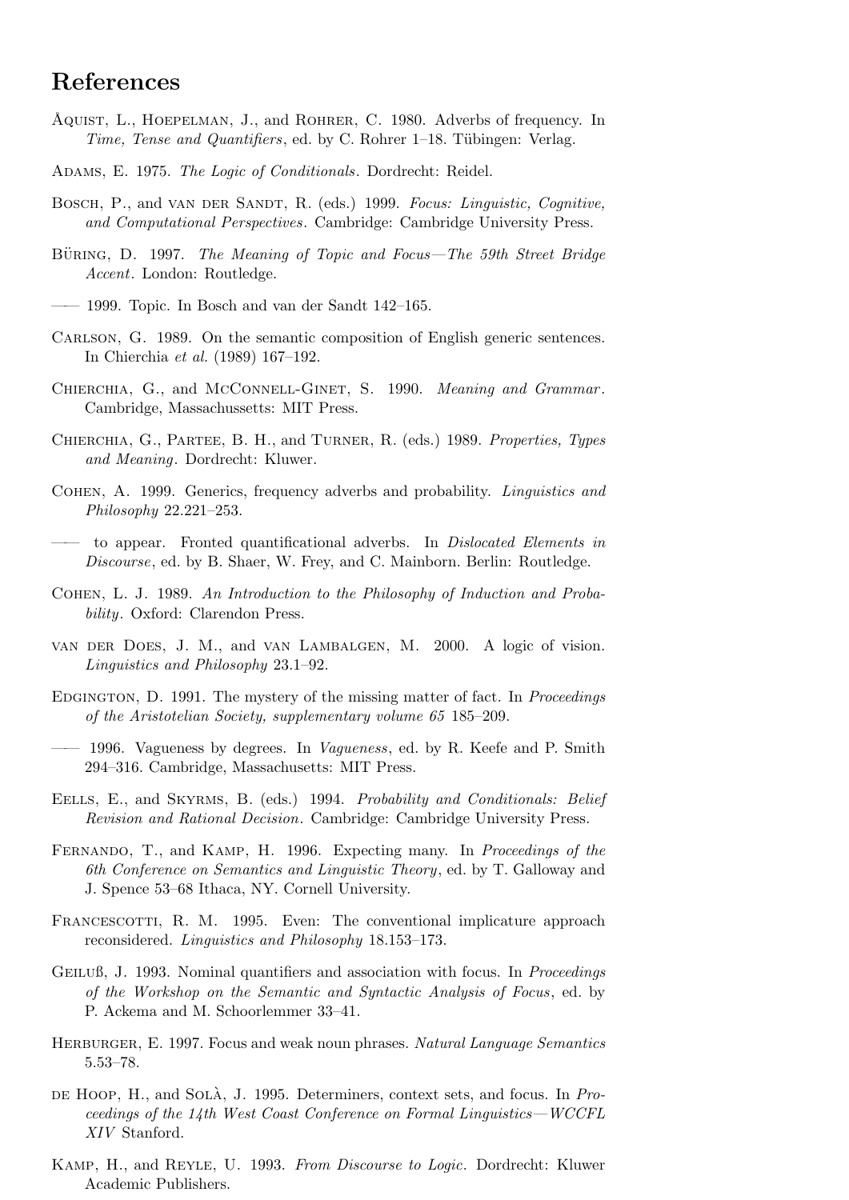# References

Åqvist, L., Hoepelman, J., and Rohrer, C. 1980. Adverbs of frequency. In *Time, Tense and Quantifiers*, ed. by C. Rohrer 1–18. Tübingen: Verlag.

Adams, E. 1975. *The Logic of Conditionals*. Dordrecht: Reidel.

Bosch, P., and van der Sandt, R. (eds.) 1999. *Focus: Linguistic, Cognitive, and Computational Perspectives*. Cambridge: Cambridge University Press.

Büring, D. 1997. *The Meaning of Topic and Focus—The 59th Street Bridge Accent*. London: Routledge.

—— 1999. Topic. In Bosch and van der Sandt 142–165.

Carlson, G. 1989. On the semantic composition of English generic sentences. In Chierchia *et al.* (1989) 167–192.

Chierchia, G., and McConnell-Ginet, S. 1990. *Meaning and Grammar*. Cambridge, Massachussetts: MIT Press.

Chierchia, G., Partee, B. H., and Turner, R. (eds.) 1989. *Properties, Types and Meaning*. Dordrecht: Kluwer.

Cohen, A. 1999. Generics, frequency adverbs and probability. *Linguistics and Philosophy* 22.221–253.

—— to appear. Fronted quantificational adverbs. In *Dislocated Elements in Discourse*, ed. by B. Shaer, W. Frey, and C. Mainborn. Berlin: Routledge.

Cohen, L. J. 1989. *An Introduction to the Philosophy of Induction and Probability*. Oxford: Clarendon Press.

van der Does, J. M., and van Lambalgen, M. 2000. A logic of vision. *Linguistics and Philosophy* 23.1–92.

Edgington, D. 1991. The mystery of the missing matter of fact. In *Proceedings of the Aristotelian Society, supplementary volume 65* 185–209.

—— 1996. Vagueness by degrees. In *Vagueness*, ed. by R. Keefe and P. Smith 294–316. Cambridge, Massachusetts: MIT Press.

Eells, E., and Skyrms, B. (eds.) 1994. *Probability and Conditionals: Belief Revision and Rational Decision*. Cambridge: Cambridge University Press.

Fernando, T., and Kamp, H. 1996. Expecting many. In *Proceedings of the 6th Conference on Semantics and Linguistic Theory*, ed. by T. Galloway and J. Spence 53–68 Ithaca, NY. Cornell University.

Francescotti, R. M. 1995. Even: The conventional implicature approach reconsidered. *Linguistics and Philosophy* 18.153–173.

Geiluß, J. 1993. Nominal quantifiers and association with focus. In *Proceedings of the Workshop on the Semantic and Syntactic Analysis of Focus*, ed. by P. Ackema and M. Schoorlemmer 33–41.

Herburger, E. 1997. Focus and weak noun phrases. *Natural Language Semantics* 5.53–78.

de Hoop, H., and Solà, J. 1995. Determiners, context sets, and focus. In *Proceedings of the 14th West Coast Conference on Formal Linguistics—WCCFL XIV* Stanford.

Kamp, H., and Reyle, U. 1993. *From Discourse to Logic*. Dordrecht: Kluwer Academic Publishers.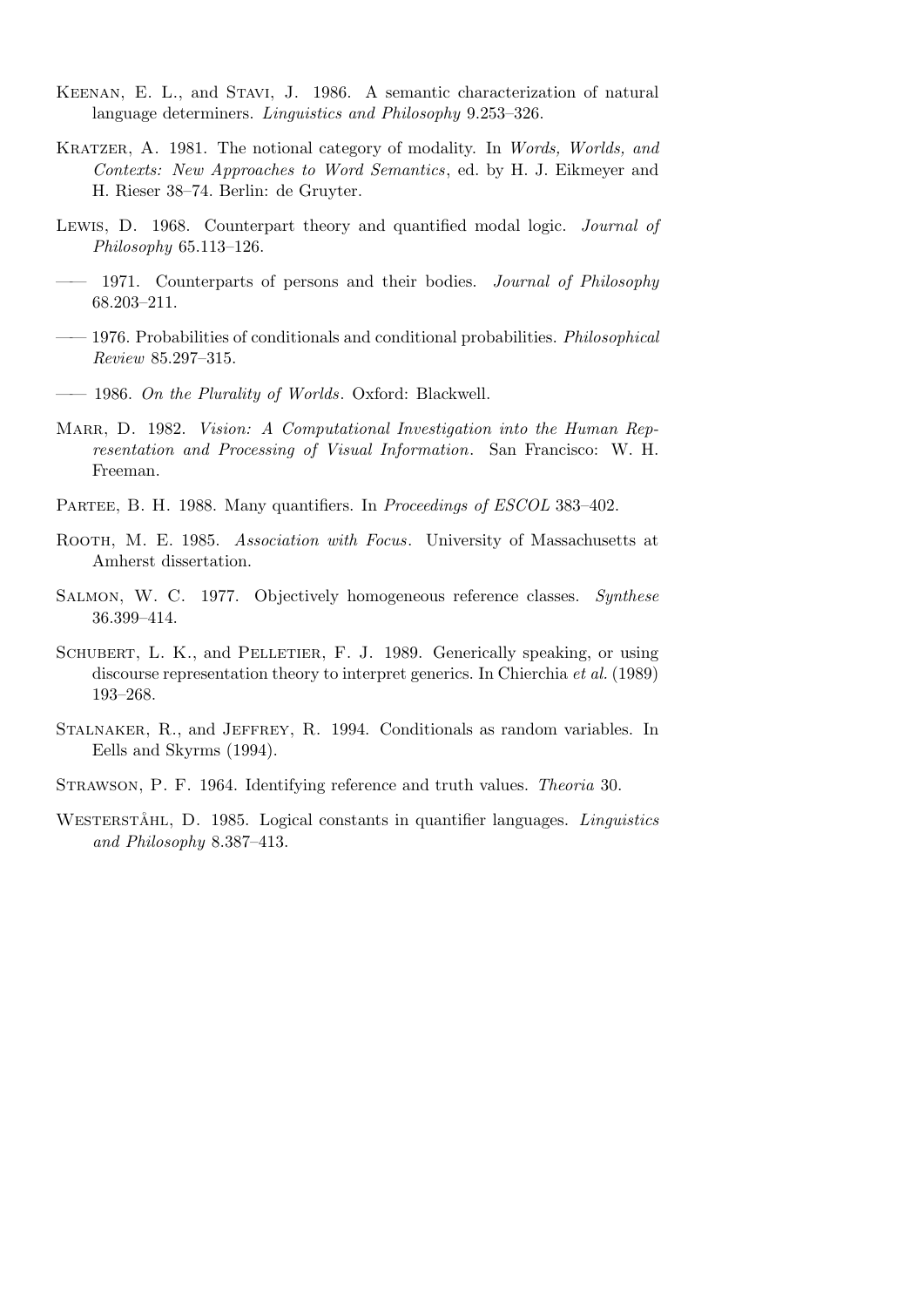Keenan, E. L., and Stavi, J. 1986. A semantic characterization of natural language determiners. *Linguistics and Philosophy* 9.253–326.

Kratzer, A. 1981. The notional category of modality. In *Words, Worlds, and Contexts: New Approaches to Word Semantics*, ed. by H. J. Eikmeyer and H. Rieser 38–74. Berlin: de Gruyter.

Lewis, D. 1968. Counterpart theory and quantified modal logic. *Journal of Philosophy* 65.113–126.

—— 1971. Counterparts of persons and their bodies. *Journal of Philosophy* 68.203–211.

—— 1976. Probabilities of conditionals and conditional probabilities. *Philosophical Review* 85.297–315.

—— 1986. *On the Plurality of Worlds*. Oxford: Blackwell.

Marr, D. 1982. *Vision: A Computational Investigation into the Human Representation and Processing of Visual Information*. San Francisco: W. H. Freeman.

Partee, B. H. 1988. Many quantifiers. In *Proceedings of ESCOL* 383–402.

Rooth, M. E. 1985. *Association with Focus*. University of Massachusetts at Amherst dissertation.

Salmon, W. C. 1977. Objectively homogeneous reference classes. *Synthese* 36.399–414.

Schubert, L. K., and Pelletier, F. J. 1989. Generically speaking, or using discourse representation theory to interpret generics. In Chierchia *et al.* (1989) 193–268.

Stalnaker, R., and Jeffrey, R. 1994. Conditionals as random variables. In Eells and Skyrms (1994).

Strawson, P. F. 1964. Identifying reference and truth values. *Theoria* 30.

Westerståhl, D. 1985. Logical constants in quantifier languages. *Linguistics and Philosophy* 8.387–413.